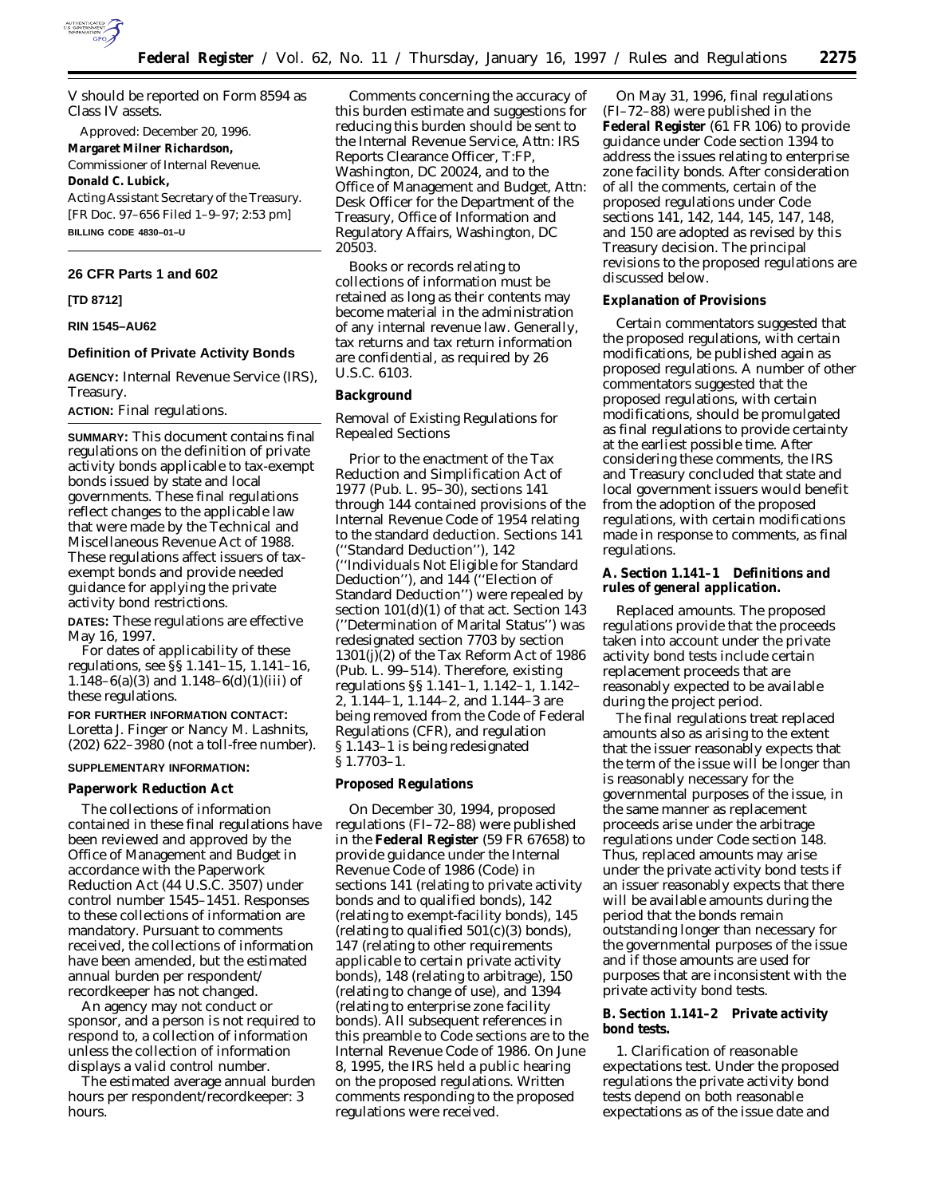V should be reported on Form 8594 as Class IV assets.

Approved: December 20, 1996.

**Margaret Milner Richardson,**

*Commissioner of Internal Revenue.*

**Donald C. Lubick,**

*Acting Assistant Secretary of the Treasury.*

[FR Doc. 97–656 Filed 1–9–97; 2:53 pm]

**BILLING CODE 4830–01–U**

---

## 26 CFR Parts 1 and 602

**[TD 8712]**

**RIN 1545–AU62**

### Definition of Private Activity Bonds

**AGENCY:** Internal Revenue Service (IRS), Treasury.

**ACTION:** Final regulations.

**SUMMARY:** This document contains final regulations on the definition of private activity bonds applicable to tax-exempt bonds issued by state and local governments. These final regulations reflect changes to the applicable law that were made by the Technical and Miscellaneous Revenue Act of 1988. These regulations affect issuers of tax-exempt bonds and provide needed guidance for applying the private activity bond restrictions.

**DATES:** These regulations are effective May 16, 1997.

For dates of applicability of these regulations, see §§ 1.141–15, 1.141–16, 1.148–6(a)(3) and 1.148–6(d)(1)(iii) of these regulations.

**FOR FURTHER INFORMATION CONTACT:** Loretta J. Finger or Nancy M. Lashnits, (202) 622–3980 (not a toll-free number).

**SUPPLEMENTARY INFORMATION:**

### Paperwork Reduction Act

The collections of information contained in these final regulations have been reviewed and approved by the Office of Management and Budget in accordance with the Paperwork Reduction Act (44 U.S.C. 3507) under control number 1545–1451. Responses to these collections of information are mandatory. Pursuant to comments received, the collections of information have been amended, but the estimated annual burden per respondent/recordkeeper has not changed.

An agency may not conduct or sponsor, and a person is not required to respond to, a collection of information unless the collection of information displays a valid control number.

The estimated average annual burden hours per respondent/recordkeeper: 3 hours.

Comments concerning the accuracy of this burden estimate and suggestions for reducing this burden should be sent to the Internal Revenue Service, Attn: IRS Reports Clearance Officer, T:FP, Washington, DC 20024, and to the Office of Management and Budget, Attn: Desk Officer for the Department of the Treasury, Office of Information and Regulatory Affairs, Washington, DC 20503.

Books or records relating to collections of information must be retained as long as their contents may become material in the administration of any internal revenue law. Generally, tax returns and tax return information are confidential, as required by 26 U.S.C. 6103.

### Background

*Removal of Existing Regulations for Repealed Sections*

Prior to the enactment of the Tax Reduction and Simplification Act of 1977 (Pub. L. 95–30), sections 141 through 144 contained provisions of the Internal Revenue Code of 1954 relating to the standard deduction. Sections 141 (''Standard Deduction''), 142 (''Individuals Not Eligible for Standard Deduction''), and 144 (''Election of Standard Deduction'') were repealed by section 101(d)(1) of that act. Section 143 (''Determination of Marital Status'') was redesignated section 7703 by section 1301(j)(2) of the Tax Reform Act of 1986 (Pub. L. 99–514). Therefore, existing regulations §§ 1.141–1, 1.142–1, 1.142–2, 1.144–1, 1.144–2, and 1.144–3 are being removed from the Code of Federal Regulations (CFR), and regulation § 1.143–1 is being redesignated § 1.7703–1.

### Proposed Regulations

On December 30, 1994, proposed regulations (FI–72–88) were published in the **Federal Register** (59 FR 67658) to provide guidance under the Internal Revenue Code of 1986 (Code) in sections 141 (relating to private activity bonds and to qualified bonds), 142 (relating to exempt-facility bonds), 145 (relating to qualified 501(c)(3) bonds), 147 (relating to other requirements applicable to certain private activity bonds), 148 (relating to arbitrage), 150 (relating to change of use), and 1394 (relating to enterprise zone facility bonds). All subsequent references in this preamble to Code sections are to the Internal Revenue Code of 1986. On June 8, 1995, the IRS held a public hearing on the proposed regulations. Written comments responding to the proposed regulations were received.

On May 31, 1996, final regulations (FI–72–88) were published in the **Federal Register** (61 FR 106) to provide guidance under Code section 1394 to address the issues relating to enterprise zone facility bonds. After consideration of all the comments, certain of the proposed regulations under Code sections 141, 142, 144, 145, 147, 148, and 150 are adopted as revised by this Treasury decision. The principal revisions to the proposed regulations are discussed below.

### Explanation of Provisions

Certain commentators suggested that the proposed regulations, with certain modifications, be published again as proposed regulations. A number of other commentators suggested that the proposed regulations, with certain modifications, should be promulgated as final regulations to provide certainty at the earliest possible time. After considering these comments, the IRS and Treasury concluded that state and local government issuers would benefit from the adoption of the proposed regulations, with certain modifications made in response to comments, as final regulations.

#### A. Section 1.141–1 Definitions and rules of general application.

*Replaced amounts.* The proposed regulations provide that the proceeds taken into account under the private activity bond tests include certain replacement proceeds that are reasonably expected to be available during the project period.

The final regulations treat replaced amounts also as arising to the extent that the issuer reasonably expects that the term of the issue will be longer than is reasonably necessary for the governmental purposes of the issue, in the same manner as replacement proceeds arise under the arbitrage regulations under Code section 148. Thus, replaced amounts may arise under the private activity bond tests if an issuer reasonably expects that there will be available amounts during the period that the bonds remain outstanding longer than necessary for the governmental purposes of the issue and if those amounts are used for purposes that are inconsistent with the private activity bond tests.

#### B. Section 1.141–2 Private activity bond tests.

1. *Clarification of reasonable expectations test.* Under the proposed regulations the private activity bond tests depend on both reasonable expectations as of the issue date and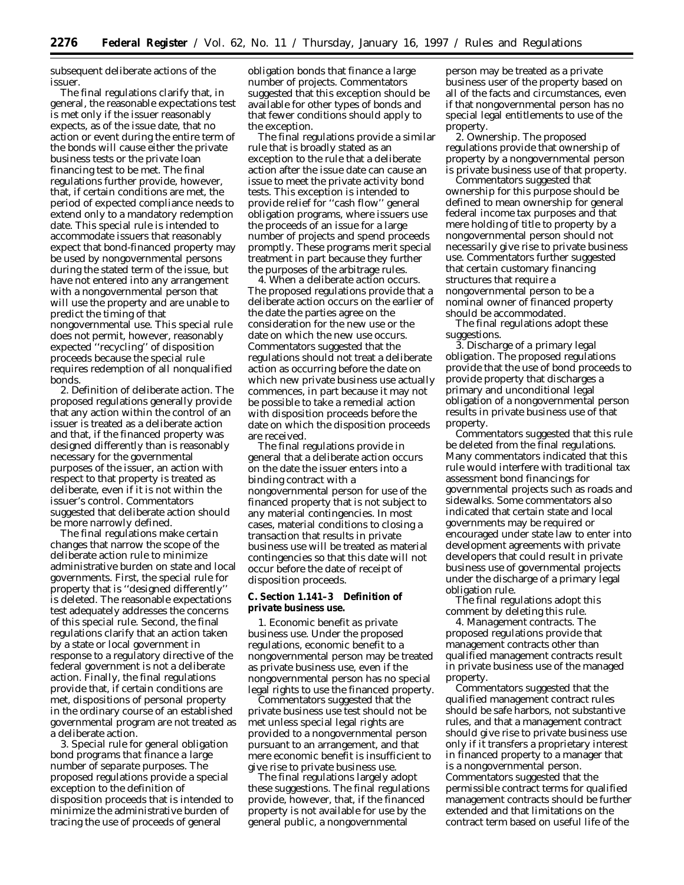subsequent deliberate actions of the issuer.

The final regulations clarify that, in general, the reasonable expectations test is met only if the issuer reasonably expects, as of the issue date, that no action or event during the entire term of the bonds will cause either the private business tests or the private loan financing test to be met. The final regulations further provide, however, that, if certain conditions are met, the period of expected compliance needs to extend only to a mandatory redemption date. This special rule is intended to accommodate issuers that reasonably expect that bond-financed property may be used by nongovernmental persons during the stated term of the issue, but have not entered into any arrangement with a nongovernmental person that will use the property and are unable to predict the timing of that nongovernmental use. This special rule does not permit, however, reasonably expected ''recycling'' of disposition proceeds because the special rule requires redemption of all nonqualified bonds.

2. *Definition of deliberate action.* The proposed regulations generally provide that any action within the control of an issuer is treated as a deliberate action and that, if the financed property was designed differently than is reasonably necessary for the governmental purposes of the issuer, an action with respect to that property is treated as deliberate, even if it is not within the issuer's control. Commentators suggested that deliberate action should be more narrowly defined.

The final regulations make certain changes that narrow the scope of the deliberate action rule to minimize administrative burden on state and local governments. First, the special rule for property that is ''designed differently'' is deleted. The reasonable expectations test adequately addresses the concerns of this special rule. Second, the final regulations clarify that an action taken by a state or local government in response to a regulatory directive of the federal government is not a deliberate action. Finally, the final regulations provide that, if certain conditions are met, dispositions of personal property in the ordinary course of an established governmental program are not treated as a deliberate action.

3. *Special rule for general obligation bond programs that finance a large number of separate purposes.* The proposed regulations provide a special exception to the definition of disposition proceeds that is intended to minimize the administrative burden of tracing the use of proceeds of general obligation bonds that finance a large number of projects. Commentators suggested that this exception should be available for other types of bonds and that fewer conditions should apply to the exception.

The final regulations provide a similar rule that is broadly stated as an exception to the rule that a deliberate action after the issue date can cause an issue to meet the private activity bond tests. This exception is intended to provide relief for ''cash flow'' general obligation programs, where issuers use the proceeds of an issue for a large number of projects and spend proceeds promptly. These programs merit special treatment in part because they further the purposes of the arbitrage rules.

4. *When a deliberate action occurs.* The proposed regulations provide that a deliberate action occurs on the earlier of the date the parties agree on the consideration for the new use or the date on which the new use occurs. Commentators suggested that the regulations should not treat a deliberate action as occurring before the date on which new private business use actually commences, in part because it may not be possible to take a remedial action with disposition proceeds before the date on which the disposition proceeds are received.

The final regulations provide in general that a deliberate action occurs on the date the issuer enters into a binding contract with a nongovernmental person for use of the financed property that is not subject to any material contingencies. In most cases, material conditions to closing a transaction that results in private business use will be treated as material contingencies so that this date will not occur before the date of receipt of disposition proceeds.

### C. Section 1.141–3 Definition of private business use.

1. *Economic benefit as private business use.* Under the proposed regulations, economic benefit to a nongovernmental person may be treated as private business use, even if the nongovernmental person has no special legal rights to use the financed property.

Commentators suggested that the private business use test should not be met unless special legal rights are provided to a nongovernmental person pursuant to an arrangement, and that mere economic benefit is insufficient to give rise to private business use.

The final regulations largely adopt these suggestions. The final regulations provide, however, that, if the financed property is not available for use by the general public, a nongovernmental person may be treated as a private business user of the property based on all of the facts and circumstances, even if that nongovernmental person has no special legal entitlements to use of the property.

2. *Ownership.* The proposed regulations provide that ownership of property by a nongovernmental person is private business use of that property.

Commentators suggested that ownership for this purpose should be defined to mean ownership for general federal income tax purposes and that mere holding of title to property by a nongovernmental person should not necessarily give rise to private business use. Commentators further suggested that certain customary financing structures that require a nongovernmental person to be a nominal owner of financed property should be accommodated.

The final regulations adopt these suggestions.

3. *Discharge of a primary legal obligation.* The proposed regulations provide that the use of bond proceeds to provide property that discharges a primary and unconditional legal obligation of a nongovernmental person results in private business use of that property.

Commentators suggested that this rule be deleted from the final regulations. Many commentators indicated that this rule would interfere with traditional tax assessment bond financings for governmental projects such as roads and sidewalks. Some commentators also indicated that certain state and local governments may be required or encouraged under state law to enter into development agreements with private developers that could result in private business use of governmental projects under the discharge of a primary legal obligation rule.

The final regulations adopt this comment by deleting this rule.

4. *Management contracts.* The proposed regulations provide that management contracts other than qualified management contracts result in private business use of the managed property.

Commentators suggested that the qualified management contract rules should be safe harbors, not substantive rules, and that a management contract should give rise to private business use only if it transfers a proprietary interest in financed property to a manager that is a nongovernmental person. Commentators suggested that the permissible contract terms for qualified management contracts should be further extended and that limitations on the contract term based on useful life of the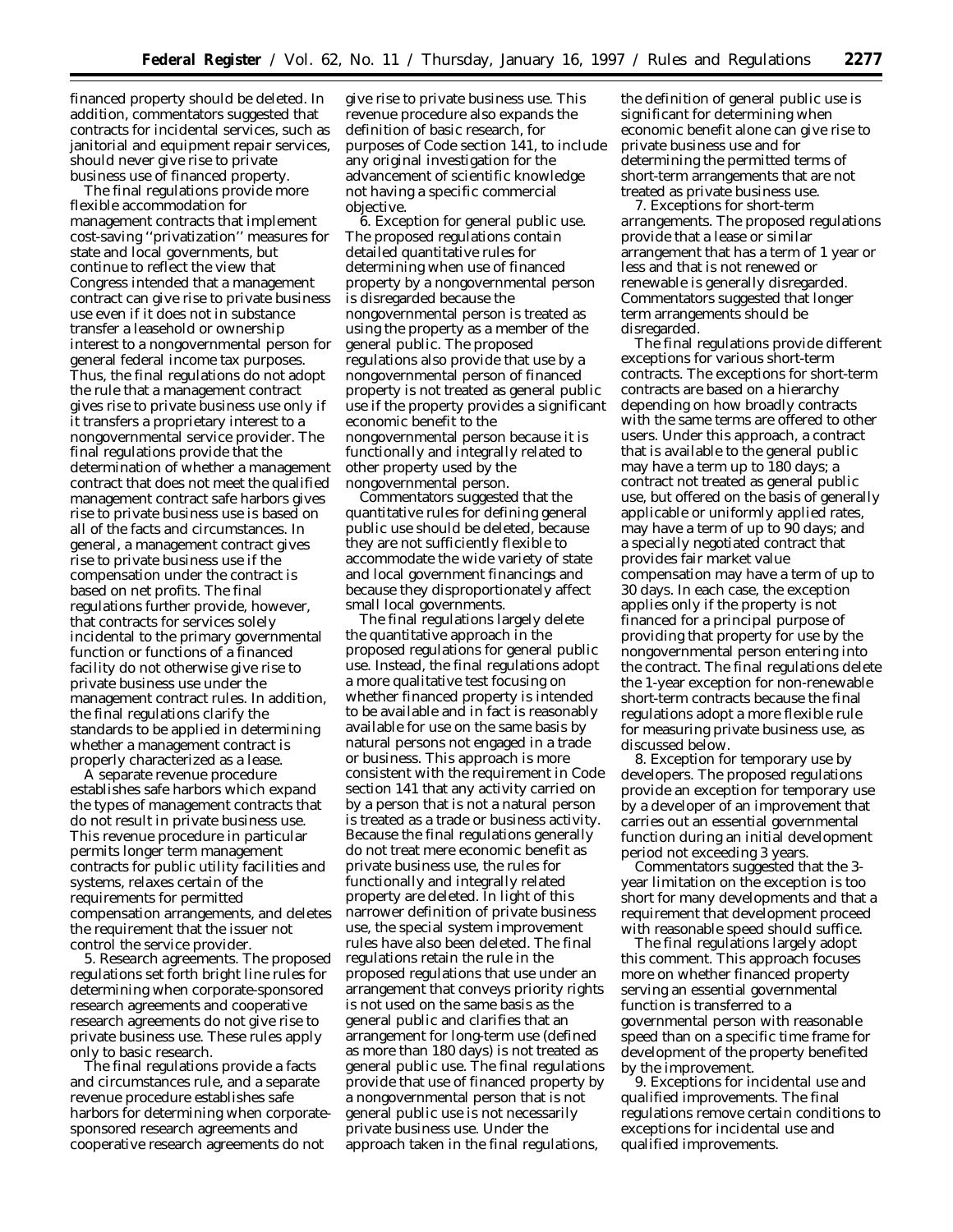financed property should be deleted. In addition, commentators suggested that contracts for incidental services, such as janitorial and equipment repair services, should never give rise to private business use of financed property.

The final regulations provide more flexible accommodation for management contracts that implement cost-saving ''privatization'' measures for state and local governments, but continue to reflect the view that Congress intended that a management contract can give rise to private business use even if it does not in substance transfer a leasehold or ownership interest to a nongovernmental person for general federal income tax purposes. Thus, the final regulations do not adopt the rule that a management contract gives rise to private business use only if it transfers a proprietary interest to a nongovernmental service provider. The final regulations provide that the determination of whether a management contract that does not meet the qualified management contract safe harbors gives rise to private business use is based on all of the facts and circumstances. In general, a management contract gives rise to private business use if the compensation under the contract is based on net profits. The final regulations further provide, however, that contracts for services solely incidental to the primary governmental function or functions of a financed facility do not otherwise give rise to private business use under the management contract rules. In addition, the final regulations clarify the standards to be applied in determining whether a management contract is properly characterized as a lease.

A separate revenue procedure establishes safe harbors which expand the types of management contracts that do not result in private business use. This revenue procedure in particular permits longer term management contracts for public utility facilities and systems, relaxes certain of the requirements for permitted compensation arrangements, and deletes the requirement that the issuer not control the service provider.

5. *Research agreements.* The proposed regulations set forth bright line rules for determining when corporate-sponsored research agreements and cooperative research agreements do not give rise to private business use. These rules apply only to basic research.

The final regulations provide a facts and circumstances rule, and a separate revenue procedure establishes safe harbors for determining when corporate-sponsored research agreements and cooperative research agreements do not give rise to private business use. This revenue procedure also expands the definition of basic research, for purposes of Code section 141, to include any original investigation for the advancement of scientific knowledge not having a specific commercial objective.

6. *Exception for general public use.* The proposed regulations contain detailed quantitative rules for determining when use of financed property by a nongovernmental person is disregarded because the nongovernmental person is treated as using the property as a member of the general public. The proposed regulations also provide that use by a nongovernmental person of financed property is not treated as general public use if the property provides a significant economic benefit to the nongovernmental person because it is functionally and integrally related to other property used by the nongovernmental person.

Commentators suggested that the quantitative rules for defining general public use should be deleted, because they are not sufficiently flexible to accommodate the wide variety of state and local government financings and because they disproportionately affect small local governments.

The final regulations largely delete the quantitative approach in the proposed regulations for general public use. Instead, the final regulations adopt a more qualitative test focusing on whether financed property is intended to be available and in fact is reasonably available for use on the same basis by natural persons not engaged in a trade or business. This approach is more consistent with the requirement in Code section 141 that any activity carried on by a person that is not a natural person is treated as a trade or business activity. Because the final regulations generally do not treat mere economic benefit as private business use, the rules for functionally and integrally related property are deleted. In light of this narrower definition of private business use, the special system improvement rules have also been deleted. The final regulations retain the rule in the proposed regulations that use under an arrangement that conveys priority rights is not used on the same basis as the general public and clarifies that an arrangement for long-term use (defined as more than 180 days) is not treated as general public use. The final regulations provide that use of financed property by a nongovernmental person that is not general public use is not necessarily private business use. Under the approach taken in the final regulations, the definition of general public use is significant for determining when economic benefit alone can give rise to private business use and for determining the permitted terms of short-term arrangements that are not treated as private business use.

7. *Exceptions for short-term arrangements.* The proposed regulations provide that a lease or similar arrangement that has a term of 1 year or less and that is not renewed or renewable is generally disregarded. Commentators suggested that longer term arrangements should be disregarded.

The final regulations provide different exceptions for various short-term contracts. The exceptions for short-term contracts are based on a hierarchy depending on how broadly contracts with the same terms are offered to other users. Under this approach, a contract that is available to the general public may have a term up to 180 days; a contract not treated as general public use, but offered on the basis of generally applicable or uniformly applied rates, may have a term of up to 90 days; and a specially negotiated contract that provides fair market value compensation may have a term of up to 30 days. In each case, the exception applies only if the property is not financed for a principal purpose of providing that property for use by the nongovernmental person entering into the contract. The final regulations delete the 1-year exception for non-renewable short-term contracts because the final regulations adopt a more flexible rule for measuring private business use, as discussed below.

8. *Exception for temporary use by developers.* The proposed regulations provide an exception for temporary use by a developer of an improvement that carries out an essential governmental function during an initial development period not exceeding 3 years.

Commentators suggested that the 3-year limitation on the exception is too short for many developments and that a requirement that development proceed with reasonable speed should suffice.

The final regulations largely adopt this comment. This approach focuses more on whether financed property serving an essential governmental function is transferred to a governmental person with reasonable speed than on a specific time frame for development of the property benefited by the improvement.

9. *Exceptions for incidental use and qualified improvements.* The final regulations remove certain conditions to exceptions for incidental use and qualified improvements.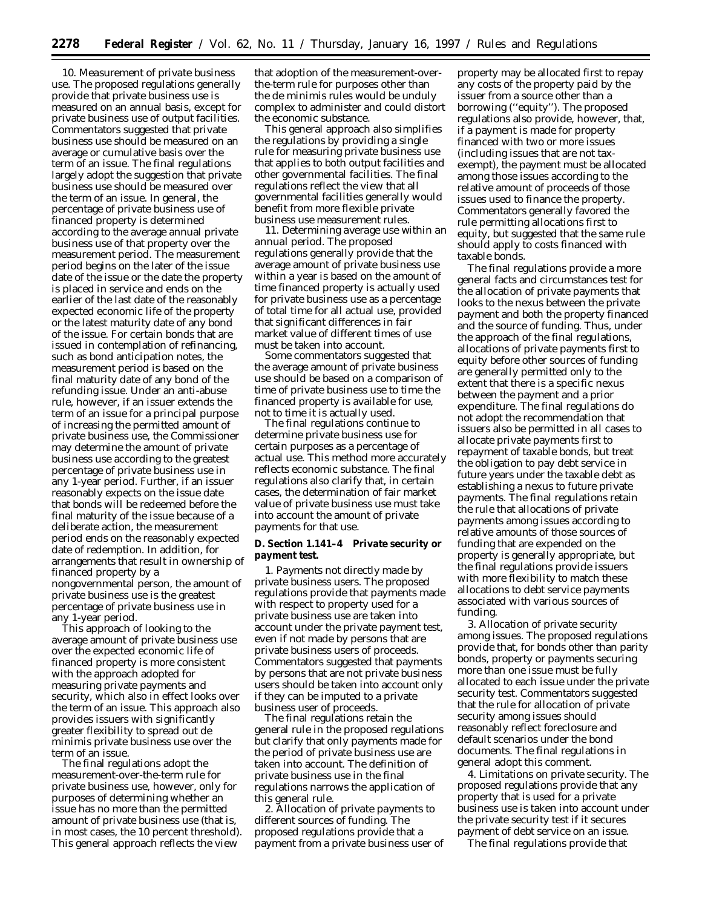10. *Measurement of private business use.* The proposed regulations generally provide that private business use is measured on an annual basis, except for private business use of output facilities. Commentators suggested that private business use should be measured on an average or cumulative basis over the term of an issue. The final regulations largely adopt the suggestion that private business use should be measured over the term of an issue. In general, the percentage of private business use of financed property is determined according to the average annual private business use of that property over the measurement period. The measurement period begins on the later of the issue date of the issue or the date the property is placed in service and ends on the earlier of the last date of the reasonably expected economic life of the property or the latest maturity date of any bond of the issue. For certain bonds that are issued in contemplation of refinancing, such as bond anticipation notes, the measurement period is based on the final maturity date of any bond of the refunding issue. Under an anti-abuse rule, however, if an issuer extends the term of an issue for a principal purpose of increasing the permitted amount of private business use, the Commissioner may determine the amount of private business use according to the greatest percentage of private business use in any 1-year period. Further, if an issuer reasonably expects on the issue date that bonds will be redeemed before the final maturity of the issue because of a deliberate action, the measurement period ends on the reasonably expected date of redemption. In addition, for arrangements that result in ownership of financed property by a nongovernmental person, the amount of private business use is the greatest percentage of private business use in any 1-year period.

This approach of looking to the average amount of private business use over the expected economic life of financed property is more consistent with the approach adopted for measuring private payments and security, which also in effect looks over the term of an issue. This approach also provides issuers with significantly greater flexibility to spread out de minimis private business use over the term of an issue.

The final regulations adopt the measurement-over-the-term rule for private business use, however, only for purposes of determining whether an issue has no more than the permitted amount of private business use (that is, in most cases, the 10 percent threshold). This general approach reflects the view that adoption of the measurement-over-the-term rule for purposes other than the de minimis rules would be unduly complex to administer and could distort the economic substance.

This general approach also simplifies the regulations by providing a single rule for measuring private business use that applies to both output facilities and other governmental facilities. The final regulations reflect the view that all governmental facilities generally would benefit from more flexible private business use measurement rules.

11. *Determining average use within an annual period.* The proposed regulations generally provide that the average amount of private business use within a year is based on the amount of time financed property is actually used for private business use as a percentage of total time for all actual use, provided that significant differences in fair market value of different times of use must be taken into account.

Some commentators suggested that the average amount of private business use should be based on a comparison of time of private business use to time the financed property is available for use, not to time it is actually used.

The final regulations continue to determine private business use for certain purposes as a percentage of actual use. This method more accurately reflects economic substance. The final regulations also clarify that, in certain cases, the determination of fair market value of private business use must take into account the amount of private payments for that use.

**D. Section 1.141–4 Private security or payment test.**

1. *Payments not directly made by private business users.* The proposed regulations provide that payments made with respect to property used for a private business use are taken into account under the private payment test, even if not made by persons that are private business users of proceeds. Commentators suggested that payments by persons that are not private business users should be taken into account only if they can be imputed to a private business user of proceeds.

The final regulations retain the general rule in the proposed regulations but clarify that only payments made for the period of private business use are taken into account. The definition of private business use in the final regulations narrows the application of this general rule.

2. *Allocation of private payments to different sources of funding.* The proposed regulations provide that a payment from a private business user of property may be allocated first to repay any costs of the property paid by the issuer from a source other than a borrowing (''equity''). The proposed regulations also provide, however, that, if a payment is made for property financed with two or more issues (including issues that are not tax-exempt), the payment must be allocated among those issues according to the relative amount of proceeds of those issues used to finance the property. Commentators generally favored the rule permitting allocations first to equity, but suggested that the same rule should apply to costs financed with taxable bonds.

The final regulations provide a more general facts and circumstances test for the allocation of private payments that looks to the nexus between the private payment and both the property financed and the source of funding. Thus, under the approach of the final regulations, allocations of private payments first to equity before other sources of funding are generally permitted only to the extent that there is a specific nexus between the payment and a prior expenditure. The final regulations do not adopt the recommendation that issuers also be permitted in all cases to allocate private payments first to repayment of taxable bonds, but treat the obligation to pay debt service in future years under the taxable debt as establishing a nexus to future private payments. The final regulations retain the rule that allocations of private payments among issues according to relative amounts of those sources of funding that are expended on the property is generally appropriate, but the final regulations provide issuers with more flexibility to match these allocations to debt service payments associated with various sources of funding.

3. *Allocation of private security among issues.* The proposed regulations provide that, for bonds other than parity bonds, property or payments securing more than one issue must be fully allocated to each issue under the private security test. Commentators suggested that the rule for allocation of private security among issues should reasonably reflect foreclosure and default scenarios under the bond documents. The final regulations in general adopt this comment.

4. *Limitations on private security.* The proposed regulations provide that any property that is used for a private business use is taken into account under the private security test if it secures payment of debt service on an issue.

The final regulations provide that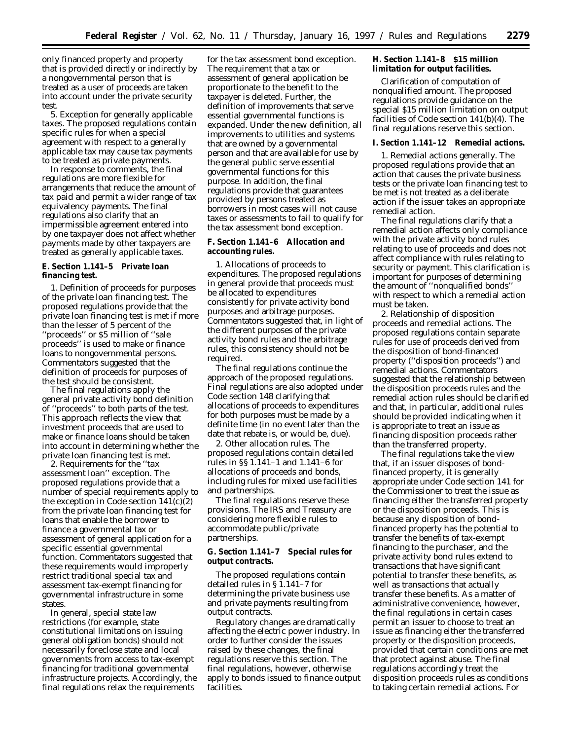only financed property and property that is provided directly or indirectly by a nongovernmental person that is treated as a user of proceeds are taken into account under the private security test.

5. Exception for generally applicable taxes. The proposed regulations contain specific rules for when a special agreement with respect to a generally applicable tax may cause tax payments to be treated as private payments.

In response to comments, the final regulations are more flexible for arrangements that reduce the amount of tax paid and permit a wider range of tax equivalency payments. The final regulations also clarify that an impermissible agreement entered into by one taxpayer does not affect whether payments made by other taxpayers are treated as generally applicable taxes.

**E. Section 1.141–5 Private loan financing test.**

1. Definition of proceeds for purposes of the private loan financing test. The proposed regulations provide that the private loan financing test is met if more than the lesser of 5 percent of the ''proceeds'' or $5 million of ''sale proceeds'' is used to make or finance loans to nongovernmental persons. Commentators suggested that the definition of proceeds for purposes of the test should be consistent.

The final regulations apply the general private activity bond definition of ''proceeds'' to both parts of the test. This approach reflects the view that investment proceeds that are used to make or finance loans should be taken into account in determining whether the private loan financing test is met.

2. Requirements for the ''tax assessment loan'' exception. The proposed regulations provide that a number of special requirements apply to the exception in Code section 141(c)(2) from the private loan financing test for loans that enable the borrower to finance a governmental tax or assessment of general application for a specific essential governmental function. Commentators suggested that these requirements would improperly restrict traditional special tax and assessment tax-exempt financing for governmental infrastructure in some states.

In general, special state law restrictions (for example, state constitutional limitations on issuing general obligation bonds) should not necessarily foreclose state and local governments from access to tax-exempt financing for traditional governmental infrastructure projects. Accordingly, the final regulations relax the requirements for the tax assessment bond exception. The requirement that a tax or assessment of general application be proportionate to the benefit to the taxpayer is deleted. Further, the definition of improvements that serve essential governmental functions is expanded. Under the new definition, all improvements to utilities and systems that are owned by a governmental person and that are available for use by the general public serve essential governmental functions for this purpose. In addition, the final regulations provide that guarantees provided by persons treated as borrowers in most cases will not cause taxes or assessments to fail to qualify for the tax assessment bond exception.

**F. Section 1.141–6 Allocation and accounting rules.**

1. Allocations of proceeds to expenditures. The proposed regulations in general provide that proceeds must be allocated to expenditures consistently for private activity bond purposes and arbitrage purposes. Commentators suggested that, in light of the different purposes of the private activity bond rules and the arbitrage rules, this consistency should not be required.

The final regulations continue the approach of the proposed regulations. Final regulations are also adopted under Code section 148 clarifying that allocations of proceeds to expenditures for both purposes must be made by a definite time (in no event later than the date that rebate is, or would be, due).

2. Other allocation rules. The proposed regulations contain detailed rules in §§ 1.141–1 and 1.141–6 for allocations of proceeds and bonds, including rules for mixed use facilities and partnerships.

The final regulations reserve these provisions. The IRS and Treasury are considering more flexible rules to accommodate public/private partnerships.

**G. Section 1.141–7 Special rules for output contracts.**

The proposed regulations contain detailed rules in § 1.141–7 for determining the private business use and private payments resulting from output contracts.

Regulatory changes are dramatically affecting the electric power industry. In order to further consider the issues raised by these changes, the final regulations reserve this section. The final regulations, however, otherwise apply to bonds issued to finance output facilities.

**H. Section 1.141–8 $15 million limitation for output facilities.**

Clarification of computation of nonqualified amount. The proposed regulations provide guidance on the special $15 million limitation on output facilities of Code section 141(b)(4). The final regulations reserve this section.

**I. Section 1.141–12 Remedial actions.**

1. Remedial actions generally. The proposed regulations provide that an action that causes the private business tests or the private loan financing test to be met is not treated as a deliberate action if the issuer takes an appropriate remedial action.

The final regulations clarify that a remedial action affects only compliance with the private activity bond rules relating to use of proceeds and does not affect compliance with rules relating to security or payment. This clarification is important for purposes of determining the amount of ''nonqualified bonds'' with respect to which a remedial action must be taken.

2. Relationship of disposition proceeds and remedial actions. The proposed regulations contain separate rules for use of proceeds derived from the disposition of bond-financed property (''disposition proceeds'') and remedial actions. Commentators suggested that the relationship between the disposition proceeds rules and the remedial action rules should be clarified and that, in particular, additional rules should be provided indicating when it is appropriate to treat an issue as financing disposition proceeds rather than the transferred property.

The final regulations take the view that, if an issuer disposes of bond-financed property, it is generally appropriate under Code section 141 for the Commissioner to treat the issue as financing either the transferred property or the disposition proceeds. This is because any disposition of bond-financed property has the potential to transfer the benefits of tax-exempt financing to the purchaser, and the private activity bond rules extend to transactions that have significant potential to transfer these benefits, as well as transactions that actually transfer these benefits. As a matter of administrative convenience, however, the final regulations in certain cases permit an issuer to choose to treat an issue as financing either the transferred property or the disposition proceeds, provided that certain conditions are met that protect against abuse. The final regulations accordingly treat the disposition proceeds rules as conditions to taking certain remedial actions. For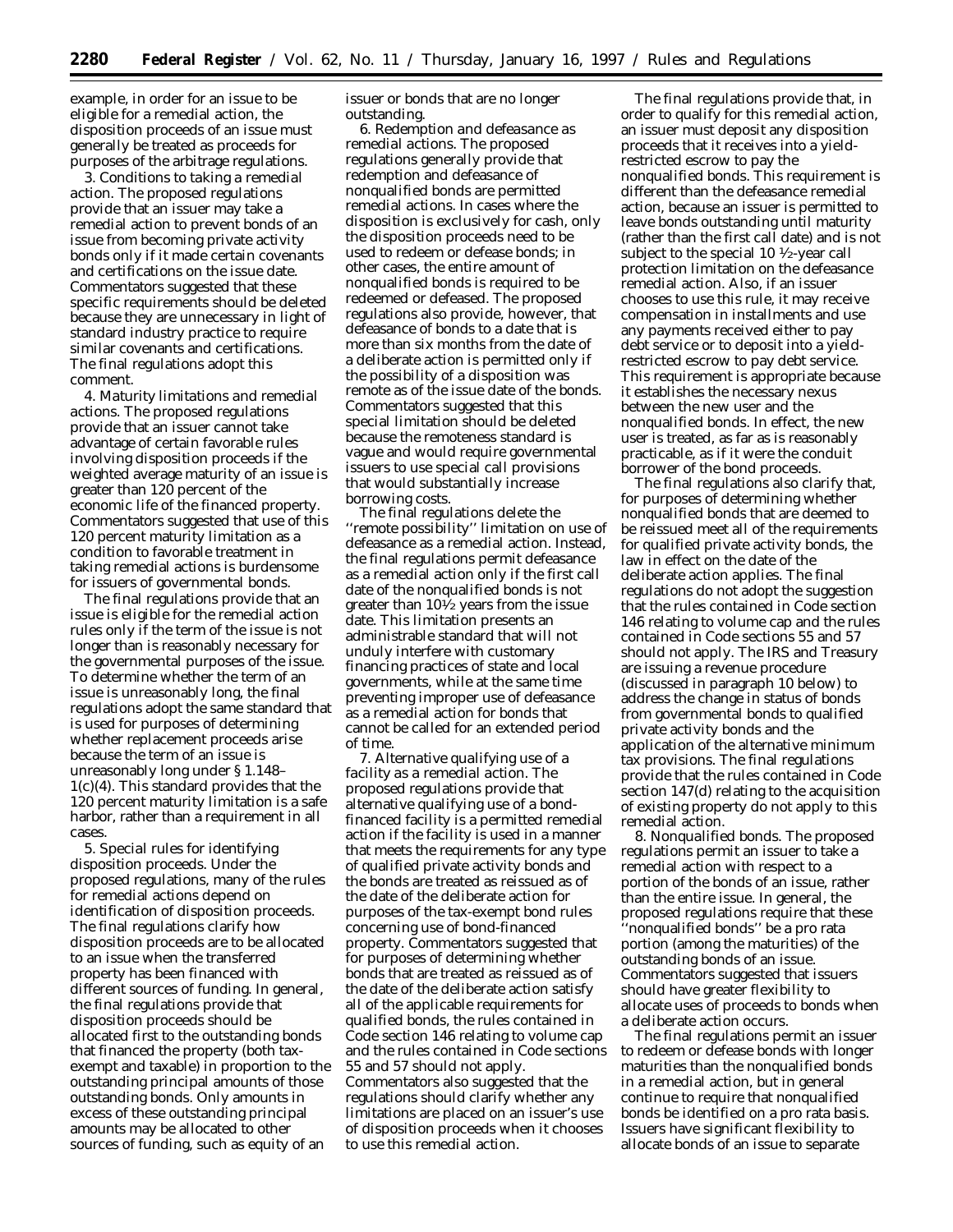example, in order for an issue to be eligible for a remedial action, the disposition proceeds of an issue must generally be treated as proceeds for purposes of the arbitrage regulations.

3. *Conditions to taking a remedial action.* The proposed regulations provide that an issuer may take a remedial action to prevent bonds of an issue from becoming private activity bonds only if it made certain covenants and certifications on the issue date. Commentators suggested that these specific requirements should be deleted because they are unnecessary in light of standard industry practice to require similar covenants and certifications. The final regulations adopt this comment.

4. *Maturity limitations and remedial actions.* The proposed regulations provide that an issuer cannot take advantage of certain favorable rules involving disposition proceeds if the weighted average maturity of an issue is greater than 120 percent of the economic life of the financed property. Commentators suggested that use of this 120 percent maturity limitation as a condition to favorable treatment in taking remedial actions is burdensome for issuers of governmental bonds.

The final regulations provide that an issue is eligible for the remedial action rules only if the term of the issue is not longer than is reasonably necessary for the governmental purposes of the issue. To determine whether the term of an issue is unreasonably long, the final regulations adopt the same standard that is used for purposes of determining whether replacement proceeds arise because the term of an issue is unreasonably long under § 1.148–1(c)(4). This standard provides that the 120 percent maturity limitation is a safe harbor, rather than a requirement in all cases.

5. *Special rules for identifying disposition proceeds.* Under the proposed regulations, many of the rules for remedial actions depend on identification of disposition proceeds. The final regulations clarify how disposition proceeds are to be allocated to an issue when the transferred property has been financed with different sources of funding. In general, the final regulations provide that disposition proceeds should be allocated first to the outstanding bonds that financed the property (both tax-exempt and taxable) in proportion to the outstanding principal amounts of those outstanding bonds. Only amounts in excess of these outstanding principal amounts may be allocated to other sources of funding, such as equity of an issuer or bonds that are no longer outstanding.

6. *Redemption and defeasance as remedial actions.* The proposed regulations generally provide that redemption and defeasance of nonqualified bonds are permitted remedial actions. In cases where the disposition is exclusively for cash, only the disposition proceeds need to be used to redeem or defease bonds; in other cases, the entire amount of nonqualified bonds is required to be redeemed or defeased. The proposed regulations also provide, however, that defeasance of bonds to a date that is more than six months from the date of a deliberate action is permitted only if the possibility of a disposition was remote as of the issue date of the bonds. Commentators suggested that this special limitation should be deleted because the remoteness standard is vague and would require governmental issuers to use special call provisions that would substantially increase borrowing costs.

The final regulations delete the ''remote possibility'' limitation on use of defeasance as a remedial action. Instead, the final regulations permit defeasance as a remedial action only if the first call date of the nonqualified bonds is not greater than 10½ years from the issue date. This limitation presents an administrable standard that will not unduly interfere with customary financing practices of state and local governments, while at the same time preventing improper use of defeasance as a remedial action for bonds that cannot be called for an extended period of time.

7. *Alternative qualifying use of a facility as a remedial action.* The proposed regulations provide that alternative qualifying use of a bond-financed facility is a permitted remedial action if the facility is used in a manner that meets the requirements for any type of qualified private activity bonds and the bonds are treated as reissued as of the date of the deliberate action for purposes of the tax-exempt bond rules concerning use of bond-financed property. Commentators suggested that for purposes of determining whether bonds that are treated as reissued as of the date of the deliberate action satisfy all of the applicable requirements for qualified bonds, the rules contained in Code section 146 relating to volume cap and the rules contained in Code sections 55 and 57 should not apply. Commentators also suggested that the regulations should clarify whether any limitations are placed on an issuer's use of disposition proceeds when it chooses to use this remedial action.

The final regulations provide that, in order to qualify for this remedial action, an issuer must deposit any disposition proceeds that it receives into a yield-restricted escrow to pay the nonqualified bonds. This requirement is different than the defeasance remedial action, because an issuer is permitted to leave bonds outstanding until maturity (rather than the first call date) and is not subject to the special 10 ½-year call protection limitation on the defeasance remedial action. Also, if an issuer chooses to use this rule, it may receive compensation in installments and use any payments received either to pay debt service or to deposit into a yield-restricted escrow to pay debt service. This requirement is appropriate because it establishes the necessary nexus between the new user and the nonqualified bonds. In effect, the new user is treated, as far as is reasonably practicable, as if it were the conduit borrower of the bond proceeds.

The final regulations also clarify that, for purposes of determining whether nonqualified bonds that are deemed to be reissued meet all of the requirements for qualified private activity bonds, the law in effect on the date of the deliberate action applies. The final regulations do not adopt the suggestion that the rules contained in Code section 146 relating to volume cap and the rules contained in Code sections 55 and 57 should not apply. The IRS and Treasury are issuing a revenue procedure (discussed in paragraph 10 below) to address the change in status of bonds from governmental bonds to qualified private activity bonds and the application of the alternative minimum tax provisions. The final regulations provide that the rules contained in Code section 147(d) relating to the acquisition of existing property do not apply to this remedial action.

8. *Nonqualified bonds.* The proposed regulations permit an issuer to take a remedial action with respect to a portion of the bonds of an issue, rather than the entire issue. In general, the proposed regulations require that these ''nonqualified bonds'' be a pro rata portion (among the maturities) of the outstanding bonds of an issue. Commentators suggested that issuers should have greater flexibility to allocate uses of proceeds to bonds when a deliberate action occurs.

The final regulations permit an issuer to redeem or defease bonds with longer maturities than the nonqualified bonds in a remedial action, but in general continue to require that nonqualified bonds be identified on a pro rata basis. Issuers have significant flexibility to allocate bonds of an issue to separate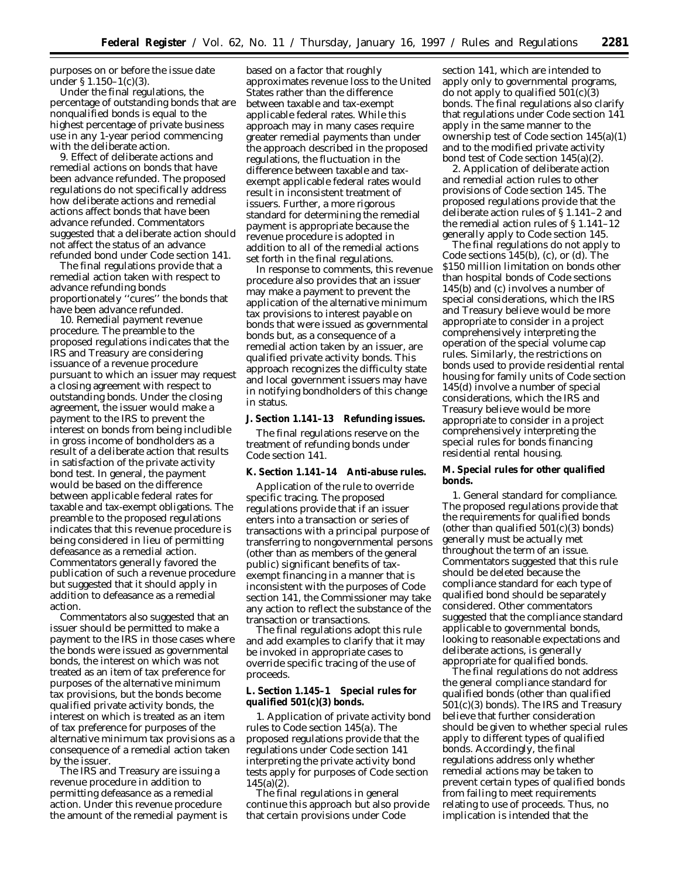purposes on or before the issue date under § 1.150–1(c)(3).

Under the final regulations, the percentage of outstanding bonds that are nonqualified bonds is equal to the highest percentage of private business use in any 1-year period commencing with the deliberate action.

9. *Effect of deliberate actions and remedial actions on bonds that have been advance refunded.* The proposed regulations do not specifically address how deliberate actions and remedial actions affect bonds that have been advance refunded. Commentators suggested that a deliberate action should not affect the status of an advance refunded bond under Code section 141.

The final regulations provide that a remedial action taken with respect to advance refunding bonds proportionately ''cures'' the bonds that have been advance refunded.

10. *Remedial payment revenue procedure.* The preamble to the proposed regulations indicates that the IRS and Treasury are considering issuance of a revenue procedure pursuant to which an issuer may request a closing agreement with respect to outstanding bonds. Under the closing agreement, the issuer would make a payment to the IRS to prevent the interest on bonds from being includible in gross income of bondholders as a result of a deliberate action that results in satisfaction of the private activity bond test. In general, the payment would be based on the difference between applicable federal rates for taxable and tax-exempt obligations. The preamble to the proposed regulations indicates that this revenue procedure is being considered in lieu of permitting defeasance as a remedial action. Commentators generally favored the publication of such a revenue procedure but suggested that it should apply in addition to defeasance as a remedial action.

Commentators also suggested that an issuer should be permitted to make a payment to the IRS in those cases where the bonds were issued as governmental bonds, the interest on which was not treated as an item of tax preference for purposes of the alternative minimum tax provisions, but the bonds become qualified private activity bonds, the interest on which is treated as an item of tax preference for purposes of the alternative minimum tax provisions as a consequence of a remedial action taken by the issuer.

The IRS and Treasury are issuing a revenue procedure in addition to permitting defeasance as a remedial action. Under this revenue procedure the amount of the remedial payment is based on a factor that roughly approximates revenue loss to the United States rather than the difference between taxable and tax-exempt applicable federal rates. While this approach may in many cases require greater remedial payments than under the approach described in the proposed regulations, the fluctuation in the difference between taxable and tax-exempt applicable federal rates would result in inconsistent treatment of issuers. Further, a more rigorous standard for determining the remedial payment is appropriate because the revenue procedure is adopted in addition to all of the remedial actions set forth in the final regulations.

In response to comments, this revenue procedure also provides that an issuer may make a payment to prevent the application of the alternative minimum tax provisions to interest payable on bonds that were issued as governmental bonds but, as a consequence of a remedial action taken by an issuer, are qualified private activity bonds. This approach recognizes the difficulty state and local government issuers may have in notifying bondholders of this change in status.

**J. Section 1.141–13 Refunding issues.**

The final regulations reserve on the treatment of refunding bonds under Code section 141.

**K. Section 1.141–14 Anti-abuse rules.**

*Application of the rule to override specific tracing.* The proposed regulations provide that if an issuer enters into a transaction or series of transactions with a principal purpose of transferring to nongovernmental persons (other than as members of the general public) significant benefits of tax-exempt financing in a manner that is inconsistent with the purposes of Code section 141, the Commissioner may take any action to reflect the substance of the transaction or transactions.

The final regulations adopt this rule and add examples to clarify that it may be invoked in appropriate cases to override specific tracing of the use of proceeds.

**L. Section 1.145–1 Special rules for qualified 501(c)(3) bonds.**

1. *Application of private activity bond rules to Code section 145(a).* The proposed regulations provide that the regulations under Code section 141 interpreting the private activity bond tests apply for purposes of Code section 145(a)(2).

The final regulations in general continue this approach but also provide that certain provisions under Code section 141, which are intended to apply only to governmental programs, do not apply to qualified 501(c)(3) bonds. The final regulations also clarify that regulations under Code section 141 apply in the same manner to the ownership test of Code section 145(a)(1) and to the modified private activity bond test of Code section 145(a)(2).

2. *Application of deliberate action and remedial action rules to other provisions of Code section 145.* The proposed regulations provide that the deliberate action rules of § 1.141–2 and the remedial action rules of § 1.141–12 generally apply to Code section 145.

The final regulations do not apply to Code sections 145(b), (c), or (d). The $150 million limitation on bonds other than hospital bonds of Code sections 145(b) and (c) involves a number of special considerations, which the IRS and Treasury believe would be more appropriate to consider in a project comprehensively interpreting the operation of the special volume cap rules. Similarly, the restrictions on bonds used to provide residential rental housing for family units of Code section 145(d) involve a number of special considerations, which the IRS and Treasury believe would be more appropriate to consider in a project comprehensively interpreting the special rules for bonds financing residential rental housing.

**M. Special rules for other qualified bonds.**

1. *General standard for compliance.* The proposed regulations provide that the requirements for qualified bonds (other than qualified 501(c)(3) bonds) generally must be actually met throughout the term of an issue. Commentators suggested that this rule should be deleted because the compliance standard for each type of qualified bond should be separately considered. Other commentators suggested that the compliance standard applicable to governmental bonds, looking to reasonable expectations and deliberate actions, is generally appropriate for qualified bonds.

The final regulations do not address the general compliance standard for qualified bonds (other than qualified 501(c)(3) bonds). The IRS and Treasury believe that further consideration should be given to whether special rules apply to different types of qualified bonds. Accordingly, the final regulations address only whether remedial actions may be taken to prevent certain types of qualified bonds from failing to meet requirements relating to use of proceeds. Thus, no implication is intended that the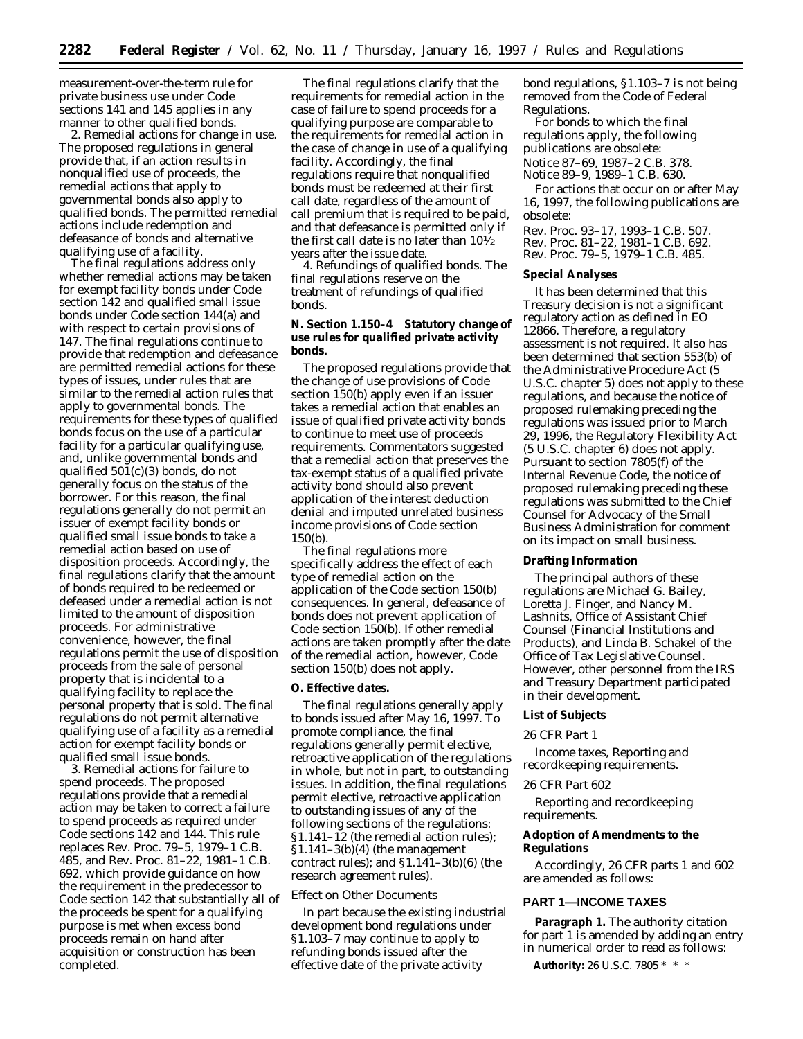measurement-over-the-term rule for private business use under Code sections 141 and 145 applies in any manner to other qualified bonds.

2. *Remedial actions for change in use.* The proposed regulations in general provide that, if an action results in nonqualified use of proceeds, the remedial actions that apply to governmental bonds also apply to qualified bonds. The permitted remedial actions include redemption and defeasance of bonds and alternative qualifying use of a facility.

The final regulations address only whether remedial actions may be taken for exempt facility bonds under Code section 142 and qualified small issue bonds under Code section 144(a) and with respect to certain provisions of 147. The final regulations continue to provide that redemption and defeasance are permitted remedial actions for these types of issues, under rules that are similar to the remedial action rules that apply to governmental bonds. The requirements for these types of qualified bonds focus on the use of a particular facility for a particular qualifying use, and, unlike governmental bonds and qualified 501(c)(3) bonds, do not generally focus on the status of the borrower. For this reason, the final regulations generally do not permit an issuer of exempt facility bonds or qualified small issue bonds to take a remedial action based on use of disposition proceeds. Accordingly, the final regulations clarify that the amount of bonds required to be redeemed or defeased under a remedial action is not limited to the amount of disposition proceeds. For administrative convenience, however, the final regulations permit the use of disposition proceeds from the sale of personal property that is incidental to a qualifying facility to replace the personal property that is sold. The final regulations do not permit alternative qualifying use of a facility as a remedial action for exempt facility bonds or qualified small issue bonds.

3. *Remedial actions for failure to spend proceeds.* The proposed regulations provide that a remedial action may be taken to correct a failure to spend proceeds as required under Code sections 142 and 144. This rule replaces Rev. Proc. 79–5, 1979–1 C.B. 485, and Rev. Proc. 81–22, 1981–1 C.B. 692, which provide guidance on how the requirement in the predecessor to Code section 142 that substantially all of the proceeds be spent for a qualifying purpose is met when excess bond proceeds remain on hand after acquisition or construction has been completed.

The final regulations clarify that the requirements for remedial action in the case of failure to spend proceeds for a qualifying purpose are comparable to the requirements for remedial action in the case of change in use of a qualifying facility. Accordingly, the final regulations require that nonqualified bonds must be redeemed at their first call date, regardless of the amount of call premium that is required to be paid, and that defeasance is permitted only if the first call date is no later than 10½ years after the issue date.

4. *Refundings of qualified bonds.* The final regulations reserve on the treatment of refundings of qualified bonds.

**N. Section 1.150–4 Statutory change of use rules for qualified private activity bonds.**

The proposed regulations provide that the change of use provisions of Code section 150(b) apply even if an issuer takes a remedial action that enables an issue of qualified private activity bonds to continue to meet use of proceeds requirements. Commentators suggested that a remedial action that preserves the tax-exempt status of a qualified private activity bond should also prevent application of the interest deduction denial and imputed unrelated business income provisions of Code section 150(b).

The final regulations more specifically address the effect of each type of remedial action on the application of the Code section 150(b) consequences. In general, defeasance of bonds does not prevent application of Code section 150(b). If other remedial actions are taken promptly after the date of the remedial action, however, Code section 150(b) does not apply.

**O. Effective dates.**

The final regulations generally apply to bonds issued after May 16, 1997. To promote compliance, the final regulations generally permit elective, retroactive application of the regulations in whole, but not in part, to outstanding issues. In addition, the final regulations permit elective, retroactive application to outstanding issues of any of the following sections of the regulations: §1.141–12 (the remedial action rules); §1.141–3(b)(4) (the management contract rules); and §1.141–3(b)(6) (the research agreement rules).

*Effect on Other Documents*

In part because the existing industrial development bond regulations under §1.103–7 may continue to apply to refunding bonds issued after the effective date of the private activity bond regulations, §1.103–7 is not being removed from the Code of Federal Regulations.

For bonds to which the final regulations apply, the following publications are obsolete:

Notice 87–69, 1987–2 C.B. 378.
Notice 89–9, 1989–1 C.B. 630.

For actions that occur on or after May 16, 1997, the following publications are obsolete:

Rev. Proc. 93–17, 1993–1 C.B. 507.
Rev. Proc. 81–22, 1981–1 C.B. 692.
Rev. Proc. 79–5, 1979–1 C.B. 485.

**Special Analyses**

It has been determined that this Treasury decision is not a significant regulatory action as defined in EO 12866. Therefore, a regulatory assessment is not required. It also has been determined that section 553(b) of the Administrative Procedure Act (5 U.S.C. chapter 5) does not apply to these regulations, and because the notice of proposed rulemaking preceding the regulations was issued prior to March 29, 1996, the Regulatory Flexibility Act (5 U.S.C. chapter 6) does not apply. Pursuant to section 7805(f) of the Internal Revenue Code, the notice of proposed rulemaking preceding these regulations was submitted to the Chief Counsel for Advocacy of the Small Business Administration for comment on its impact on small business.

**Drafting Information**

The principal authors of these regulations are Michael G. Bailey, Loretta J. Finger, and Nancy M. Lashnits, Office of Assistant Chief Counsel (Financial Institutions and Products), and Linda B. Schakel of the Office of Tax Legislative Counsel. However, other personnel from the IRS and Treasury Department participated in their development.

**List of Subjects**

*26 CFR Part 1*

Income taxes, Reporting and recordkeeping requirements.

*26 CFR Part 602*

Reporting and recordkeeping requirements.

**Adoption of Amendments to the Regulations**

Accordingly, 26 CFR parts 1 and 602 are amended as follows:

**PART 1—INCOME TAXES**

**Paragraph 1.** The authority citation for part 1 is amended by adding an entry in numerical order to read as follows:

**Authority:** 26 U.S.C. 7805 * * *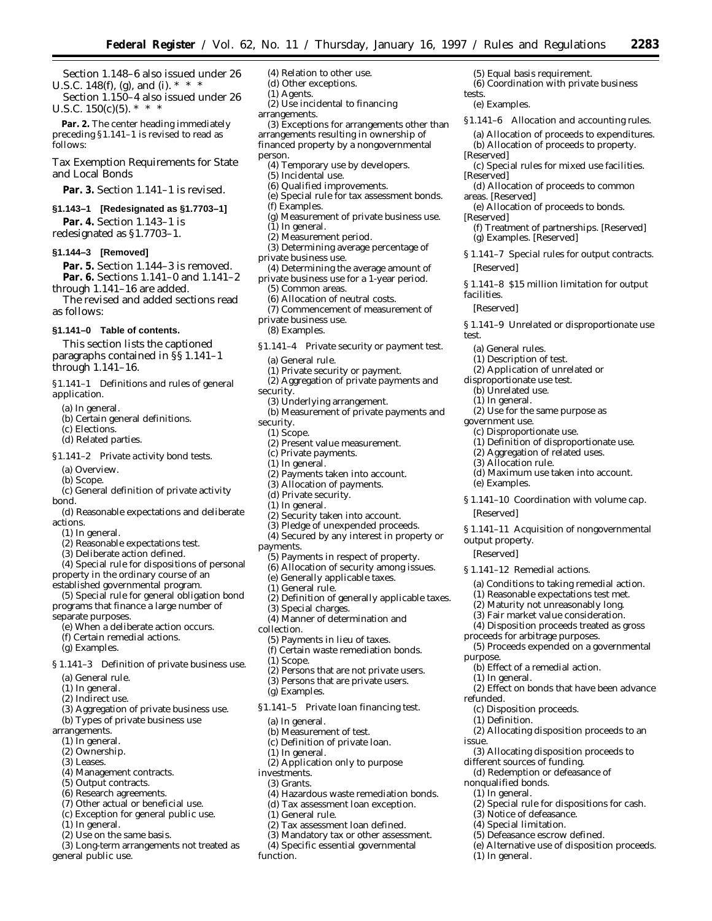Section 1.148–6 also issued under 26 U.S.C. 148(f), (g), and (i). * * *

Section 1.150–4 also issued under 26 U.S.C. 150(c)(5). * * *

**Par. 2.** The center heading immediately preceding §1.141–1 is revised to read as follows:

## Tax Exemption Requirements for State and Local Bonds

**Par. 3.** Section 1.141–1 is revised.

### §1.143–1 [Redesignated as §1.7703–1]

**Par. 4.** Section 1.143–1 is redesignated as §1.7703–1.

### §1.144–3 [Removed]

**Par. 5.** Section 1.144–3 is removed.

**Par. 6.** Sections 1.141–0 and 1.141–2 through 1.141–16 are added.

The revised and added sections read as follows:

### §1.141–0 Table of contents.

This section lists the captioned paragraphs contained in §§ 1.141–1 through 1.141–16.

§1.141–1 Definitions and rules of general application.

(a) In general.
(b) Certain general definitions.
(c) Elections.
(d) Related parties.

§1.141–2 Private activity bond tests.

(a) Overview.
(b) Scope.
(c) General definition of private activity bond.
(d) Reasonable expectations and deliberate actions.
(1) In general.
(2) Reasonable expectations test.
(3) Deliberate action defined.
(4) Special rule for dispositions of personal property in the ordinary course of an established governmental program.
(5) Special rule for general obligation bond programs that finance a large number of separate purposes.
(e) When a deliberate action occurs.
(f) Certain remedial actions.
(g) Examples.

§ 1.141–3 Definition of private business use.

(a) General rule.
(1) In general.
(2) Indirect use.
(3) Aggregation of private business use.
(b) Types of private business use arrangements.
(1) In general.
(2) Ownership.
(3) Leases.
(4) Management contracts.
(5) Output contracts.
(6) Research agreements.
(7) Other actual or beneficial use.
(c) Exception for general public use.
(1) In general.
(2) Use on the same basis.
(3) Long-term arrangements not treated as general public use.
(4) Relation to other use.
(d) Other exceptions.
(1) Agents.
(2) Use incidental to financing arrangements.
(3) Exceptions for arrangements other than arrangements resulting in ownership of financed property by a nongovernmental person.
(4) Temporary use by developers.
(5) Incidental use.
(6) Qualified improvements.
(e) Special rule for tax assessment bonds.
(f) Examples.
(g) Measurement of private business use.
(1) In general.
(2) Measurement period.
(3) Determining average percentage of private business use.
(4) Determining the average amount of private business use for a 1-year period.
(5) Common areas.
(6) Allocation of neutral costs.
(7) Commencement of measurement of private business use.
(8) Examples.

§1.141–4 Private security or payment test.

(a) General rule.
(1) Private security or payment.
(2) Aggregation of private payments and security.
(3) Underlying arrangement.
(b) Measurement of private payments and security.
(1) Scope.
(2) Present value measurement.
(c) Private payments.
(1) In general.
(2) Payments taken into account.
(3) Allocation of payments.
(d) Private security.
(1) In general.
(2) Security taken into account.
(3) Pledge of unexpended proceeds.
(4) Secured by any interest in property or payments.
(5) Payments in respect of property.
(6) Allocation of security among issues.
(e) Generally applicable taxes.
(1) General rule.
(2) Definition of generally applicable taxes.
(3) Special charges.
(4) Manner of determination and collection.
(5) Payments in lieu of taxes.
(f) Certain waste remediation bonds.
(1) Scope.
(2) Persons that are not private users.
(3) Persons that are private users.
(g) Examples.

§1.141–5 Private loan financing test.

(a) In general.
(b) Measurement of test.
(c) Definition of private loan.
(1) In general.
(2) Application only to purpose investments.
(3) Grants.
(4) Hazardous waste remediation bonds.
(d) Tax assessment loan exception.
(1) General rule.
(2) Tax assessment loan defined.
(3) Mandatory tax or other assessment.
(4) Specific essential governmental function.
(5) Equal basis requirement.
(6) Coordination with private business tests.
(e) Examples.

§1.141–6 Allocation and accounting rules.

(a) Allocation of proceeds to expenditures.
(b) Allocation of proceeds to property. [Reserved]
(c) Special rules for mixed use facilities. [Reserved]
(d) Allocation of proceeds to common areas. [Reserved]
(e) Allocation of proceeds to bonds. [Reserved]
(f) Treatment of partnerships. [Reserved]
(g) Examples. [Reserved]

§ 1.141–7 Special rules for output contracts. [Reserved]

§ 1.141–8 $15 million limitation for output facilities. [Reserved]

§ 1.141–9 Unrelated or disproportionate use test.

(a) General rules.
(1) Description of test.
(2) Application of unrelated or disproportionate use test.
(b) Unrelated use.
(1) In general.
(2) Use for the same purpose as government use.
(c) Disproportionate use.
(1) Definition of disproportionate use.
(2) Aggregation of related uses.
(3) Allocation rule.
(d) Maximum use taken into account.
(e) Examples.

§ 1.141–10 Coordination with volume cap. [Reserved]

§ 1.141–11 Acquisition of nongovernmental output property. [Reserved]

§ 1.141–12 Remedial actions.

(a) Conditions to taking remedial action.
(1) Reasonable expectations test met.
(2) Maturity not unreasonably long.
(3) Fair market value consideration.
(4) Disposition proceeds treated as gross proceeds for arbitrage purposes.
(5) Proceeds expended on a governmental purpose.
(b) Effect of a remedial action.
(1) In general.
(2) Effect on bonds that have been advance refunded.
(c) Disposition proceeds.
(1) Definition.
(2) Allocating disposition proceeds to an issue.
(3) Allocating disposition proceeds to different sources of funding.
(d) Redemption or defeasance of nonqualified bonds.
(1) In general.
(2) Special rule for dispositions for cash.
(3) Notice of defeasance.
(4) Special limitation.
(5) Defeasance escrow defined.
(e) Alternative use of disposition proceeds.
(1) In general.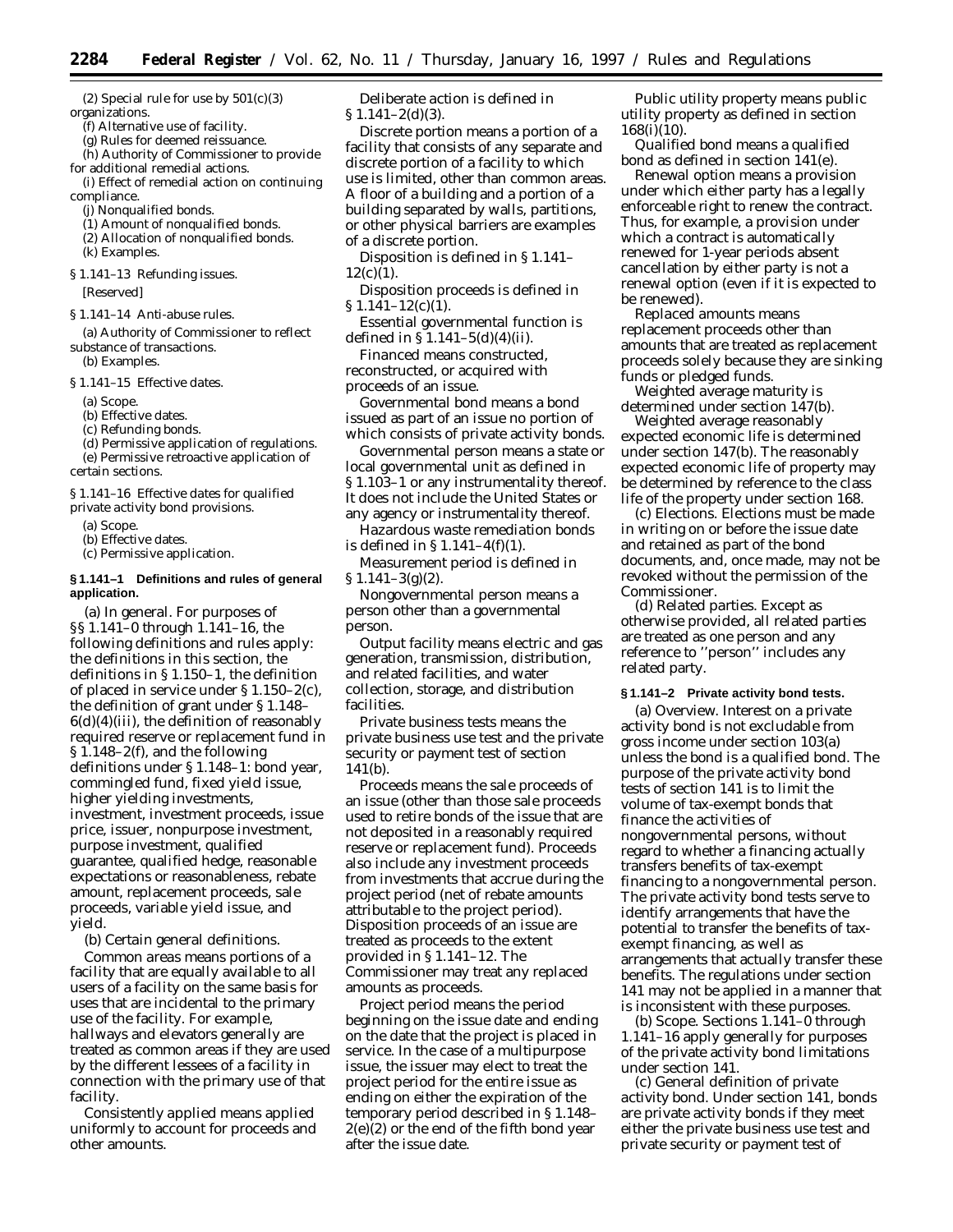(2) Special rule for use by 501(c)(3) organizations.

(f) Alternative use of facility.

(g) Rules for deemed reissuance.

(h) Authority of Commissioner to provide for additional remedial actions.

(i) Effect of remedial action on continuing compliance.

(j) Nonqualified bonds.

(1) Amount of nonqualified bonds.

(2) Allocation of nonqualified bonds.

(k) Examples.

§ 1.141–13 Refunding issues.

[Reserved]

§ 1.141–14 Anti-abuse rules.

(a) Authority of Commissioner to reflect substance of transactions.

(b) Examples.

§ 1.141–15 Effective dates.

(a) Scope.

(b) Effective dates.

(c) Refunding bonds.

(d) Permissive application of regulations.

(e) Permissive retroactive application of certain sections.

§ 1.141–16 Effective dates for qualified private activity bond provisions.

(a) Scope.

(b) Effective dates.

(c) Permissive application.

**§ 1.141–1 Definitions and rules of general application.**

(a) *In general.* For purposes of §§ 1.141–0 through 1.141–16, the following definitions and rules apply: the definitions in this section, the definitions in § 1.150–1, the definition of placed in service under § 1.150–2(c), the definition of grant under § 1.148–6(d)(4)(iii), the definition of reasonably required reserve or replacement fund in § 1.148–2(f), and the following definitions under § 1.148–1: bond year, commingled fund, fixed yield issue, higher yielding investments, investment, investment proceeds, issue price, issuer, nonpurpose investment, purpose investment, qualified guarantee, qualified hedge, reasonable expectations or reasonableness, rebate amount, replacement proceeds, sale proceeds, variable yield issue, and yield.

(b) *Certain general definitions.*

*Common areas* means portions of a facility that are equally available to all users of a facility on the same basis for uses that are incidental to the primary use of the facility. For example, hallways and elevators generally are treated as common areas if they are used by the different lessees of a facility in connection with the primary use of that facility.

*Consistently applied* means applied uniformly to account for proceeds and other amounts.

*Deliberate action* is defined in § 1.141–2(d)(3).

*Discrete portion* means a portion of a facility that consists of any separate and discrete portion of a facility to which use is limited, other than common areas. A floor of a building and a portion of a building separated by walls, partitions, or other physical barriers are examples of a discrete portion.

*Disposition* is defined in § 1.141–12(c)(1).

*Disposition proceeds* is defined in § 1.141–12(c)(1).

*Essential governmental function* is defined in § 1.141–5(d)(4)(ii).

*Financed* means constructed, reconstructed, or acquired with proceeds of an issue.

*Governmental bond* means a bond issued as part of an issue no portion of which consists of private activity bonds.

*Governmental person* means a state or local governmental unit as defined in § 1.103–1 or any instrumentality thereof. It does not include the United States or any agency or instrumentality thereof.

*Hazardous waste remediation bonds* is defined in § 1.141–4(f)(1).

*Measurement period* is defined in § 1.141–3(g)(2).

*Nongovernmental person* means a person other than a governmental person.

*Output facility* means electric and gas generation, transmission, distribution, and related facilities, and water collection, storage, and distribution facilities.

*Private business tests* means the private business use test and the private security or payment test of section 141(b).

*Proceeds* means the sale proceeds of an issue (other than those sale proceeds used to retire bonds of the issue that are not deposited in a reasonably required reserve or replacement fund). Proceeds also include any investment proceeds from investments that accrue during the project period (net of rebate amounts attributable to the project period). Disposition proceeds of an issue are treated as proceeds to the extent provided in § 1.141–12. The Commissioner may treat any replaced amounts as proceeds.

*Project period* means the period beginning on the issue date and ending on the date that the project is placed in service. In the case of a multipurpose issue, the issuer may elect to treat the project period for the entire issue as ending on either the expiration of the temporary period described in § 1.148–2(e)(2) or the end of the fifth bond year after the issue date.

*Public utility property* means public utility property as defined in section 168(i)(10).

*Qualified bond* means a qualified bond as defined in section 141(e).

*Renewal option* means a provision under which either party has a legally enforceable right to renew the contract. Thus, for example, a provision under which a contract is automatically renewed for 1-year periods absent cancellation by either party is not a renewal option (even if it is expected to be renewed).

*Replaced amounts* means replacement proceeds other than amounts that are treated as replacement proceeds solely because they are sinking funds or pledged funds.

*Weighted average maturity* is determined under section 147(b).

*Weighted average reasonably expected economic life* is determined under section 147(b). The reasonably expected economic life of property may be determined by reference to the class life of the property under section 168.

(c) *Elections.* Elections must be made in writing on or before the issue date and retained as part of the bond documents, and, once made, may not be revoked without the permission of the Commissioner.

(d) *Related parties.* Except as otherwise provided, all related parties are treated as one person and any reference to ''person'' includes any related party.

**§ 1.141–2 Private activity bond tests.**

(a) *Overview.* Interest on a private activity bond is not excludable from gross income under section 103(a) unless the bond is a qualified bond. The purpose of the private activity bond tests of section 141 is to limit the volume of tax-exempt bonds that finance the activities of nongovernmental persons, without regard to whether a financing actually transfers benefits of tax-exempt financing to a nongovernmental person. The private activity bond tests serve to identify arrangements that have the potential to transfer the benefits of tax-exempt financing, as well as arrangements that actually transfer these benefits. The regulations under section 141 may not be applied in a manner that is inconsistent with these purposes.

(b) *Scope.* Sections 1.141–0 through 1.141–16 apply generally for purposes of the private activity bond limitations under section 141.

(c) *General definition of private activity bond.* Under section 141, bonds are private activity bonds if they meet either the private business use test and private security or payment test of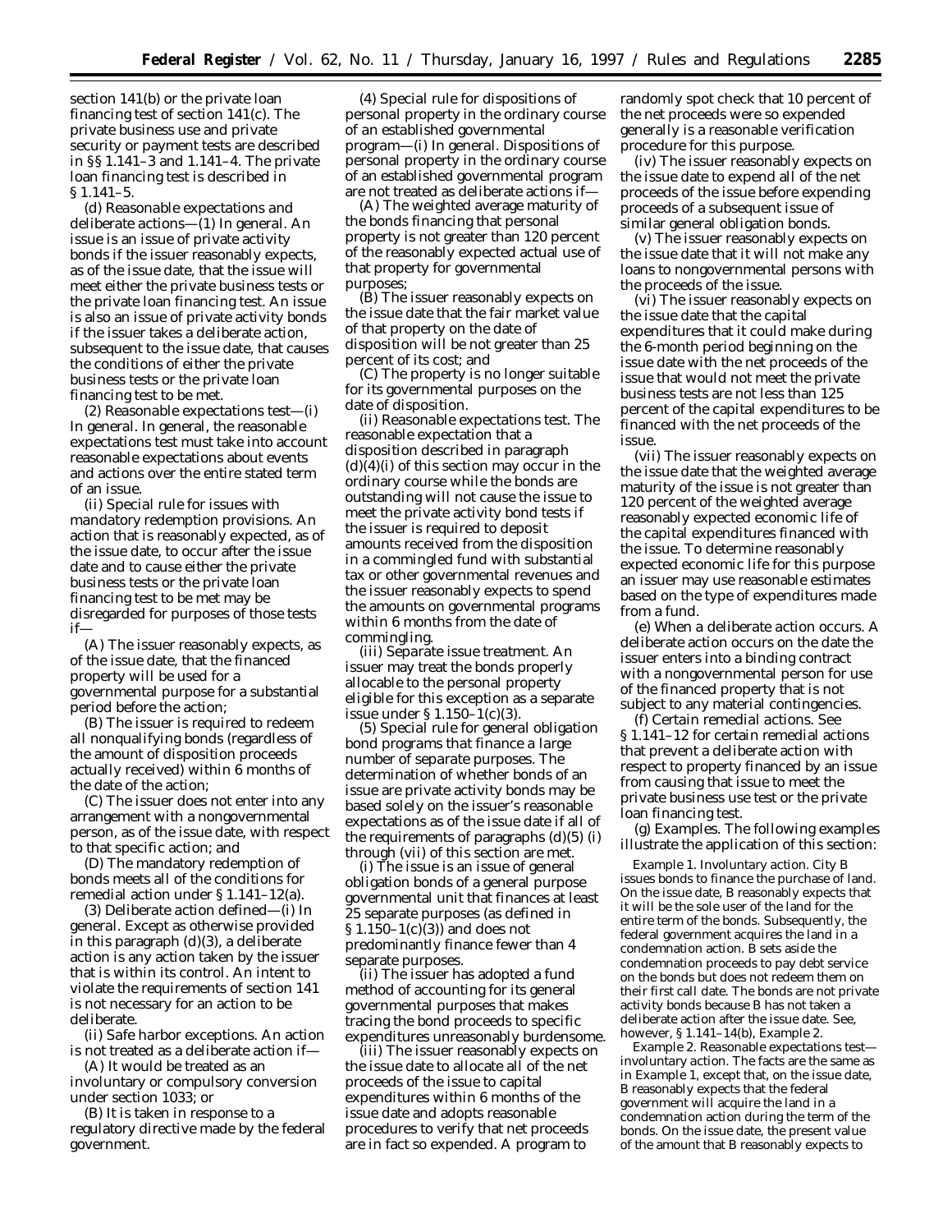section 141(b) or the private loan financing test of section 141(c). The private business use and private security or payment tests are described in §§ 1.141–3 and 1.141–4. The private loan financing test is described in § 1.141–5.

(d) *Reasonable expectations and deliberate actions*—(1) *In general.* An issue is an issue of private activity bonds if the issuer reasonably expects, as of the issue date, that the issue will meet either the private business tests or the private loan financing test. An issue is also an issue of private activity bonds if the issuer takes a deliberate action, subsequent to the issue date, that causes the conditions of either the private business tests or the private loan financing test to be met.

(2) *Reasonable expectations test*—(i) *In general.* In general, the reasonable expectations test must take into account reasonable expectations about events and actions over the entire stated term of an issue.

(ii) *Special rule for issues with mandatory redemption provisions.* An action that is reasonably expected, as of the issue date, to occur after the issue date and to cause either the private business tests or the private loan financing test to be met may be disregarded for purposes of those tests if—

(A) The issuer reasonably expects, as of the issue date, that the financed property will be used for a governmental purpose for a substantial period before the action;

(B) The issuer is required to redeem all nonqualifying bonds (regardless of the amount of disposition proceeds actually received) within 6 months of the date of the action;

(C) The issuer does not enter into any arrangement with a nongovernmental person, as of the issue date, with respect to that specific action; and

(D) The mandatory redemption of bonds meets all of the conditions for remedial action under § 1.141–12(a).

(3) *Deliberate action defined*—(i) *In general.* Except as otherwise provided in this paragraph (d)(3), a deliberate action is any action taken by the issuer that is within its control. An intent to violate the requirements of section 141 is not necessary for an action to be deliberate.

(ii) *Safe harbor exceptions.* An action is not treated as a deliberate action if—

(A) It would be treated as an involuntary or compulsory conversion under section 1033; or

(B) It is taken in response to a regulatory directive made by the federal government.

(4) *Special rule for dispositions of personal property in the ordinary course of an established governmental program*—(i) *In general.* Dispositions of personal property in the ordinary course of an established governmental program are not treated as deliberate actions if—

(A) The weighted average maturity of the bonds financing that personal property is not greater than 120 percent of the reasonably expected actual use of that property for governmental purposes;

(B) The issuer reasonably expects on the issue date that the fair market value of that property on the date of disposition will be not greater than 25 percent of its cost; and

(C) The property is no longer suitable for its governmental purposes on the date of disposition.

(ii) *Reasonable expectations test.* The reasonable expectation that a disposition described in paragraph (d)(4)(i) of this section may occur in the ordinary course while the bonds are outstanding will not cause the issue to meet the private activity bond tests if the issuer is required to deposit amounts received from the disposition in a commingled fund with substantial tax or other governmental revenues and the issuer reasonably expects to spend the amounts on governmental programs within 6 months from the date of commingling.

(iii) *Separate issue treatment.* An issuer may treat the bonds properly allocable to the personal property eligible for this exception as a separate issue under § 1.150–1(c)(3).

(5) *Special rule for general obligation bond programs that finance a large number of separate purposes.* The determination of whether bonds of an issue are private activity bonds may be based solely on the issuer's reasonable expectations as of the issue date if all of the requirements of paragraphs (d)(5) (i) through (vii) of this section are met.

(i) The issue is an issue of general obligation bonds of a general purpose governmental unit that finances at least 25 separate purposes (as defined in § 1.150–1(c)(3)) and does not predominantly finance fewer than 4 separate purposes.

(ii) The issuer has adopted a fund method of accounting for its general governmental purposes that makes tracing the bond proceeds to specific expenditures unreasonably burdensome.

(iii) The issuer reasonably expects on the issue date to allocate all of the net proceeds of the issue to capital expenditures within 6 months of the issue date and adopts reasonable procedures to verify that net proceeds are in fact so expended. A program to randomly spot check that 10 percent of the net proceeds were so expended generally is a reasonable verification procedure for this purpose.

(iv) The issuer reasonably expects on the issue date to expend all of the net proceeds of the issue before expending proceeds of a subsequent issue of similar general obligation bonds.

(v) The issuer reasonably expects on the issue date that it will not make any loans to nongovernmental persons with the proceeds of the issue.

(vi) The issuer reasonably expects on the issue date that the capital expenditures that it could make during the 6-month period beginning on the issue date with the net proceeds of the issue that would not meet the private business tests are not less than 125 percent of the capital expenditures to be financed with the net proceeds of the issue.

(vii) The issuer reasonably expects on the issue date that the weighted average maturity of the issue is not greater than 120 percent of the weighted average reasonably expected economic life of the capital expenditures financed with the issue. To determine reasonably expected economic life for this purpose an issuer may use reasonable estimates based on the type of expenditures made from a fund.

(e) *When a deliberate action occurs.* A deliberate action occurs on the date the issuer enters into a binding contract with a nongovernmental person for use of the financed property that is not subject to any material contingencies.

(f) *Certain remedial actions.* See § 1.141–12 for certain remedial actions that prevent a deliberate action with respect to property financed by an issue from causing that issue to meet the private business use test or the private loan financing test.

(g) *Examples.* The following examples illustrate the application of this section:

*Example 1. Involuntary action.* City B issues bonds to finance the purchase of land. On the issue date, B reasonably expects that it will be the sole user of the land for the entire term of the bonds. Subsequently, the federal government acquires the land in a condemnation action. B sets aside the condemnation proceeds to pay debt service on the bonds but does not redeem them on their first call date. The bonds are not private activity bonds because B has not taken a deliberate action after the issue date. See, however, § 1.141–14(b), *Example 2.*

*Example 2. Reasonable expectations test—involuntary action.* The facts are the same as in *Example 1*, except that, on the issue date, B reasonably expects that the federal government will acquire the land in a condemnation action during the term of the bonds. On the issue date, the present value of the amount that B reasonably expects to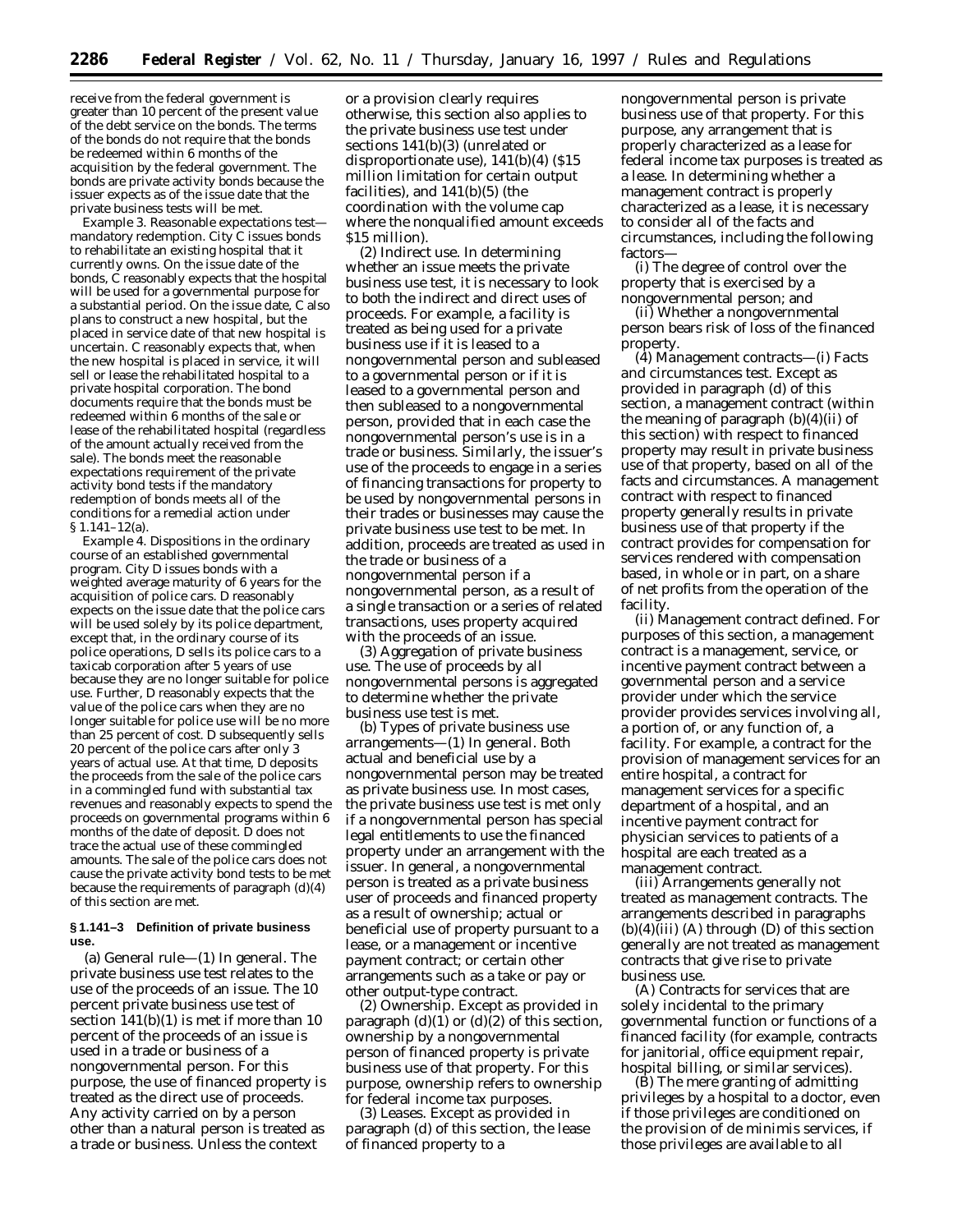receive from the federal government is greater than 10 percent of the present value of the debt service on the bonds. The terms of the bonds do not require that the bonds be redeemed within 6 months of the acquisition by the federal government. The bonds are private activity bonds because the issuer expects as of the issue date that the private business tests will be met.

*Example 3. Reasonable expectations test—mandatory redemption.* City C issues bonds to rehabilitate an existing hospital that it currently owns. On the issue date of the bonds, C reasonably expects that the hospital will be used for a governmental purpose for a substantial period. On the issue date, C also plans to construct a new hospital, but the placed in service date of that new hospital is uncertain. C reasonably expects that, when the new hospital is placed in service, it will sell or lease the rehabilitated hospital to a private hospital corporation. The bond documents require that the bonds must be redeemed within 6 months of the sale or lease of the rehabilitated hospital (regardless of the amount actually received from the sale). The bonds meet the reasonable expectations requirement of the private activity bond tests if the mandatory redemption of bonds meets all of the conditions for a remedial action under § 1.141–12(a).

*Example 4. Dispositions in the ordinary course of an established governmental program.* City D issues bonds with a weighted average maturity of 6 years for the acquisition of police cars. D reasonably expects on the issue date that the police cars will be used solely by its police department, except that, in the ordinary course of its police operations, D sells its police cars to a taxicab corporation after 5 years of use because they are no longer suitable for police use. Further, D reasonably expects that the value of the police cars when they are no longer suitable for police use will be no more than 25 percent of cost. D subsequently sells 20 percent of the police cars after only 3 years of actual use. At that time, D deposits the proceeds from the sale of the police cars in a commingled fund with substantial tax revenues and reasonably expects to spend the proceeds on governmental programs within 6 months of the date of deposit. D does not trace the actual use of these commingled amounts. The sale of the police cars does not cause the private activity bond tests to be met because the requirements of paragraph (d)(4) of this section are met.

**§ 1.141–3 Definition of private business use.**

(a) *General rule*—(1) *In general.* The private business use test relates to the use of the proceeds of an issue. The 10 percent private business use test of section 141(b)(1) is met if more than 10 percent of the proceeds of an issue is used in a trade or business of a nongovernmental person. For this purpose, the use of financed property is treated as the direct use of proceeds. Any activity carried on by a person other than a natural person is treated as a trade or business. Unless the context or a provision clearly requires otherwise, this section also applies to the private business use test under sections 141(b)(3) (unrelated or disproportionate use), 141(b)(4) ($15 million limitation for certain output facilities), and 141(b)(5) (the coordination with the volume cap where the nonqualified amount exceeds $15 million).

(2) *Indirect use.* In determining whether an issue meets the private business use test, it is necessary to look to both the indirect and direct uses of proceeds. For example, a facility is treated as being used for a private business use if it is leased to a nongovernmental person and subleased to a governmental person or if it is leased to a governmental person and then subleased to a nongovernmental person, provided that in each case the nongovernmental person's use is in a trade or business. Similarly, the issuer's use of the proceeds to engage in a series of financing transactions for property to be used by nongovernmental persons in their trades or businesses may cause the private business use test to be met. In addition, proceeds are treated as used in the trade or business of a nongovernmental person if a nongovernmental person, as a result of a single transaction or a series of related transactions, uses property acquired with the proceeds of an issue.

(3) *Aggregation of private business use.* The use of proceeds by all nongovernmental persons is aggregated to determine whether the private business use test is met.

(b) *Types of private business use arrangements*—(1) *In general.* Both actual and beneficial use by a nongovernmental person may be treated as private business use. In most cases, the private business use test is met only if a nongovernmental person has special legal entitlements to use the financed property under an arrangement with the issuer. In general, a nongovernmental person is treated as a private business user of proceeds and financed property as a result of ownership; actual or beneficial use of property pursuant to a lease, or a management or incentive payment contract; or certain other arrangements such as a take or pay or other output-type contract.

(2) *Ownership.* Except as provided in paragraph (d)(1) or (d)(2) of this section, ownership by a nongovernmental person of financed property is private business use of that property. For this purpose, ownership refers to ownership for federal income tax purposes.

(3) *Leases.* Except as provided in paragraph (d) of this section, the lease of financed property to a nongovernmental person is private business use of that property. For this purpose, any arrangement that is properly characterized as a lease for federal income tax purposes is treated as a lease. In determining whether a management contract is properly characterized as a lease, it is necessary to consider all of the facts and circumstances, including the following factors—

(i) The degree of control over the property that is exercised by a nongovernmental person; and

(ii) Whether a nongovernmental person bears risk of loss of the financed property.

(4) *Management contracts*—(i) *Facts and circumstances test.* Except as provided in paragraph (d) of this section, a management contract (within the meaning of paragraph (b)(4)(ii) of this section) with respect to financed property may result in private business use of that property, based on all of the facts and circumstances. A management contract with respect to financed property generally results in private business use of that property if the contract provides for compensation for services rendered with compensation based, in whole or in part, on a share of net profits from the operation of the facility.

(ii) *Management contract defined.* For purposes of this section, a management contract is a management, service, or incentive payment contract between a governmental person and a service provider under which the service provider provides services involving all, a portion of, or any function of, a facility. For example, a contract for the provision of management services for an entire hospital, a contract for management services for a specific department of a hospital, and an incentive payment contract for physician services to patients of a hospital are each treated as a management contract.

(iii) *Arrangements generally not treated as management contracts.* The arrangements described in paragraphs (b)(4)(iii) (A) through (D) of this section generally are not treated as management contracts that give rise to private business use.

(A) Contracts for services that are solely incidental to the primary governmental function or functions of a financed facility (for example, contracts for janitorial, office equipment repair, hospital billing, or similar services).

(B) The mere granting of admitting privileges by a hospital to a doctor, even if those privileges are conditioned on the provision of de minimis services, if those privileges are available to all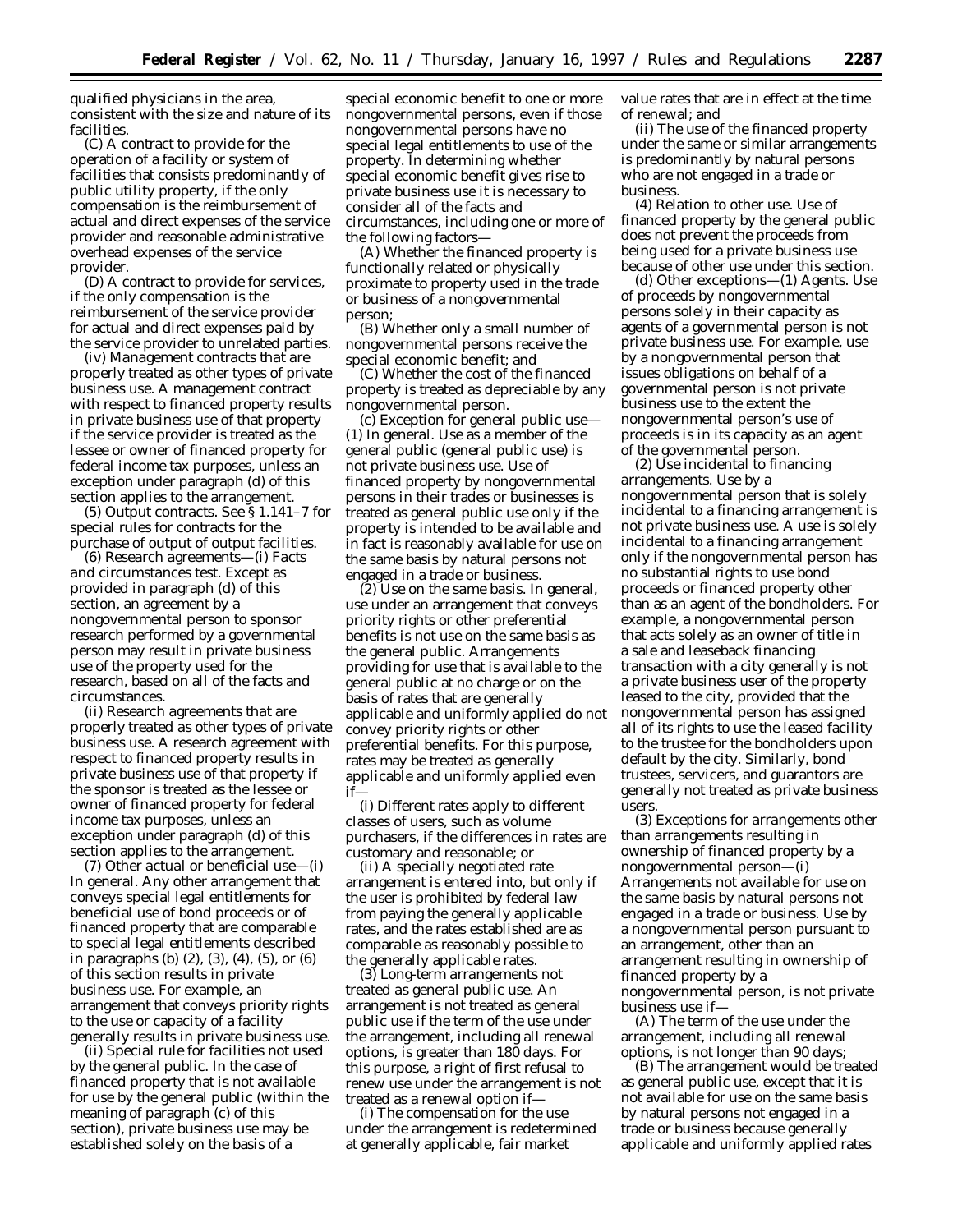qualified physicians in the area, consistent with the size and nature of its facilities.

(C) A contract to provide for the operation of a facility or system of facilities that consists predominantly of public utility property, if the only compensation is the reimbursement of actual and direct expenses of the service provider and reasonable administrative overhead expenses of the service provider.

(D) A contract to provide for services, if the only compensation is the reimbursement of the service provider for actual and direct expenses paid by the service provider to unrelated parties.

(iv) *Management contracts that are properly treated as other types of private business use.* A management contract with respect to financed property results in private business use of that property if the service provider is treated as the lessee or owner of financed property for federal income tax purposes, unless an exception under paragraph (d) of this section applies to the arrangement.

(5) *Output contracts.* See § 1.141–7 for special rules for contracts for the purchase of output of output facilities.

(6) *Research agreements*—(i) *Facts and circumstances test.* Except as provided in paragraph (d) of this section, an agreement by a nongovernmental person to sponsor research performed by a governmental person may result in private business use of the property used for the research, based on all of the facts and circumstances.

(ii) *Research agreements that are properly treated as other types of private business use.* A research agreement with respect to financed property results in private business use of that property if the sponsor is treated as the lessee or owner of financed property for federal income tax purposes, unless an exception under paragraph (d) of this section applies to the arrangement.

(7) *Other actual or beneficial use*—(i) *In general.* Any other arrangement that conveys special legal entitlements for beneficial use of bond proceeds or of financed property that are comparable to special legal entitlements described in paragraphs (b) (2), (3), (4), (5), or (6) of this section results in private business use. For example, an arrangement that conveys priority rights to the use or capacity of a facility generally results in private business use.

(ii) *Special rule for facilities not used by the general public.* In the case of financed property that is not available for use by the general public (within the meaning of paragraph (c) of this section), private business use may be established solely on the basis of a special economic benefit to one or more nongovernmental persons, even if those nongovernmental persons have no special legal entitlements to use of the property. In determining whether special economic benefit gives rise to private business use it is necessary to consider all of the facts and circumstances, including one or more of the following factors—

(A) Whether the financed property is functionally related or physically proximate to property used in the trade or business of a nongovernmental person;

(B) Whether only a small number of nongovernmental persons receive the special economic benefit; and

(C) Whether the cost of the financed property is treated as depreciable by any nongovernmental person.

(c) *Exception for general public use*—(1) *In general.* Use as a member of the general public (general public use) is not private business use. Use of financed property by nongovernmental persons in their trades or businesses is treated as general public use only if the property is intended to be available and in fact is reasonably available for use on the same basis by natural persons not engaged in a trade or business.

(2) *Use on the same basis.* In general, use under an arrangement that conveys priority rights or other preferential benefits is not use on the same basis as the general public. Arrangements providing for use that is available to the general public at no charge or on the basis of rates that are generally applicable and uniformly applied do not convey priority rights or other preferential benefits. For this purpose, rates may be treated as generally applicable and uniformly applied even if—

(i) Different rates apply to different classes of users, such as volume purchasers, if the differences in rates are customary and reasonable; or

(ii) A specially negotiated rate arrangement is entered into, but only if the user is prohibited by federal law from paying the generally applicable rates, and the rates established are as comparable as reasonably possible to the generally applicable rates.

(3) *Long-term arrangements not treated as general public use.* An arrangement is not treated as general public use if the term of the use under the arrangement, including all renewal options, is greater than 180 days. For this purpose, a right of first refusal to renew use under the arrangement is not treated as a renewal option if—

(i) The compensation for the use under the arrangement is redetermined at generally applicable, fair market value rates that are in effect at the time of renewal; and

(ii) The use of the financed property under the same or similar arrangements is predominantly by natural persons who are not engaged in a trade or business.

(4) *Relation to other use.* Use of financed property by the general public does not prevent the proceeds from being used for a private business use because of other use under this section.

(d) *Other exceptions*—(1) *Agents.* Use of proceeds by nongovernmental persons solely in their capacity as agents of a governmental person is not private business use. For example, use by a nongovernmental person that issues obligations on behalf of a governmental person is not private business use to the extent the nongovernmental person's use of proceeds is in its capacity as an agent of the governmental person.

(2) *Use incidental to financing arrangements.* Use by a nongovernmental person that is solely incidental to a financing arrangement is not private business use. A use is solely incidental to a financing arrangement only if the nongovernmental person has no substantial rights to use bond proceeds or financed property other than as an agent of the bondholders. For example, a nongovernmental person that acts solely as an owner of title in a sale and leaseback financing transaction with a city generally is not a private business user of the property leased to the city, provided that the nongovernmental person has assigned all of its rights to use the leased facility to the trustee for the bondholders upon default by the city. Similarly, bond trustees, servicers, and guarantors are generally not treated as private business users.

(3) *Exceptions for arrangements other than arrangements resulting in ownership of financed property by a nongovernmental person*—(i) *Arrangements not available for use on the same basis by natural persons not engaged in a trade or business.* Use by a nongovernmental person pursuant to an arrangement, other than an arrangement resulting in ownership of financed property by a nongovernmental person, is not private business use if—

(A) The term of the use under the arrangement, including all renewal options, is not longer than 90 days;

(B) The arrangement would be treated as general public use, except that it is not available for use on the same basis by natural persons not engaged in a trade or business because generally applicable and uniformly applied rates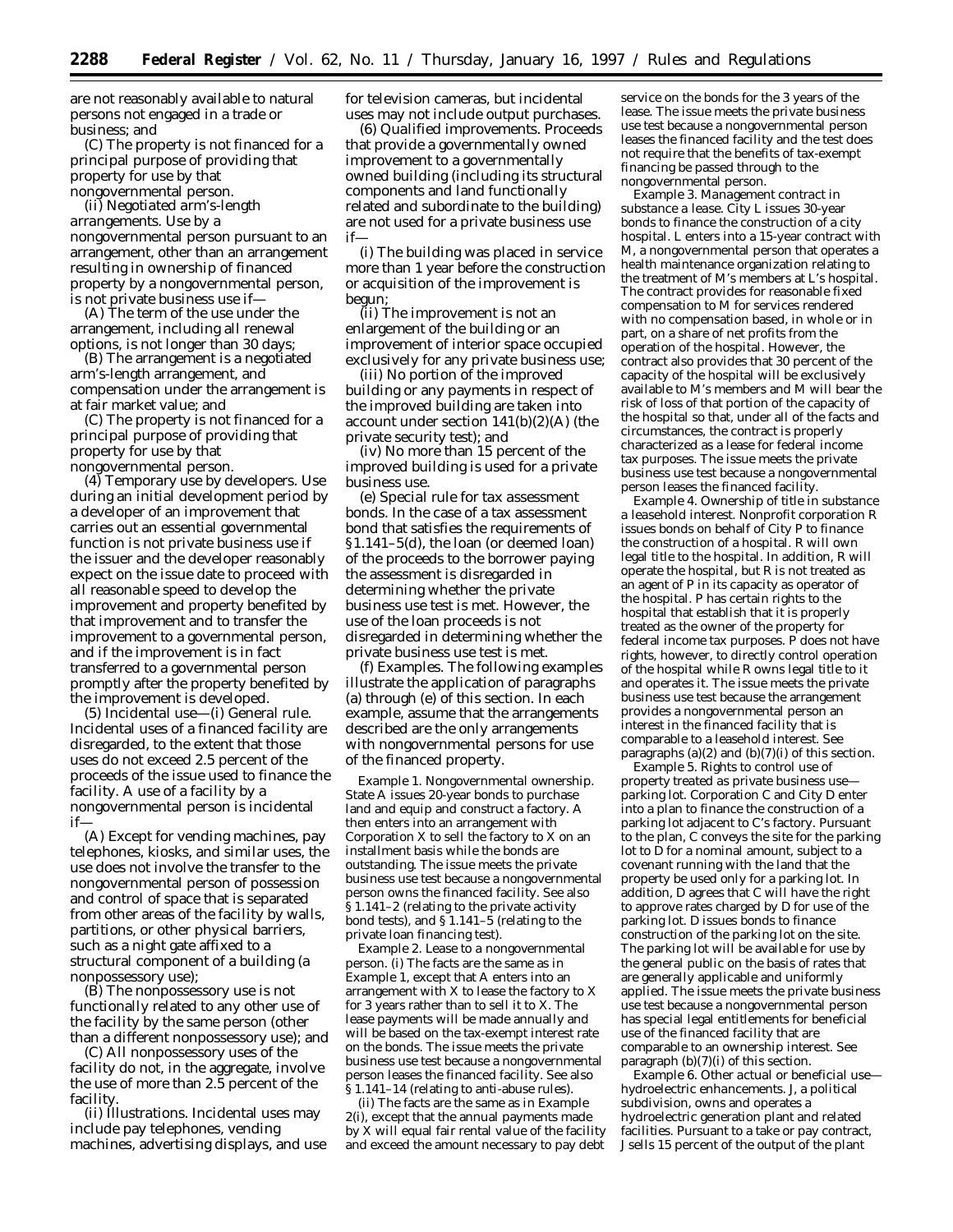are not reasonably available to natural persons not engaged in a trade or business; and

(C) The property is not financed for a principal purpose of providing that property for use by that nongovernmental person.

(ii) *Negotiated arm's-length arrangements.* Use by a nongovernmental person pursuant to an arrangement, other than an arrangement resulting in ownership of financed property by a nongovernmental person, is not private business use if—

(A) The term of the use under the arrangement, including all renewal options, is not longer than 30 days;

(B) The arrangement is a negotiated arm's-length arrangement, and compensation under the arrangement is at fair market value; and

(C) The property is not financed for a principal purpose of providing that property for use by that nongovernmental person.

(4) *Temporary use by developers.* Use during an initial development period by a developer of an improvement that carries out an essential governmental function is not private business use if the issuer and the developer reasonably expect on the issue date to proceed with all reasonable speed to develop the improvement and property benefited by that improvement and to transfer the improvement to a governmental person, and if the improvement is in fact transferred to a governmental person promptly after the property benefited by the improvement is developed.

(5) *Incidental use*—(i) *General rule.* Incidental uses of a financed facility are disregarded, to the extent that those uses do not exceed 2.5 percent of the proceeds of the issue used to finance the facility. A use of a facility by a nongovernmental person is incidental if—

(A) Except for vending machines, pay telephones, kiosks, and similar uses, the use does not involve the transfer to the nongovernmental person of possession and control of space that is separated from other areas of the facility by walls, partitions, or other physical barriers, such as a night gate affixed to a structural component of a building (a nonpossessory use);

(B) The nonpossessory use is not functionally related to any other use of the facility by the same person (other than a different nonpossessory use); and

(C) All nonpossessory uses of the facility do not, in the aggregate, involve the use of more than 2.5 percent of the facility.

(ii) *Illustrations.* Incidental uses may include pay telephones, vending machines, advertising displays, and use for television cameras, but incidental uses may not include output purchases.

(6) *Qualified improvements.* Proceeds that provide a governmentally owned improvement to a governmentally owned building (including its structural components and land functionally related and subordinate to the building) are not used for a private business use if—

(i) The building was placed in service more than 1 year before the construction or acquisition of the improvement is begun;

(ii) The improvement is not an enlargement of the building or an improvement of interior space occupied exclusively for any private business use;

(iii) No portion of the improved building or any payments in respect of the improved building are taken into account under section 141(b)(2)(A) (the private security test); and

(iv) No more than 15 percent of the improved building is used for a private business use.

(e) *Special rule for tax assessment bonds.* In the case of a tax assessment bond that satisfies the requirements of § 1.141–5(d), the loan (or deemed loan) of the proceeds to the borrower paying the assessment is disregarded in determining whether the private business use test is met. However, the use of the loan proceeds is not disregarded in determining whether the private business use test is met.

(f) *Examples.* The following examples illustrate the application of paragraphs (a) through (e) of this section. In each example, assume that the arrangements described are the only arrangements with nongovernmental persons for use of the financed property.

*Example 1. Nongovernmental ownership.* State A issues 20-year bonds to purchase land and equip and construct a factory. A then enters into an arrangement with Corporation X to sell the factory to X on an installment basis while the bonds are outstanding. The issue meets the private business use test because a nongovernmental person owns the financed facility. See also § 1.141–2 (relating to the private activity bond tests), and § 1.141–5 (relating to the private loan financing test).

*Example 2. Lease to a nongovernmental person.* (i) The facts are the same as in *Example 1*, except that A enters into an arrangement with X to lease the factory to X for 3 years rather than to sell it to X. The lease payments will be made annually and will be based on the tax-exempt interest rate on the bonds. The issue meets the private business use test because a nongovernmental person leases the financed facility. See also § 1.141–14 (relating to anti-abuse rules).

(ii) The facts are the same as in *Example 2(i)*, except that the annual payments made by X will equal fair rental value of the facility and exceed the amount necessary to pay debt service on the bonds for the 3 years of the lease. The issue meets the private business use test because a nongovernmental person leases the financed facility and the test does not require that the benefits of tax-exempt financing be passed through to the nongovernmental person.

*Example 3. Management contract in substance a lease.* City L issues 30-year bonds to finance the construction of a city hospital. L enters into a 15-year contract with M, a nongovernmental person that operates a health maintenance organization relating to the treatment of M's members at L's hospital. The contract provides for reasonable fixed compensation to M for services rendered with no compensation based, in whole or in part, on a share of net profits from the operation of the hospital. However, the contract also provides that 30 percent of the capacity of the hospital will be exclusively available to M's members and M will bear the risk of loss of that portion of the capacity of the hospital so that, under all of the facts and circumstances, the contract is properly characterized as a lease for federal income tax purposes. The issue meets the private business use test because a nongovernmental person leases the financed facility.

*Example 4. Ownership of title in substance a leasehold interest.* Nonprofit corporation R issues bonds on behalf of City P to finance the construction of a hospital. R will own legal title to the hospital. In addition, R will operate the hospital, but R is not treated as an agent of P in its capacity as operator of the hospital. P has certain rights to the hospital that establish that it is properly treated as the owner of the property for federal income tax purposes. P does not have rights, however, to directly control operation of the hospital while R owns legal title to it and operates it. The issue meets the private business use test because the arrangement provides a nongovernmental person an interest in the financed facility that is comparable to a leasehold interest. See paragraphs (a)(2) and (b)(7)(i) of this section.

*Example 5. Rights to control use of property treated as private business use—parking lot.* Corporation C and City D enter into a plan to finance the construction of a parking lot adjacent to C's factory. Pursuant to the plan, C conveys the site for the parking lot to D for a nominal amount, subject to a covenant running with the land that the property be used only for a parking lot. In addition, D agrees that C will have the right to approve rates charged by D for use of the parking lot. D issues bonds to finance construction of the parking lot on the site. The parking lot will be available for use by the general public on the basis of rates that are generally applicable and uniformly applied. The issue meets the private business use test because a nongovernmental person has special legal entitlements for beneficial use of the financed facility that are comparable to an ownership interest. See paragraph (b)(7)(i) of this section.

*Example 6. Other actual or beneficial use—hydroelectric enhancements.* J, a political subdivision, owns and operates a hydroelectric generation plant and related facilities. Pursuant to a take or pay contract, J sells 15 percent of the output of the plant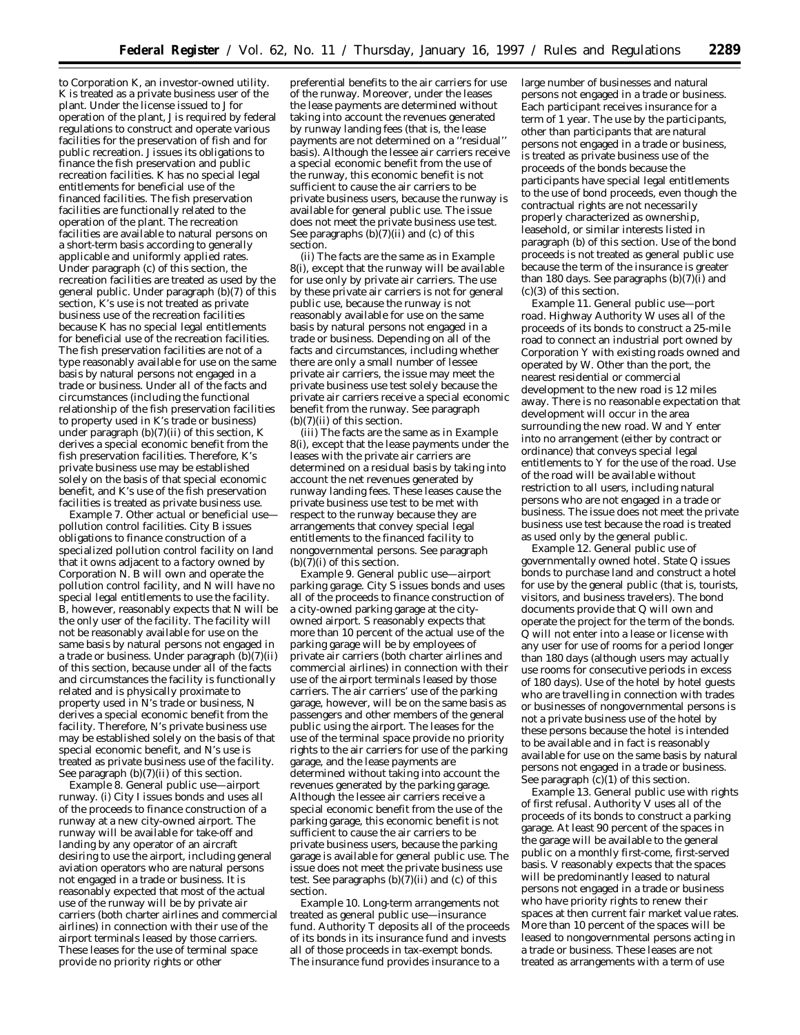to Corporation K, an investor-owned utility. K is treated as a private business user of the plant. Under the license issued to J for operation of the plant, J is required by federal regulations to construct and operate various facilities for the preservation of fish and for public recreation. J issues its obligations to finance the fish preservation and public recreation facilities. K has no special legal entitlements for beneficial use of the financed facilities. The fish preservation facilities are functionally related to the operation of the plant. The recreation facilities are available to natural persons on a short-term basis according to generally applicable and uniformly applied rates. Under paragraph (c) of this section, the recreation facilities are treated as used by the general public. Under paragraph (b)(7) of this section, K's use is not treated as private business use of the recreation facilities because K has no special legal entitlements for beneficial use of the recreation facilities. The fish preservation facilities are not of a type reasonably available for use on the same basis by natural persons not engaged in a trade or business. Under all of the facts and circumstances (including the functional relationship of the fish preservation facilities to property used in K's trade or business) under paragraph (b)(7)(ii) of this section, K derives a special economic benefit from the fish preservation facilities. Therefore, K's private business use may be established solely on the basis of that special economic benefit, and K's use of the fish preservation facilities is treated as private business use.

*Example 7. Other actual or beneficial use—pollution control facilities.* City B issues obligations to finance construction of a specialized pollution control facility on land that it owns adjacent to a factory owned by Corporation N. B will own and operate the pollution control facility, and N will have no special legal entitlements to use the facility. B, however, reasonably expects that N will be the only user of the facility. The facility will not be reasonably available for use on the same basis by natural persons not engaged in a trade or business. Under paragraph (b)(7)(ii) of this section, because under all of the facts and circumstances the facility is functionally related and is physically proximate to property used in N's trade or business, N derives a special economic benefit from the facility. Therefore, N's private business use may be established solely on the basis of that special economic benefit, and N's use is treated as private business use of the facility. See paragraph (b)(7)(ii) of this section.

*Example 8. General public use—airport runway.* (i) City I issues bonds and uses all of the proceeds to finance construction of a runway at a new city-owned airport. The runway will be available for take-off and landing by any operator of an aircraft desiring to use the airport, including general aviation operators who are natural persons not engaged in a trade or business. It is reasonably expected that most of the actual use of the runway will be by private air carriers (both charter airlines and commercial airlines) in connection with their use of the airport terminals leased by those carriers. These leases for the use of terminal space provide no priority rights or other preferential benefits to the air carriers for use of the runway. Moreover, under the leases the lease payments are determined without taking into account the revenues generated by runway landing fees (that is, the lease payments are not determined on a ''residual'' basis). Although the lessee air carriers receive a special economic benefit from the use of the runway, this economic benefit is not sufficient to cause the air carriers to be private business users, because the runway is available for general public use. The issue does not meet the private business use test. See paragraphs (b)(7)(ii) and (c) of this section.

(ii) The facts are the same as in Example 8(i), except that the runway will be available for use only by private air carriers. The use by these private air carriers is not for general public use, because the runway is not reasonably available for use on the same basis by natural persons not engaged in a trade or business. Depending on all of the facts and circumstances, including whether there are only a small number of lessee private air carriers, the issue may meet the private business use test solely because the private air carriers receive a special economic benefit from the runway. See paragraph (b)(7)(ii) of this section.

(iii) The facts are the same as in Example 8(i), except that the lease payments under the leases with the private air carriers are determined on a residual basis by taking into account the net revenues generated by runway landing fees. These leases cause the private business use test to be met with respect to the runway because they are arrangements that convey special legal entitlements to the financed facility to nongovernmental persons. See paragraph (b)(7)(i) of this section.

*Example 9. General public use—airport parking garage.* City S issues bonds and uses all of the proceeds to finance construction of a city-owned parking garage at the city-owned airport. S reasonably expects that more than 10 percent of the actual use of the parking garage will be by employees of private air carriers (both charter airlines and commercial airlines) in connection with their use of the airport terminals leased by those carriers. The air carriers' use of the parking garage, however, will be on the same basis as passengers and other members of the general public using the airport. The leases for the use of the terminal space provide no priority rights to the air carriers for use of the parking garage, and the lease payments are determined without taking into account the revenues generated by the parking garage. Although the lessee air carriers receive a special economic benefit from the use of the parking garage, this economic benefit is not sufficient to cause the air carriers to be private business users, because the parking garage is available for general public use. The issue does not meet the private business use test. See paragraphs (b)(7)(ii) and (c) of this section.

*Example 10. Long-term arrangements not treated as general public use—insurance fund.* Authority T deposits all of the proceeds of its bonds in its insurance fund and invests all of those proceeds in tax-exempt bonds. The insurance fund provides insurance to a large number of businesses and natural persons not engaged in a trade or business. Each participant receives insurance for a term of 1 year. The use by the participants, other than participants that are natural persons not engaged in a trade or business, is treated as private business use of the proceeds of the bonds because the participants have special legal entitlements to the use of bond proceeds, even though the contractual rights are not necessarily properly characterized as ownership, leasehold, or similar interests listed in paragraph (b) of this section. Use of the bond proceeds is not treated as general public use because the term of the insurance is greater than 180 days. See paragraphs (b)(7)(i) and (c)(3) of this section.

*Example 11. General public use—port road.* Highway Authority W uses all of the proceeds of its bonds to construct a 25-mile road to connect an industrial port owned by Corporation Y with existing roads owned and operated by W. Other than the port, the nearest residential or commercial development to the new road is 12 miles away. There is no reasonable expectation that development will occur in the area surrounding the new road. W and Y enter into no arrangement (either by contract or ordinance) that conveys special legal entitlements to Y for the use of the road. Use of the road will be available without restriction to all users, including natural persons who are not engaged in a trade or business. The issue does not meet the private business use test because the road is treated as used only by the general public.

*Example 12. General public use of governmentally owned hotel.* State Q issues bonds to purchase land and construct a hotel for use by the general public (that is, tourists, visitors, and business travelers). The bond documents provide that Q will own and operate the project for the term of the bonds. Q will not enter into a lease or license with any user for use of rooms for a period longer than 180 days (although users may actually use rooms for consecutive periods in excess of 180 days). Use of the hotel by hotel guests who are travelling in connection with trades or businesses of nongovernmental persons is not a private business use of the hotel by these persons because the hotel is intended to be available and in fact is reasonably available for use on the same basis by natural persons not engaged in a trade or business. See paragraph (c)(1) of this section.

*Example 13. General public use with rights of first refusal.* Authority V uses all of the proceeds of its bonds to construct a parking garage. At least 90 percent of the spaces in the garage will be available to the general public on a monthly first-come, first-served basis. V reasonably expects that the spaces will be predominantly leased to natural persons not engaged in a trade or business who have priority rights to renew their spaces at then current fair market value rates. More than 10 percent of the spaces will be leased to nongovernmental persons acting in a trade or business. These leases are not treated as arrangements with a term of use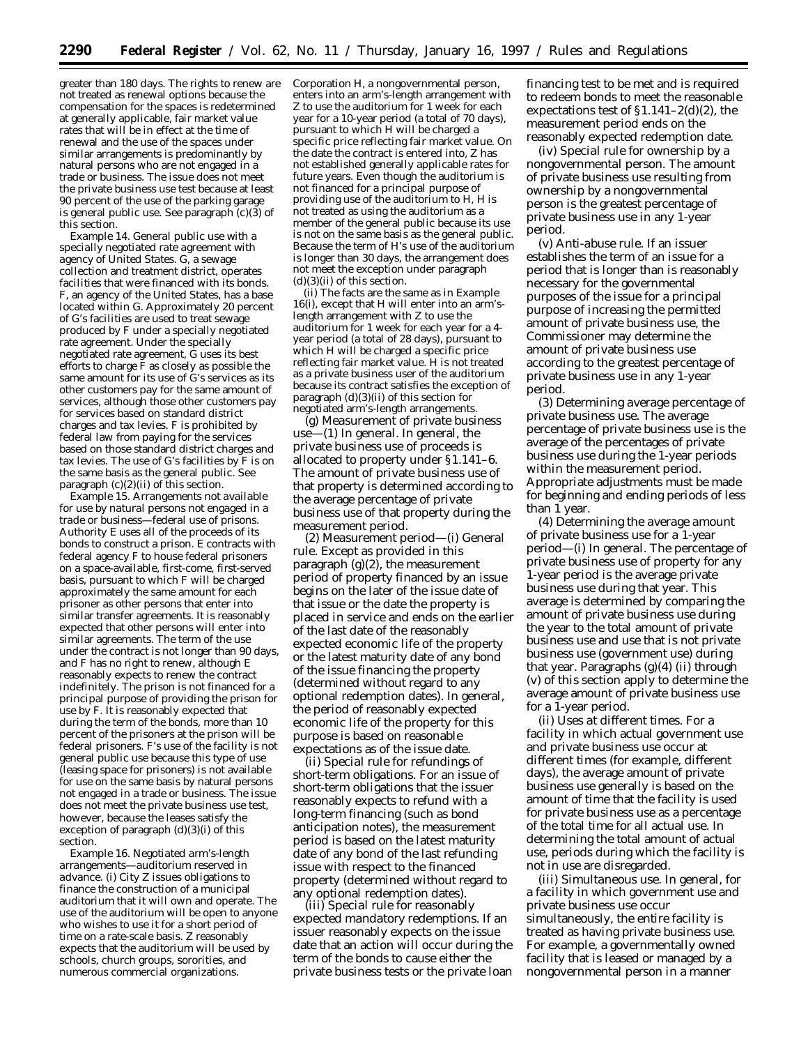greater than 180 days. The rights to renew are not treated as renewal options because the compensation for the spaces is redetermined at generally applicable, fair market value rates that will be in effect at the time of renewal and the use of the spaces under similar arrangements is predominantly by natural persons who are not engaged in a trade or business. The issue does not meet the private business use test because at least 90 percent of the use of the parking garage is general public use. See paragraph (c)(3) of this section.

*Example 14. General public use with a specially negotiated rate agreement with agency of United States.* G, a sewage collection and treatment district, operates facilities that were financed with its bonds. F, an agency of the United States, has a base located within G. Approximately 20 percent of G's facilities are used to treat sewage produced by F under a specially negotiated rate agreement. Under the specially negotiated rate agreement, G uses its best efforts to charge F as closely as possible the same amount for its use of G's services as its other customers pay for the same amount of services, although those other customers pay for services based on standard district charges and tax levies. F is prohibited by federal law from paying for the services based on those standard district charges and tax levies. The use of G's facilities by F is on the same basis as the general public. See paragraph (c)(2)(ii) of this section.

*Example 15. Arrangements not available for use by natural persons not engaged in a trade or business—federal use of prisons.* Authority E uses all of the proceeds of its bonds to construct a prison. E contracts with federal agency F to house federal prisoners on a space-available, first-come, first-served basis, pursuant to which F will be charged approximately the same amount for each prisoner as other persons that enter into similar transfer agreements. It is reasonably expected that other persons will enter into similar agreements. The term of the use under the contract is not longer than 90 days, and F has no right to renew, although E reasonably expects to renew the contract indefinitely. The prison is not financed for a principal purpose of providing the prison for use by F. It is reasonably expected that during the term of the bonds, more than 10 percent of the prisoners at the prison will be federal prisoners. F's use of the facility is not general public use because this type of use (leasing space for prisoners) is not available for use on the same basis by natural persons not engaged in a trade or business. The issue does not meet the private business use test, however, because the leases satisfy the exception of paragraph (d)(3)(i) of this section.

*Example 16. Negotiated arm's-length arrangements—auditorium reserved in advance.* (i) City Z issues obligations to finance the construction of a municipal auditorium that it will own and operate. The use of the auditorium will be open to anyone who wishes to use it for a short period of time on a rate-scale basis. Z reasonably expects that the auditorium will be used by schools, church groups, sororities, and numerous commercial organizations. Corporation H, a nongovernmental person, enters into an arm's-length arrangement with Z to use the auditorium for 1 week for each year for a 10-year period (a total of 70 days), pursuant to which H will be charged a specific price reflecting fair market value. On the date the contract is entered into, Z has not established generally applicable rates for future years. Even though the auditorium is not financed for a principal purpose of providing use of the auditorium to H, H is not treated as using the auditorium as a member of the general public because its use is not on the same basis as the general public. Because the term of H's use of the auditorium is longer than 30 days, the arrangement does not meet the exception under paragraph (d)(3)(ii) of this section.

(ii) The facts are the same as in *Example 16*(i), except that H will enter into an arm's-length arrangement with Z to use the auditorium for 1 week for each year for a 4-year period (a total of 28 days), pursuant to which H will be charged a specific price reflecting fair market value. H is not treated as a private business user of the auditorium because its contract satisfies the exception of paragraph (d)(3)(ii) of this section for negotiated arm's-length arrangements.

(g) *Measurement of private business use*—(1) *In general.* In general, the private business use of proceeds is allocated to property under §1.141–6. The amount of private business use of that property is determined according to the average percentage of private business use of that property during the measurement period.

(2) *Measurement period*—(i) *General rule.* Except as provided in this paragraph (g)(2), the measurement period of property financed by an issue begins on the later of the issue date of that issue or the date the property is placed in service and ends on the earlier of the last date of the reasonably expected economic life of the property or the latest maturity date of any bond of the issue financing the property (determined without regard to any optional redemption dates). In general, the period of reasonably expected economic life of the property for this purpose is based on reasonable expectations as of the issue date.

(ii) *Special rule for refundings of short-term obligations.* For an issue of short-term obligations that the issuer reasonably expects to refund with a long-term financing (such as bond anticipation notes), the measurement period is based on the latest maturity date of any bond of the last refunding issue with respect to the financed property (determined without regard to any optional redemption dates).

(iii) *Special rule for reasonably expected mandatory redemptions.* If an issuer reasonably expects on the issue date that an action will occur during the term of the bonds to cause either the private business tests or the private loan financing test to be met and is required to redeem bonds to meet the reasonable expectations test of §1.141–2(d)(2), the measurement period ends on the reasonably expected redemption date.

(iv) *Special rule for ownership by a nongovernmental person.* The amount of private business use resulting from ownership by a nongovernmental person is the greatest percentage of private business use in any 1-year period.

(v) *Anti-abuse rule.* If an issuer establishes the term of an issue for a period that is longer than is reasonably necessary for the governmental purposes of the issue for a principal purpose of increasing the permitted amount of private business use, the Commissioner may determine the amount of private business use according to the greatest percentage of private business use in any 1-year period.

(3) *Determining average percentage of private business use.* The average percentage of private business use is the average of the percentages of private business use during the 1-year periods within the measurement period. Appropriate adjustments must be made for beginning and ending periods of less than 1 year.

(4) *Determining the average amount of private business use for a 1-year period*—(i) *In general.* The percentage of private business use of property for any 1-year period is the average private business use during that year. This average is determined by comparing the amount of private business use during the year to the total amount of private business use and use that is not private business use (government use) during that year. Paragraphs (g)(4) (ii) through (v) of this section apply to determine the average amount of private business use for a 1-year period.

(ii) *Uses at different times.* For a facility in which actual government use and private business use occur at different times (for example, different days), the average amount of private business use generally is based on the amount of time that the facility is used for private business use as a percentage of the total time for all actual use. In determining the total amount of actual use, periods during which the facility is not in use are disregarded.

(iii) *Simultaneous use.* In general, for a facility in which government use and private business use occur simultaneously, the entire facility is treated as having private business use. For example, a governmentally owned facility that is leased or managed by a nongovernmental person in a manner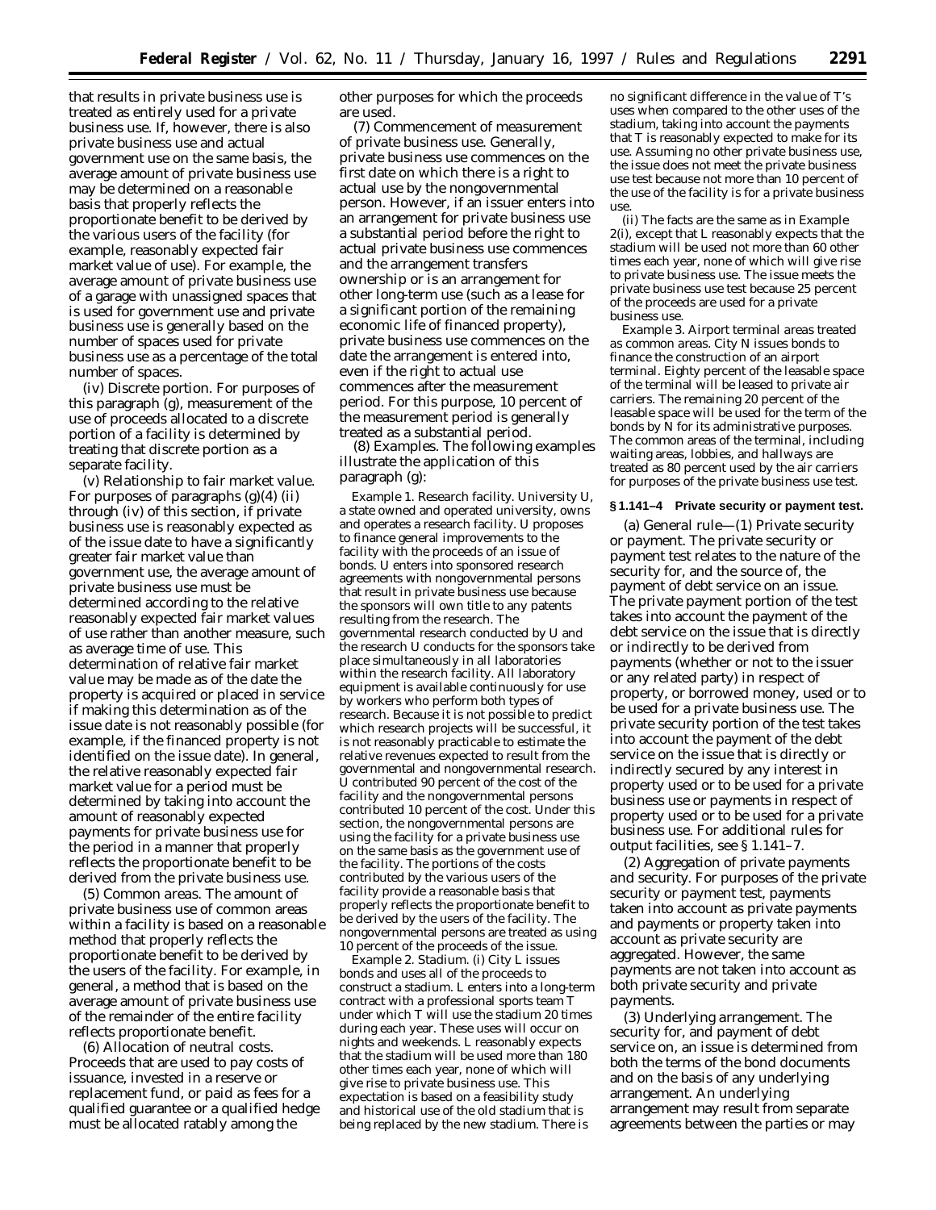that results in private business use is treated as entirely used for a private business use. If, however, there is also private business use and actual government use on the same basis, the average amount of private business use may be determined on a reasonable basis that properly reflects the proportionate benefit to be derived by the various users of the facility (for example, reasonably expected fair market value of use). For example, the average amount of private business use of a garage with unassigned spaces that is used for government use and private business use is generally based on the number of spaces used for private business use as a percentage of the total number of spaces.

(iv) *Discrete portion.* For purposes of this paragraph (g), measurement of the use of proceeds allocated to a discrete portion of a facility is determined by treating that discrete portion as a separate facility.

(v) *Relationship to fair market value.* For purposes of paragraphs (g)(4) (ii) through (iv) of this section, if private business use is reasonably expected as of the issue date to have a significantly greater fair market value than government use, the average amount of private business use must be determined according to the relative reasonably expected fair market values of use rather than another measure, such as average time of use. This determination of relative fair market value may be made as of the date the property is acquired or placed in service if making this determination as of the issue date is not reasonably possible (for example, if the financed property is not identified on the issue date). In general, the relative reasonably expected fair market value for a period must be determined by taking into account the amount of reasonably expected payments for private business use for the period in a manner that properly reflects the proportionate benefit to be derived from the private business use.

(5) *Common areas.* The amount of private business use of common areas within a facility is based on a reasonable method that properly reflects the proportionate benefit to be derived by the users of the facility. For example, in general, a method that is based on the average amount of private business use of the remainder of the entire facility reflects proportionate benefit.

(6) *Allocation of neutral costs.* Proceeds that are used to pay costs of issuance, invested in a reserve or replacement fund, or paid as fees for a qualified guarantee or a qualified hedge must be allocated ratably among the other purposes for which the proceeds are used.

(7) *Commencement of measurement of private business use.* Generally, private business use commences on the first date on which there is a right to actual use by the nongovernmental person. However, if an issuer enters into an arrangement for private business use a substantial period before the right to actual private business use commences and the arrangement transfers ownership or is an arrangement for other long-term use (such as a lease for a significant portion of the remaining economic life of financed property), private business use commences on the date the arrangement is entered into, even if the right to actual use commences after the measurement period. For this purpose, 10 percent of the measurement period is generally treated as a substantial period.

(8) *Examples.* The following examples illustrate the application of this paragraph (g):

*Example 1. Research facility.* University U, a state owned and operated university, owns and operates a research facility. U proposes to finance general improvements to the facility with the proceeds of an issue of bonds. U enters into sponsored research agreements with nongovernmental persons that result in private business use because the sponsors will own title to any patents resulting from the research. The governmental research conducted by U and the research U conducts for the sponsors take place simultaneously in all laboratories within the research facility. All laboratory equipment is available continuously for use by workers who perform both types of research. Because it is not possible to predict which research projects will be successful, it is not reasonably practicable to estimate the relative revenues expected to result from the governmental and nongovernmental research. U contributed 90 percent of the cost of the facility and the nongovernmental persons contributed 10 percent of the cost. Under this section, the nongovernmental persons are using the facility for a private business use on the same basis as the government use of the facility. The portions of the costs contributed by the various users of the facility provide a reasonable basis that properly reflects the proportionate benefit to be derived by the users of the facility. The nongovernmental persons are treated as using 10 percent of the proceeds of the issue.

*Example 2. Stadium.* (i) City L issues bonds and uses all of the proceeds to construct a stadium. L enters into a long-term contract with a professional sports team T under which T will use the stadium 20 times during each year. These uses will occur on nights and weekends. L reasonably expects that the stadium will be used more than 180 other times each year, none of which will give rise to private business use. This expectation is based on a feasibility study and historical use of the old stadium that is being replaced by the new stadium. There is no significant difference in the value of T's uses when compared to the other uses of the stadium, taking into account the payments that T is reasonably expected to make for its use. Assuming no other private business use, the issue does not meet the private business use test because not more than 10 percent of the use of the facility is for a private business use.

(ii) The facts are the same as in *Example 2*(i), except that L reasonably expects that the stadium will be used not more than 60 other times each year, none of which will give rise to private business use. The issue meets the private business use test because 25 percent of the proceeds are used for a private business use.

*Example 3. Airport terminal areas treated as common areas.* City N issues bonds to finance the construction of an airport terminal. Eighty percent of the leasable space of the terminal will be leased to private air carriers. The remaining 20 percent of the leasable space will be used for the term of the bonds by N for its administrative purposes. The common areas of the terminal, including waiting areas, lobbies, and hallways are treated as 80 percent used by the air carriers for purposes of the private business use test.

**§ 1.141–4 Private security or payment test.**

(a) *General rule*—(1) *Private security or payment.* The private security or payment test relates to the nature of the security for, and the source of, the payment of debt service on an issue. The private payment portion of the test takes into account the payment of the debt service on the issue that is directly or indirectly to be derived from payments (whether or not to the issuer or any related party) in respect of property, or borrowed money, used or to be used for a private business use. The private security portion of the test takes into account the payment of the debt service on the issue that is directly or indirectly secured by any interest in property used or to be used for a private business use or payments in respect of property used or to be used for a private business use. For additional rules for output facilities, see § 1.141–7.

(2) *Aggregation of private payments and security.* For purposes of the private security or payment test, payments taken into account as private payments and payments or property taken into account as private security are aggregated. However, the same payments are not taken into account as both private security and private payments.

(3) *Underlying arrangement.* The security for, and payment of debt service on, an issue is determined from both the terms of the bond documents and on the basis of any underlying arrangement. An underlying arrangement may result from separate agreements between the parties or may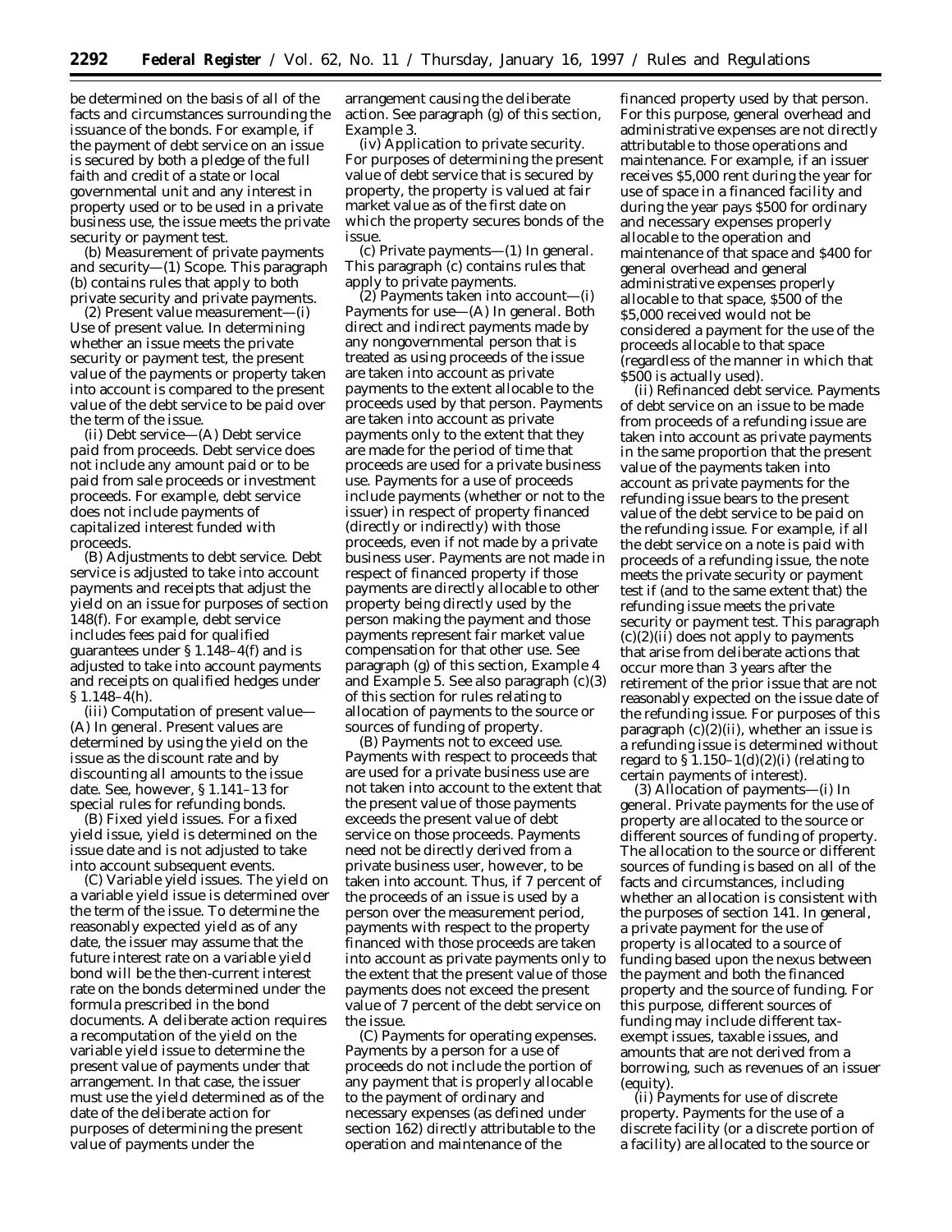be determined on the basis of all of the facts and circumstances surrounding the issuance of the bonds. For example, if the payment of debt service on an issue is secured by both a pledge of the full faith and credit of a state or local governmental unit and any interest in property used or to be used in a private business use, the issue meets the private security or payment test.

(b) *Measurement of private payments and security*—(1) *Scope.* This paragraph (b) contains rules that apply to both private security and private payments.

(2) *Present value measurement*—(i) *Use of present value.* In determining whether an issue meets the private security or payment test, the present value of the payments or property taken into account is compared to the present value of the debt service to be paid over the term of the issue.

(ii) *Debt service*—(A) *Debt service paid from proceeds.* Debt service does not include any amount paid or to be paid from sale proceeds or investment proceeds. For example, debt service does not include payments of capitalized interest funded with proceeds.

(B) *Adjustments to debt service.* Debt service is adjusted to take into account payments and receipts that adjust the yield on an issue for purposes of section 148(f). For example, debt service includes fees paid for qualified guarantees under § 1.148–4(f) and is adjusted to take into account payments and receipts on qualified hedges under § 1.148–4(h).

(iii) *Computation of present value*—(A) *In general.* Present values are determined by using the yield on the issue as the discount rate and by discounting all amounts to the issue date. See, however, § 1.141–13 for special rules for refunding bonds.

(B) *Fixed yield issues.* For a fixed yield issue, yield is determined on the issue date and is not adjusted to take into account subsequent events.

(C) *Variable yield issues.* The yield on a variable yield issue is determined over the term of the issue. To determine the reasonably expected yield as of any date, the issuer may assume that the future interest rate on a variable yield bond will be the then-current interest rate on the bonds determined under the formula prescribed in the bond documents. A deliberate action requires a recomputation of the yield on the variable yield issue to determine the present value of payments under that arrangement. In that case, the issuer must use the yield determined as of the date of the deliberate action for purposes of determining the present value of payments under the arrangement causing the deliberate action. See paragraph (g) of this section, *Example 3*.

(iv) *Application to private security.* For purposes of determining the present value of debt service that is secured by property, the property is valued at fair market value as of the first date on which the property secures bonds of the issue.

(c) *Private payments*—(1) *In general.* This paragraph (c) contains rules that apply to private payments.

(2) *Payments taken into account*—(i) *Payments for use*—(A) *In general.* Both direct and indirect payments made by any nongovernmental person that is treated as using proceeds of the issue are taken into account as private payments to the extent allocable to the proceeds used by that person. Payments are taken into account as private payments only to the extent that they are made for the period of time that proceeds are used for a private business use. Payments for a use of proceeds include payments (whether or not to the issuer) in respect of property financed (directly or indirectly) with those proceeds, even if not made by a private business user. Payments are not made in respect of financed property if those payments are directly allocable to other property being directly used by the person making the payment and those payments represent fair market value compensation for that other use. See paragraph (g) of this section, *Example 4* and *Example 5*. See also paragraph (c)(3) of this section for rules relating to allocation of payments to the source or sources of funding of property.

(B) *Payments not to exceed use.* Payments with respect to proceeds that are used for a private business use are not taken into account to the extent that the present value of those payments exceeds the present value of debt service on those proceeds. Payments need not be directly derived from a private business user, however, to be taken into account. Thus, if 7 percent of the proceeds of an issue is used by a person over the measurement period, payments with respect to the property financed with those proceeds are taken into account as private payments only to the extent that the present value of those payments does not exceed the present value of 7 percent of the debt service on the issue.

(C) *Payments for operating expenses.* Payments by a person for a use of proceeds do not include the portion of any payment that is properly allocable to the payment of ordinary and necessary expenses (as defined under section 162) directly attributable to the operation and maintenance of the financed property used by that person. For this purpose, general overhead and administrative expenses are not directly attributable to those operations and maintenance. For example, if an issuer receives $5,000 rent during the year for use of space in a financed facility and during the year pays $500 for ordinary and necessary expenses properly allocable to the operation and maintenance of that space and $400 for general overhead and general administrative expenses properly allocable to that space, $500 of the $5,000 received would not be considered a payment for the use of the proceeds allocable to that space (regardless of the manner in which that $500 is actually used).

(ii) *Refinanced debt service.* Payments of debt service on an issue to be made from proceeds of a refunding issue are taken into account as private payments in the same proportion that the present value of the payments taken into account as private payments for the refunding issue bears to the present value of the debt service to be paid on the refunding issue. For example, if all the debt service on a note is paid with proceeds of a refunding issue, the note meets the private security or payment test if (and to the same extent that) the refunding issue meets the private security or payment test. This paragraph (c)(2)(ii) does not apply to payments that arise from deliberate actions that occur more than 3 years after the retirement of the prior issue that are not reasonably expected on the issue date of the refunding issue. For purposes of this paragraph (c)(2)(ii), whether an issue is a refunding issue is determined without regard to § 1.150–1(d)(2)(i) (relating to certain payments of interest).

(3) *Allocation of payments*—(i) *In general.* Private payments for the use of property are allocated to the source or different sources of funding of property. The allocation to the source or different sources of funding is based on all of the facts and circumstances, including whether an allocation is consistent with the purposes of section 141. In general, a private payment for the use of property is allocated to a source of funding based upon the nexus between the payment and both the financed property and the source of funding. For this purpose, different sources of funding may include different tax-exempt issues, taxable issues, and amounts that are not derived from a borrowing, such as revenues of an issuer (equity).

(ii) *Payments for use of discrete property.* Payments for the use of a discrete facility (or a discrete portion of a facility) are allocated to the source or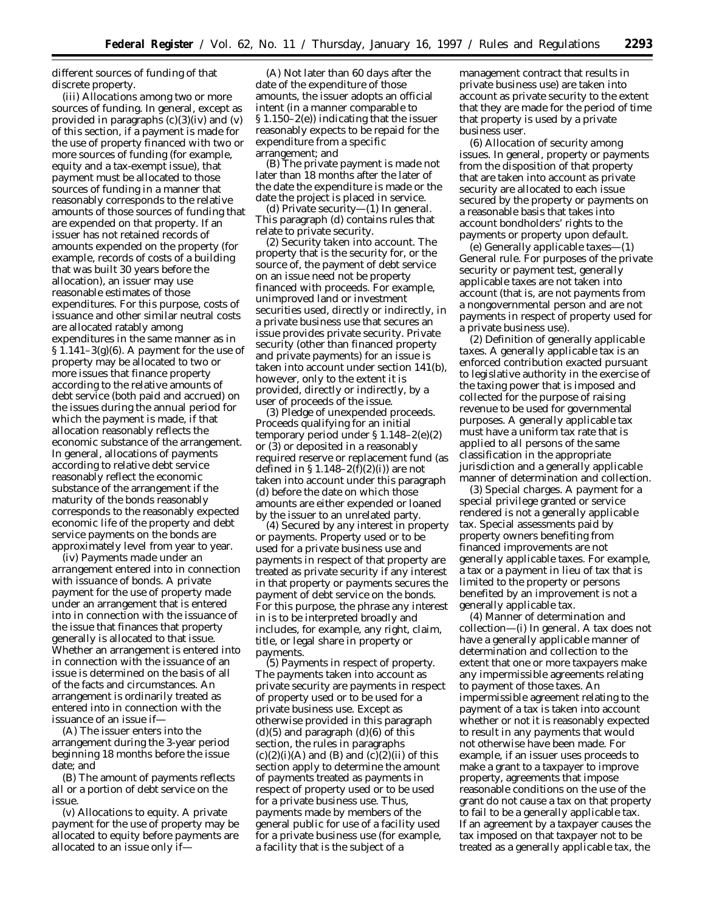different sources of funding of that discrete property.

(iii) *Allocations among two or more sources of funding.* In general, except as provided in paragraphs (c)(3)(iv) and (v) of this section, if a payment is made for the use of property financed with two or more sources of funding (for example, equity and a tax-exempt issue), that payment must be allocated to those sources of funding in a manner that reasonably corresponds to the relative amounts of those sources of funding that are expended on that property. If an issuer has not retained records of amounts expended on the property (for example, records of costs of a building that was built 30 years before the allocation), an issuer may use reasonable estimates of those expenditures. For this purpose, costs of issuance and other similar neutral costs are allocated ratably among expenditures in the same manner as in § 1.141–3(g)(6). A payment for the use of property may be allocated to two or more issues that finance property according to the relative amounts of debt service (both paid and accrued) on the issues during the annual period for which the payment is made, if that allocation reasonably reflects the economic substance of the arrangement. In general, allocations of payments according to relative debt service reasonably reflect the economic substance of the arrangement if the maturity of the bonds reasonably corresponds to the reasonably expected economic life of the property and debt service payments on the bonds are approximately level from year to year.

(iv) *Payments made under an arrangement entered into in connection with issuance of bonds.* A private payment for the use of property made under an arrangement that is entered into in connection with the issuance of the issue that finances that property generally is allocated to that issue. Whether an arrangement is entered into in connection with the issuance of an issue is determined on the basis of all of the facts and circumstances. An arrangement is ordinarily treated as entered into in connection with the issuance of an issue if—

(A) The issuer enters into the arrangement during the 3-year period beginning 18 months before the issue date; and

(B) The amount of payments reflects all or a portion of debt service on the issue.

(v) *Allocations to equity.* A private payment for the use of property may be allocated to equity before payments are allocated to an issue only if—

(A) Not later than 60 days after the date of the expenditure of those amounts, the issuer adopts an official intent (in a manner comparable to § 1.150–2(e)) indicating that the issuer reasonably expects to be repaid for the expenditure from a specific arrangement; and

(B) The private payment is made not later than 18 months after the later of the date the expenditure is made or the date the project is placed in service.

(d) *Private security*—(1) *In general.* This paragraph (d) contains rules that relate to private security.

(2) *Security taken into account.* The property that is the security for, or the source of, the payment of debt service on an issue need not be property financed with proceeds. For example, unimproved land or investment securities used, directly or indirectly, in a private business use that secures an issue provides private security. Private security (other than financed property and private payments) for an issue is taken into account under section 141(b), however, only to the extent it is provided, directly or indirectly, by a user of proceeds of the issue.

(3) *Pledge of unexpended proceeds.* Proceeds qualifying for an initial temporary period under § 1.148–2(e)(2) or (3) or deposited in a reasonably required reserve or replacement fund (as defined in § 1.148–2(f)(2)(i)) are not taken into account under this paragraph (d) before the date on which those amounts are either expended or loaned by the issuer to an unrelated party.

(4) *Secured by any interest in property or payments.* Property used or to be used for a private business use and payments in respect of that property are treated as private security if any interest in that property or payments secures the payment of debt service on the bonds. For this purpose, the phrase *any interest in* is to be interpreted broadly and includes, for example, any right, claim, title, or legal share in property or payments.

(5) *Payments in respect of property.* The payments taken into account as private security are payments in respect of property used or to be used for a private business use. Except as otherwise provided in this paragraph (d)(5) and paragraph (d)(6) of this section, the rules in paragraphs (c)(2)(i)(A) and (B) and (c)(2)(ii) of this section apply to determine the amount of payments treated as payments in respect of property used or to be used for a private business use. Thus, payments made by members of the general public for use of a facility used for a private business use (for example, a facility that is the subject of a management contract that results in private business use) are taken into account as private security to the extent that they are made for the period of time that property is used by a private business user.

(6) *Allocation of security among issues.* In general, property or payments from the disposition of that property that are taken into account as private security are allocated to each issue secured by the property or payments on a reasonable basis that takes into account bondholders' rights to the payments or property upon default.

(e) *Generally applicable taxes*—(1) *General rule.* For purposes of the private security or payment test, generally applicable taxes are not taken into account (that is, are not payments from a nongovernmental person and are not payments in respect of property used for a private business use).

(2) *Definition of generally applicable taxes.* A generally applicable tax is an enforced contribution exacted pursuant to legislative authority in the exercise of the taxing power that is imposed and collected for the purpose of raising revenue to be used for governmental purposes. A generally applicable tax must have a uniform tax rate that is applied to all persons of the same classification in the appropriate jurisdiction and a generally applicable manner of determination and collection.

(3) *Special charges.* A payment for a special privilege granted or service rendered is not a generally applicable tax. Special assessments paid by property owners benefiting from financed improvements are not generally applicable taxes. For example, a tax or a payment in lieu of tax that is limited to the property or persons benefited by an improvement is not a generally applicable tax.

(4) *Manner of determination and collection*—(i) *In general.* A tax does not have a generally applicable manner of determination and collection to the extent that one or more taxpayers make any impermissible agreements relating to payment of those taxes. An impermissible agreement relating to the payment of a tax is taken into account whether or not it is reasonably expected to result in any payments that would not otherwise have been made. For example, if an issuer uses proceeds to make a grant to a taxpayer to improve property, agreements that impose reasonable conditions on the use of the grant do not cause a tax on that property to fail to be a generally applicable tax. If an agreement by a taxpayer causes the tax imposed on that taxpayer not to be treated as a generally applicable tax, the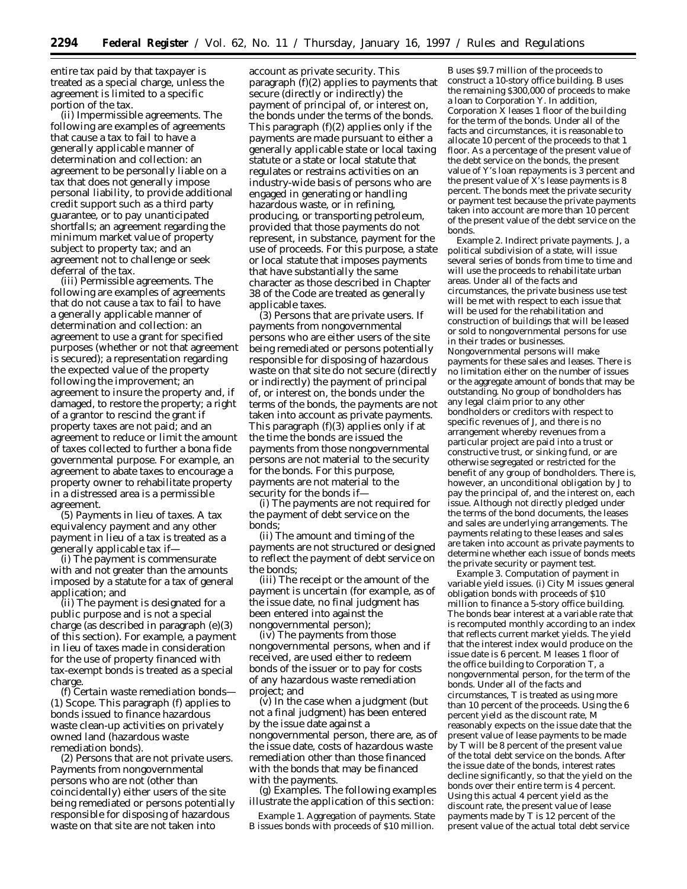entire tax paid by that taxpayer is treated as a special charge, unless the agreement is limited to a specific portion of the tax.

(ii) *Impermissible agreements.* The following are examples of agreements that cause a tax to fail to have a generally applicable manner of determination and collection: an agreement to be personally liable on a tax that does not generally impose personal liability, to provide additional credit support such as a third party guarantee, or to pay unanticipated shortfalls; an agreement regarding the minimum market value of property subject to property tax; and an agreement not to challenge or seek deferral of the tax.

(iii) *Permissible agreements.* The following are examples of agreements that do not cause a tax to fail to have a generally applicable manner of determination and collection: an agreement to use a grant for specified purposes (whether or not that agreement is secured); a representation regarding the expected value of the property following the improvement; an agreement to insure the property and, if damaged, to restore the property; a right of a grantor to rescind the grant if property taxes are not paid; and an agreement to reduce or limit the amount of taxes collected to further a bona fide governmental purpose. For example, an agreement to abate taxes to encourage a property owner to rehabilitate property in a distressed area is a permissible agreement.

(5) *Payments in lieu of taxes.* A tax equivalency payment and any other payment in lieu of a tax is treated as a generally applicable tax if—

(i) The payment is commensurate with and not greater than the amounts imposed by a statute for a tax of general application; and

(ii) The payment is designated for a public purpose and is not a special charge (as described in paragraph (e)(3) of this section). For example, a payment in lieu of taxes made in consideration for the use of property financed with tax-exempt bonds is treated as a special charge.

(f) *Certain waste remediation bonds*—(1) *Scope.* This paragraph (f) applies to bonds issued to finance hazardous waste clean-up activities on privately owned land (hazardous waste remediation bonds).

(2) *Persons that are not private users.* Payments from nongovernmental persons who are not (other than coincidentally) either users of the site being remediated or persons potentially responsible for disposing of hazardous waste on that site are not taken into account as private security. This paragraph (f)(2) applies to payments that secure (directly or indirectly) the payment of principal of, or interest on, the bonds under the terms of the bonds. This paragraph (f)(2) applies only if the payments are made pursuant to either a generally applicable state or local taxing statute or a state or local statute that regulates or restrains activities on an industry-wide basis of persons who are engaged in generating or handling hazardous waste, or in refining, producing, or transporting petroleum, provided that those payments do not represent, in substance, payment for the use of proceeds. For this purpose, a state or local statute that imposes payments that have substantially the same character as those described in Chapter 38 of the Code are treated as generally applicable taxes.

(3) *Persons that are private users.* If payments from nongovernmental persons who are either users of the site being remediated or persons potentially responsible for disposing of hazardous waste on that site do not secure (directly or indirectly) the payment of principal of, or interest on, the bonds under the terms of the bonds, the payments are not taken into account as private payments. This paragraph (f)(3) applies only if at the time the bonds are issued the payments from those nongovernmental persons are not material to the security for the bonds. For this purpose, payments are not material to the security for the bonds if—

(i) The payments are not required for the payment of debt service on the bonds;

(ii) The amount and timing of the payments are not structured or designed to reflect the payment of debt service on the bonds;

(iii) The receipt or the amount of the payment is uncertain (for example, as of the issue date, no final judgment has been entered into against the nongovernmental person);

(iv) The payments from those nongovernmental persons, when and if received, are used either to redeem bonds of the issuer or to pay for costs of any hazardous waste remediation project; and

(v) In the case when a judgment (but not a final judgment) has been entered by the issue date against a nongovernmental person, there are, as of the issue date, costs of hazardous waste remediation other than those financed with the bonds that may be financed with the payments.

(g) *Examples.* The following examples illustrate the application of this section:

*Example 1. Aggregation of payments.* State B issues bonds with proceeds of $10 million. B uses $9.7 million of the proceeds to construct a 10-story office building. B uses the remaining $300,000 of proceeds to make a loan to Corporation Y. In addition, Corporation X leases 1 floor of the building for the term of the bonds. Under all of the facts and circumstances, it is reasonable to allocate 10 percent of the proceeds to that 1 floor. As a percentage of the present value of the debt service on the bonds, the present value of Y's loan repayments is 3 percent and the present value of X's lease payments is 8 percent. The bonds meet the private security or payment test because the private payments taken into account are more than 10 percent of the present value of the debt service on the bonds.

*Example 2. Indirect private payments.* J, a political subdivision of a state, will issue several series of bonds from time to time and will use the proceeds to rehabilitate urban areas. Under all of the facts and circumstances, the private business use test will be met with respect to each issue that will be used for the rehabilitation and construction of buildings that will be leased or sold to nongovernmental persons for use in their trades or businesses. Nongovernmental persons will make payments for these sales and leases. There is no limitation either on the number of issues or the aggregate amount of bonds that may be outstanding. No group of bondholders has any legal claim prior to any other bondholders or creditors with respect to specific revenues of J, and there is no arrangement whereby revenues from a particular project are paid into a trust or constructive trust, or sinking fund, or are otherwise segregated or restricted for the benefit of any group of bondholders. There is, however, an unconditional obligation by J to pay the principal of, and the interest on, each issue. Although not directly pledged under the terms of the bond documents, the leases and sales are underlying arrangements. The payments relating to these leases and sales are taken into account as private payments to determine whether each issue of bonds meets the private security or payment test.

*Example 3. Computation of payment in variable yield issues.* (i) City M issues general obligation bonds with proceeds of $10 million to finance a 5-story office building. The bonds bear interest at a variable rate that is recomputed monthly according to an index that reflects current market yields. The yield that the interest index would produce on the issue date is 6 percent. M leases 1 floor of the office building to Corporation T, a nongovernmental person, for the term of the bonds. Under all of the facts and circumstances, T is treated as using more than 10 percent of the proceeds. Using the 6 percent yield as the discount rate, M reasonably expects on the issue date that the present value of lease payments to be made by T will be 8 percent of the present value of the total debt service on the bonds. After the issue date of the bonds, interest rates decline significantly, so that the yield on the bonds over their entire term is 4 percent. Using this actual 4 percent yield as the discount rate, the present value of lease payments made by T is 12 percent of the present value of the actual total debt service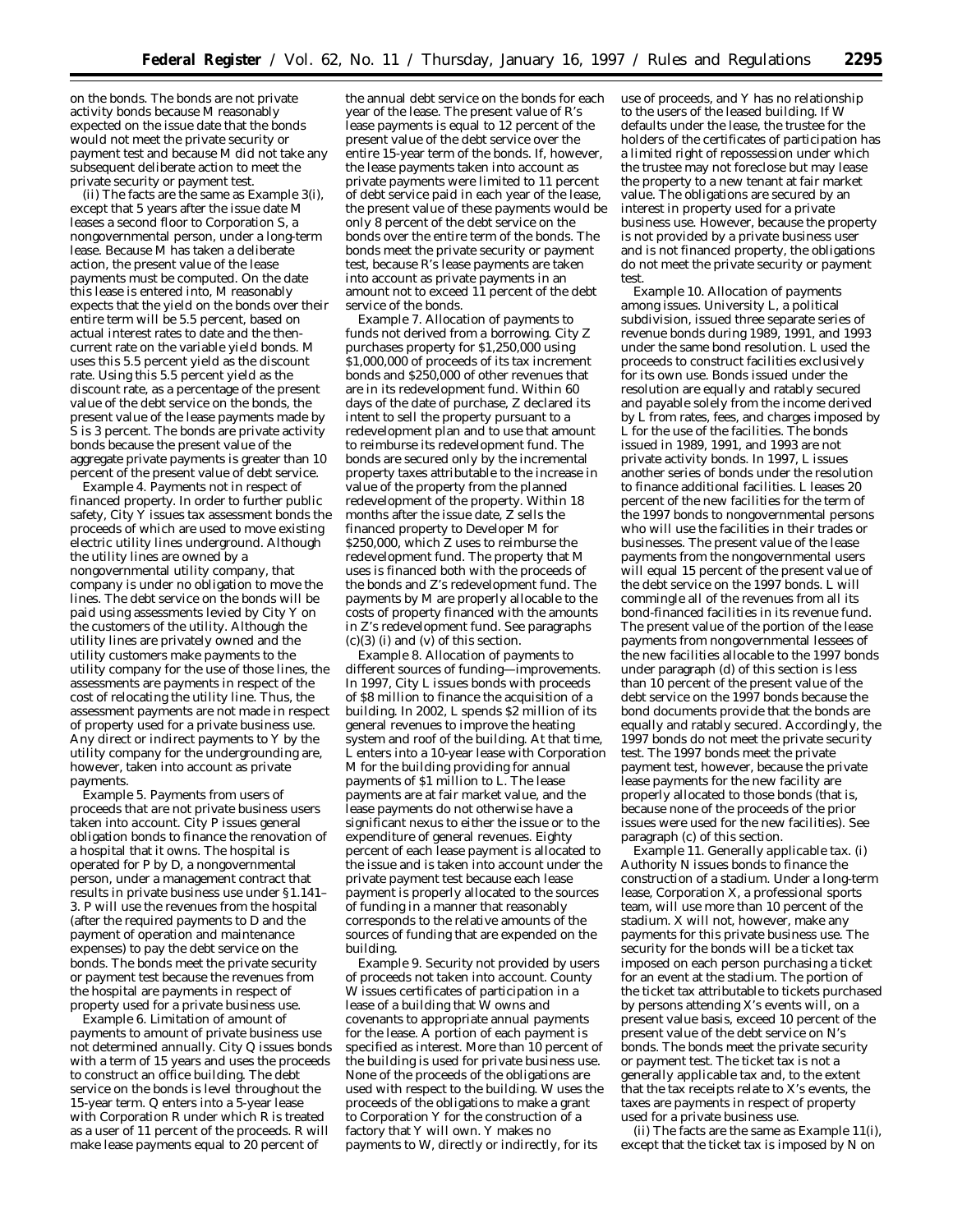on the bonds. The bonds are not private activity bonds because M reasonably expected on the issue date that the bonds would not meet the private security or payment test and because M did not take any subsequent deliberate action to meet the private security or payment test.

(ii) The facts are the same as *Example 3(i)*, except that 5 years after the issue date M leases a second floor to Corporation S, a nongovernmental person, under a long-term lease. Because M has taken a deliberate action, the present value of the lease payments must be computed. On the date this lease is entered into, M reasonably expects that the yield on the bonds over their entire term will be 5.5 percent, based on actual interest rates to date and the then-current rate on the variable yield bonds. M uses this 5.5 percent yield as the discount rate. Using this 5.5 percent yield as the discount rate, as a percentage of the present value of the debt service on the bonds, the present value of the lease payments made by S is 3 percent. The bonds are private activity bonds because the present value of the aggregate private payments is greater than 10 percent of the present value of debt service.

*Example 4. Payments not in respect of financed property.* In order to further public safety, City Y issues tax assessment bonds the proceeds of which are used to move existing electric utility lines underground. Although the utility lines are owned by a nongovernmental utility company, that company is under no obligation to move the lines. The debt service on the bonds will be paid using assessments levied by City Y on the customers of the utility. Although the utility lines are privately owned and the utility customers make payments to the utility company for the use of those lines, the assessments are payments in respect of the cost of relocating the utility line. Thus, the assessment payments are not made in respect of property used for a private business use. Any direct or indirect payments to Y by the utility company for the undergrounding are, however, taken into account as private payments.

*Example 5. Payments from users of proceeds that are not private business users taken into account.* City P issues general obligation bonds to finance the renovation of a hospital that it owns. The hospital is operated for P by D, a nongovernmental person, under a management contract that results in private business use under §1.141–3. P will use the revenues from the hospital (after the required payments to D and the payment of operation and maintenance expenses) to pay the debt service on the bonds. The bonds meet the private security or payment test because the revenues from the hospital are payments in respect of property used for a private business use.

*Example 6. Limitation of amount of payments to amount of private business use not determined annually.* City Q issues bonds with a term of 15 years and uses the proceeds to construct an office building. The debt service on the bonds is level throughout the 15-year term. Q enters into a 5-year lease with Corporation R under which R is treated as a user of 11 percent of the proceeds. R will make lease payments equal to 20 percent of the annual debt service on the bonds for each year of the lease. The present value of R's lease payments is equal to 12 percent of the present value of the debt service over the entire 15-year term of the bonds. If, however, the lease payments taken into account as private payments were limited to 11 percent of debt service paid in each year of the lease, the present value of these payments would be only 8 percent of the debt service on the bonds over the entire term of the bonds. The bonds meet the private security or payment test, because R's lease payments are taken into account as private payments in an amount not to exceed 11 percent of the debt service of the bonds.

*Example 7. Allocation of payments to funds not derived from a borrowing.* City Z purchases property for $1,250,000 using $1,000,000 of proceeds of its tax increment bonds and $250,000 of other revenues that are in its redevelopment fund. Within 60 days of the date of purchase, Z declared its intent to sell the property pursuant to a redevelopment plan and to use that amount to reimburse its redevelopment fund. The bonds are secured only by the incremental property taxes attributable to the increase in value of the property from the planned redevelopment of the property. Within 18 months after the issue date, Z sells the financed property to Developer M for $250,000, which Z uses to reimburse the redevelopment fund. The property that M uses is financed both with the proceeds of the bonds and Z's redevelopment fund. The payments by M are properly allocable to the costs of property financed with the amounts in Z's redevelopment fund. See paragraphs (c)(3) (i) and (v) of this section.

*Example 8. Allocation of payments to different sources of funding—improvements.* In 1997, City L issues bonds with proceeds of $8 million to finance the acquisition of a building. In 2002, L spends $2 million of its general revenues to improve the heating system and roof of the building. At that time, L enters into a 10-year lease with Corporation M for the building providing for annual payments of $1 million to L. The lease payments are at fair market value, and the lease payments do not otherwise have a significant nexus to either the issue or to the expenditure of general revenues. Eighty percent of each lease payment is allocated to the issue and is taken into account under the private payment test because each lease payment is properly allocated to the sources of funding in a manner that reasonably corresponds to the relative amounts of the sources of funding that are expended on the building.

*Example 9. Security not provided by users of proceeds not taken into account.* County W issues certificates of participation in a lease of a building that W owns and covenants to appropriate annual payments for the lease. A portion of each payment is specified as interest. More than 10 percent of the building is used for private business use. None of the proceeds of the obligations are used with respect to the building. W uses the proceeds of the obligations to make a grant to Corporation Y for the construction of a factory that Y will own. Y makes no payments to W, directly or indirectly, for its use of proceeds, and Y has no relationship to the users of the leased building. If W defaults under the lease, the trustee for the holders of the certificates of participation has a limited right of repossession under which the trustee may not foreclose but may lease the property to a new tenant at fair market value. The obligations are secured by an interest in property used for a private business use. However, because the property is not provided by a private business user and is not financed property, the obligations do not meet the private security or payment test.

*Example 10. Allocation of payments among issues.* University L, a political subdivision, issued three separate series of revenue bonds during 1989, 1991, and 1993 under the same bond resolution. L used the proceeds to construct facilities exclusively for its own use. Bonds issued under the resolution are equally and ratably secured and payable solely from the income derived by L from rates, fees, and charges imposed by L for the use of the facilities. The bonds issued in 1989, 1991, and 1993 are not private activity bonds. In 1997, L issues another series of bonds under the resolution to finance additional facilities. L leases 20 percent of the new facilities for the term of the 1997 bonds to nongovernmental persons who will use the facilities in their trades or businesses. The present value of the lease payments from the nongovernmental users will equal 15 percent of the present value of the debt service on the 1997 bonds. L will commingle all of the revenues from all its bond-financed facilities in its revenue fund. The present value of the portion of the lease payments from nongovernmental lessees of the new facilities allocable to the 1997 bonds under paragraph (d) of this section is less than 10 percent of the present value of the debt service on the 1997 bonds because the bond documents provide that the bonds are equally and ratably secured. Accordingly, the 1997 bonds do not meet the private security test. The 1997 bonds meet the private payment test, however, because the private lease payments for the new facility are properly allocated to those bonds (that is, because none of the proceeds of the prior issues were used for the new facilities). See paragraph (c) of this section.

*Example 11. Generally applicable tax.* (i) Authority N issues bonds to finance the construction of a stadium. Under a long-term lease, Corporation X, a professional sports team, will use more than 10 percent of the stadium. X will not, however, make any payments for this private business use. The security for the bonds will be a ticket tax imposed on each person purchasing a ticket for an event at the stadium. The portion of the ticket tax attributable to tickets purchased by persons attending X's events will, on a present value basis, exceed 10 percent of the present value of the debt service on N's bonds. The bonds meet the private security or payment test. The ticket tax is not a generally applicable tax and, to the extent that the tax receipts relate to X's events, the taxes are payments in respect of property used for a private business use.

(ii) The facts are the same as *Example 11(i)*, except that the ticket tax is imposed by N on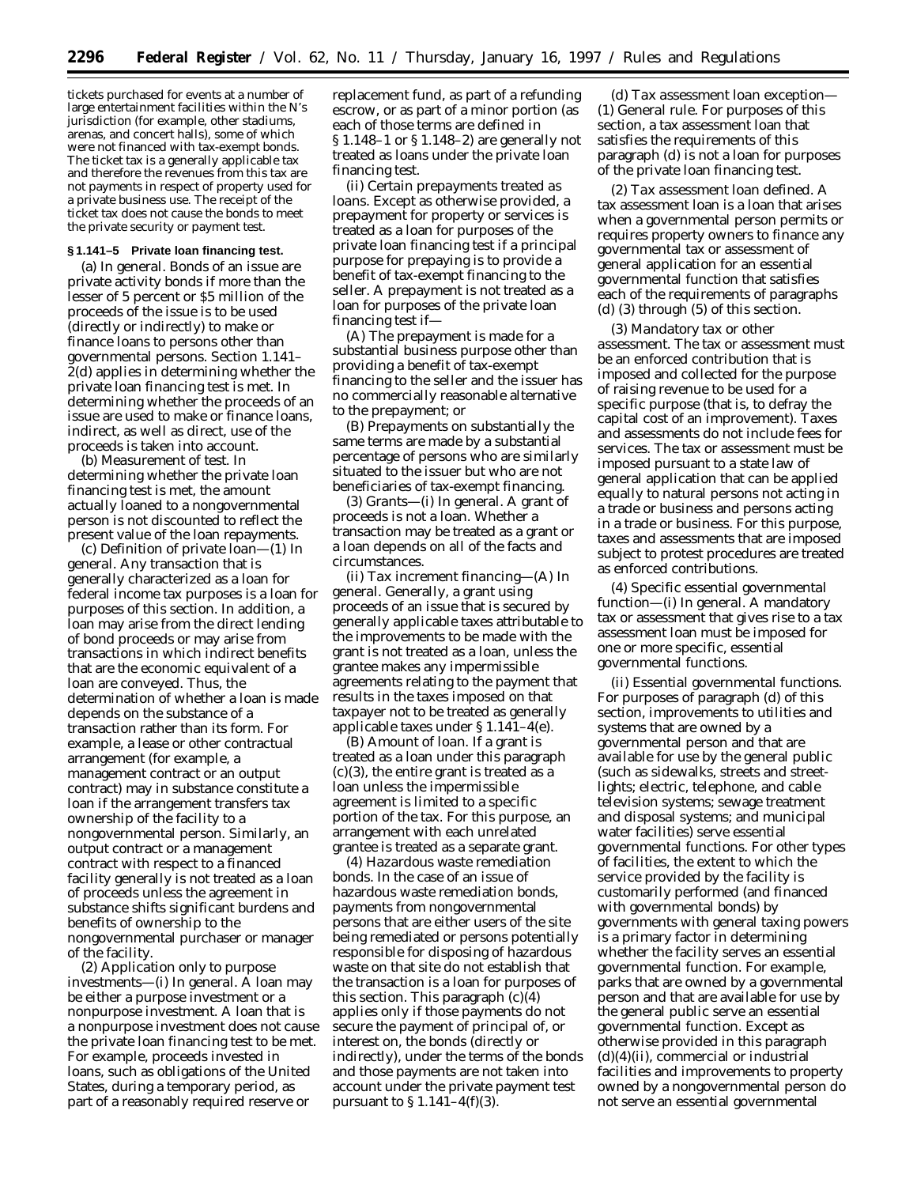tickets purchased for events at a number of large entertainment facilities within the N's jurisdiction (for example, other stadiums, arenas, and concert halls), some of which were not financed with tax-exempt bonds. The ticket tax is a generally applicable tax and therefore the revenues from this tax are not payments in respect of property used for a private business use. The receipt of the ticket tax does not cause the bonds to meet the private security or payment test.

**§ 1.141–5 Private loan financing test.**

(a) *In general.* Bonds of an issue are private activity bonds if more than the lesser of 5 percent or $5 million of the proceeds of the issue is to be used (directly or indirectly) to make or finance loans to persons other than governmental persons. Section 1.141–2(d) applies in determining whether the private loan financing test is met. In determining whether the proceeds of an issue are used to make or finance loans, indirect, as well as direct, use of the proceeds is taken into account.

(b) *Measurement of test.* In determining whether the private loan financing test is met, the amount actually loaned to a nongovernmental person is not discounted to reflect the present value of the loan repayments.

(c) *Definition of private loan*—(1) *In general.* Any transaction that is generally characterized as a loan for federal income tax purposes is a loan for purposes of this section. In addition, a loan may arise from the direct lending of bond proceeds or may arise from transactions in which indirect benefits that are the economic equivalent of a loan are conveyed. Thus, the determination of whether a loan is made depends on the substance of a transaction rather than its form. For example, a lease or other contractual arrangement (for example, a management contract or an output contract) may in substance constitute a loan if the arrangement transfers tax ownership of the facility to a nongovernmental person. Similarly, an output contract or a management contract with respect to a financed facility generally is not treated as a loan of proceeds unless the agreement in substance shifts significant burdens and benefits of ownership to the nongovernmental purchaser or manager of the facility.

(2) *Application only to purpose investments*—(i) *In general.* A loan may be either a purpose investment or a nonpurpose investment. A loan that is a nonpurpose investment does not cause the private loan financing test to be met. For example, proceeds invested in loans, such as obligations of the United States, during a temporary period, as part of a reasonably required reserve or replacement fund, as part of a refunding escrow, or as part of a minor portion (as each of those terms are defined in § 1.148–1 or § 1.148–2) are generally not treated as loans under the private loan financing test.

(ii) *Certain prepayments treated as loans.* Except as otherwise provided, a prepayment for property or services is treated as a loan for purposes of the private loan financing test if a principal purpose for prepaying is to provide a benefit of tax-exempt financing to the seller. A prepayment is not treated as a loan for purposes of the private loan financing test if—

(A) The prepayment is made for a substantial business purpose other than providing a benefit of tax-exempt financing to the seller and the issuer has no commercially reasonable alternative to the prepayment; or

(B) Prepayments on substantially the same terms are made by a substantial percentage of persons who are similarly situated to the issuer but who are not beneficiaries of tax-exempt financing.

(3) *Grants*—(i) *In general.* A grant of proceeds is not a loan. Whether a transaction may be treated as a grant or a loan depends on all of the facts and circumstances.

(ii) *Tax increment financing*—(A) *In general.* Generally, a grant using proceeds of an issue that is secured by generally applicable taxes attributable to the improvements to be made with the grant is not treated as a loan, unless the grantee makes any impermissible agreements relating to the payment that results in the taxes imposed on that taxpayer not to be treated as generally applicable taxes under § 1.141–4(e).

(B) *Amount of loan.* If a grant is treated as a loan under this paragraph (c)(3), the entire grant is treated as a loan unless the impermissible agreement is limited to a specific portion of the tax. For this purpose, an arrangement with each unrelated grantee is treated as a separate grant.

(4) *Hazardous waste remediation bonds.* In the case of an issue of hazardous waste remediation bonds, payments from nongovernmental persons that are either users of the site being remediated or persons potentially responsible for disposing of hazardous waste on that site do not establish that the transaction is a loan for purposes of this section. This paragraph (c)(4) applies only if those payments do not secure the payment of principal of, or interest on, the bonds (directly or indirectly), under the terms of the bonds and those payments are not taken into account under the private payment test pursuant to § 1.141–4(f)(3).

(d) *Tax assessment loan exception*—(1) *General rule.* For purposes of this section, a tax assessment loan that satisfies the requirements of this paragraph (d) is not a loan for purposes of the private loan financing test.

(2) *Tax assessment loan defined.* A tax assessment loan is a loan that arises when a governmental person permits or requires property owners to finance any governmental tax or assessment of general application for an essential governmental function that satisfies each of the requirements of paragraphs (d) (3) through (5) of this section.

(3) *Mandatory tax or other assessment.* The tax or assessment must be an enforced contribution that is imposed and collected for the purpose of raising revenue to be used for a specific purpose (that is, to defray the capital cost of an improvement). Taxes and assessments do not include fees for services. The tax or assessment must be imposed pursuant to a state law of general application that can be applied equally to natural persons not acting in a trade or business and persons acting in a trade or business. For this purpose, taxes and assessments that are imposed subject to protest procedures are treated as enforced contributions.

(4) *Specific essential governmental function*—(i) *In general.* A mandatory tax or assessment that gives rise to a tax assessment loan must be imposed for one or more specific, essential governmental functions.

(ii) *Essential governmental functions.* For purposes of paragraph (d) of this section, improvements to utilities and systems that are owned by a governmental person and that are available for use by the general public (such as sidewalks, streets and street-lights; electric, telephone, and cable television systems; sewage treatment and disposal systems; and municipal water facilities) serve essential governmental functions. For other types of facilities, the extent to which the service provided by the facility is customarily performed (and financed with governmental bonds) by governments with general taxing powers is a primary factor in determining whether the facility serves an essential governmental function. For example, parks that are owned by a governmental person and that are available for use by the general public serve an essential governmental function. Except as otherwise provided in this paragraph (d)(4)(ii), commercial or industrial facilities and improvements to property owned by a nongovernmental person do not serve an essential governmental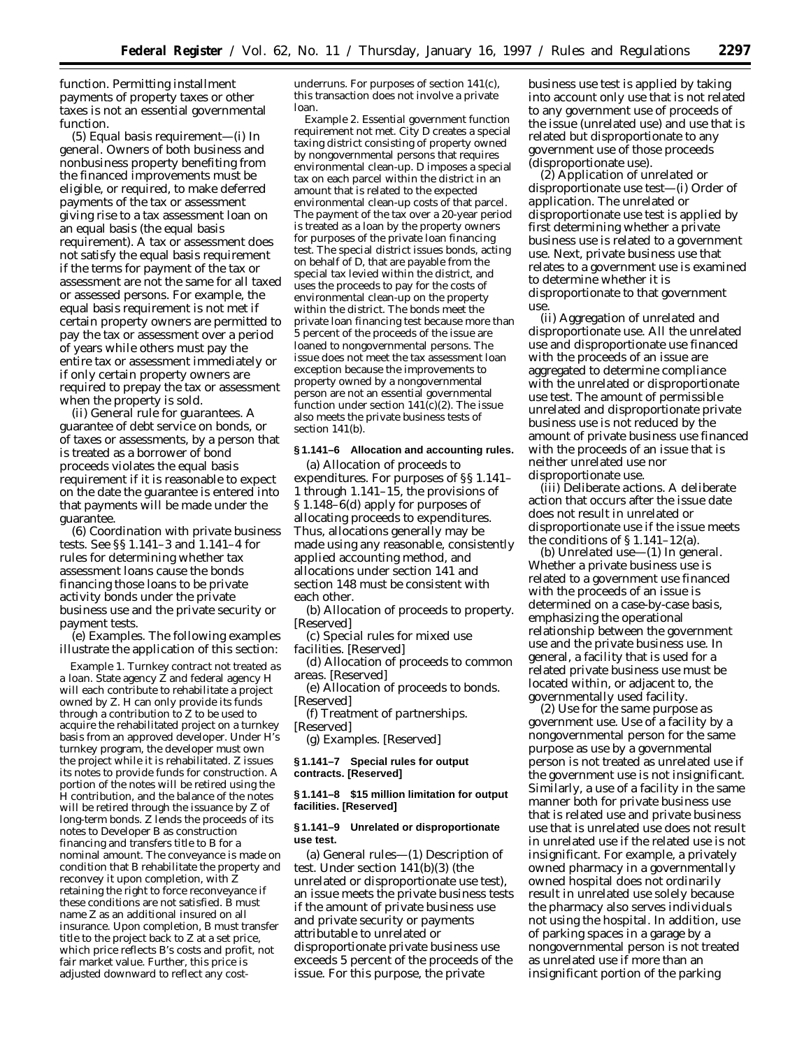function. Permitting installment payments of property taxes or other taxes is not an essential governmental function.

(5) *Equal basis requirement*—(i) *In general.* Owners of both business and nonbusiness property benefiting from the financed improvements must be eligible, or required, to make deferred payments of the tax or assessment giving rise to a tax assessment loan on an equal basis (the equal basis requirement). A tax or assessment does not satisfy the equal basis requirement if the terms for payment of the tax or assessment are not the same for all taxed or assessed persons. For example, the equal basis requirement is not met if certain property owners are permitted to pay the tax or assessment over a period of years while others must pay the entire tax or assessment immediately or if only certain property owners are required to prepay the tax or assessment when the property is sold.

(ii) *General rule for guarantees.* A guarantee of debt service on bonds, or of taxes or assessments, by a person that is treated as a borrower of bond proceeds violates the equal basis requirement if it is reasonable to expect on the date the guarantee is entered into that payments will be made under the guarantee.

(6) *Coordination with private business tests.* See §§ 1.141–3 and 1.141–4 for rules for determining whether tax assessment loans cause the bonds financing those loans to be private activity bonds under the private business use and the private security or payment tests.

(e) *Examples.* The following examples illustrate the application of this section:

*Example 1. Turnkey contract not treated as a loan.* State agency Z and federal agency H will each contribute to rehabilitate a project owned by Z. H can only provide its funds through a contribution to Z to be used to acquire the rehabilitated project on a turnkey basis from an approved developer. Under H's turnkey program, the developer must own the project while it is rehabilitated. Z issues its notes to provide funds for construction. A portion of the notes will be retired using the H contribution, and the balance of the notes will be retired through the issuance by Z of long-term bonds. Z lends the proceeds of its notes to Developer B as construction financing and transfers title to B for a nominal amount. The conveyance is made on condition that B rehabilitate the property and reconvey it upon completion, with Z retaining the right to force reconveyance if these conditions are not satisfied. B must name Z as an additional insured on all insurance. Upon completion, B must transfer title to the project back to Z at a set price, which price reflects B's costs and profit, not fair market value. Further, this price is adjusted downward to reflect any cost-underruns. For purposes of section 141(c), this transaction does not involve a private loan.

*Example 2. Essential government function requirement not met.* City D creates a special taxing district consisting of property owned by nongovernmental persons that requires environmental clean-up. D imposes a special tax on each parcel within the district in an amount that is related to the expected environmental clean-up costs of that parcel. The payment of the tax over a 20-year period is treated as a loan by the property owners for purposes of the private loan financing test. The special district issues bonds, acting on behalf of D, that are payable from the special tax levied within the district, and uses the proceeds to pay for the costs of environmental clean-up on the property within the district. The bonds meet the private loan financing test because more than 5 percent of the proceeds of the issue are loaned to nongovernmental persons. The issue does not meet the tax assessment loan exception because the improvements to property owned by a nongovernmental person are not an essential governmental function under section 141(c)(2). The issue also meets the private business tests of section 141(b).

**§ 1.141–6 Allocation and accounting rules.**

(a) *Allocation of proceeds to expenditures.* For purposes of §§ 1.141–1 through 1.141–15, the provisions of § 1.148–6(d) apply for purposes of allocating proceeds to expenditures. Thus, allocations generally may be made using any reasonable, consistently applied accounting method, and allocations under section 141 and section 148 must be consistent with each other.

(b) *Allocation of proceeds to property.* [Reserved]

(c) *Special rules for mixed use facilities.* [Reserved]

(d) *Allocation of proceeds to common areas.* [Reserved]

(e) *Allocation of proceeds to bonds.* [Reserved]

(f) *Treatment of partnerships.* [Reserved]

(g) *Examples.* [Reserved]

**§ 1.141–7 Special rules for output contracts. [Reserved]**

**§ 1.141–8 $15 million limitation for output facilities. [Reserved]**

**§ 1.141–9 Unrelated or disproportionate use test.**

(a) *General rules*—(1) *Description of test.* Under section 141(b)(3) (the unrelated or disproportionate use test), an issue meets the private business tests if the amount of private business use and private security or payments attributable to unrelated or disproportionate private business use exceeds 5 percent of the proceeds of the issue. For this purpose, the private business use test is applied by taking into account only use that is not related to any government use of proceeds of the issue (unrelated use) and use that is related but disproportionate to any government use of those proceeds (disproportionate use).

(2) *Application of unrelated or disproportionate use test*—(i) *Order of application.* The unrelated or disproportionate use test is applied by first determining whether a private business use is related to a government use. Next, private business use that relates to a government use is examined to determine whether it is disproportionate to that government use.

(ii) *Aggregation of unrelated and disproportionate use.* All the unrelated use and disproportionate use financed with the proceeds of an issue are aggregated to determine compliance with the unrelated or disproportionate use test. The amount of permissible unrelated and disproportionate private business use is not reduced by the amount of private business use financed with the proceeds of an issue that is neither unrelated use nor disproportionate use.

(iii) *Deliberate actions.* A deliberate action that occurs after the issue date does not result in unrelated or disproportionate use if the issue meets the conditions of § 1.141–12(a).

(b) *Unrelated use*—(1) *In general.* Whether a private business use is related to a government use financed with the proceeds of an issue is determined on a case-by-case basis, emphasizing the operational relationship between the government use and the private business use. In general, a facility that is used for a related private business use must be located within, or adjacent to, the governmentally used facility.

(2) *Use for the same purpose as government use.* Use of a facility by a nongovernmental person for the same purpose as use by a governmental person is not treated as unrelated use if the government use is not insignificant. Similarly, a use of a facility in the same manner both for private business use that is related use and private business use that is unrelated use does not result in unrelated use if the related use is not insignificant. For example, a privately owned pharmacy in a governmentally owned hospital does not ordinarily result in unrelated use solely because the pharmacy also serves individuals not using the hospital. In addition, use of parking spaces in a garage by a nongovernmental person is not treated as unrelated use if more than an insignificant portion of the parking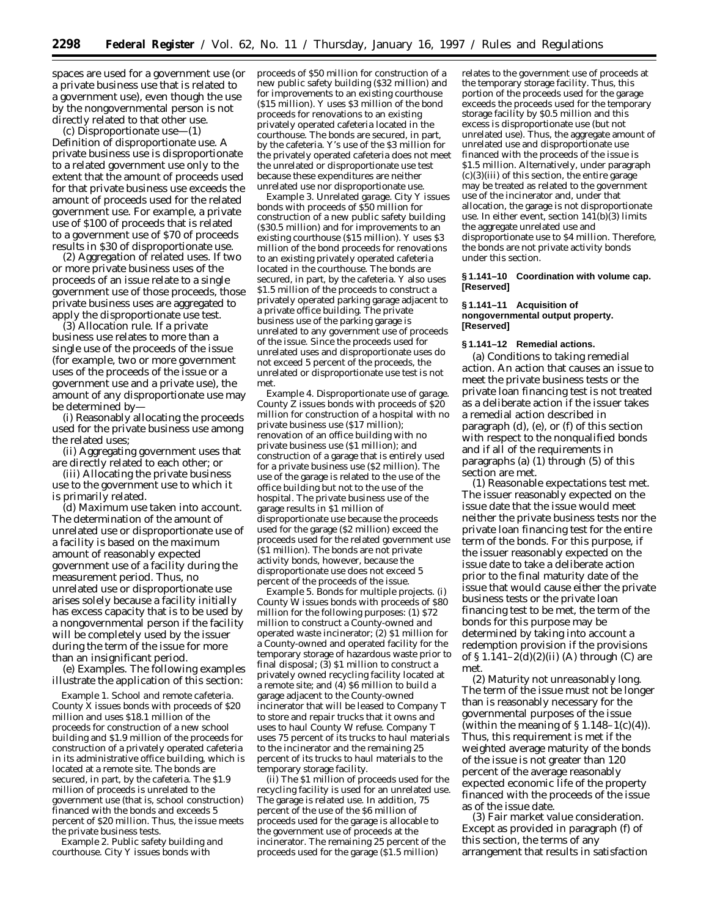spaces are used for a government use (or a private business use that is related to a government use), even though the use by the nongovernmental person is not directly related to that other use.

(c) *Disproportionate use*—(1) *Definition of disproportionate use.* A private business use is disproportionate to a related government use only to the extent that the amount of proceeds used for that private business use exceeds the amount of proceeds used for the related government use. For example, a private use of $100 of proceeds that is related to a government use of $70 of proceeds results in $30 of disproportionate use.

(2) *Aggregation of related uses.* If two or more private business uses of the proceeds of an issue relate to a single government use of those proceeds, those private business uses are aggregated to apply the disproportionate use test.

(3) *Allocation rule.* If a private business use relates to more than a single use of the proceeds of the issue (for example, two or more government uses of the proceeds of the issue or a government use and a private use), the amount of any disproportionate use may be determined by—

(i) Reasonably allocating the proceeds used for the private business use among the related uses;

(ii) Aggregating government uses that are directly related to each other; or

(iii) Allocating the private business use to the government use to which it is primarily related.

(d) *Maximum use taken into account.* The determination of the amount of unrelated use or disproportionate use of a facility is based on the maximum amount of reasonably expected government use of a facility during the measurement period. Thus, no unrelated use or disproportionate use arises solely because a facility initially has excess capacity that is to be used by a nongovernmental person if the facility will be completely used by the issuer during the term of the issue for more than an insignificant period.

(e) *Examples.* The following examples illustrate the application of this section:

*Example 1. School and remote cafeteria.* County X issues bonds with proceeds of $20 million and uses $18.1 million of the proceeds for construction of a new school building and $1.9 million of the proceeds for construction of a privately operated cafeteria in its administrative office building, which is located at a remote site. The bonds are secured, in part, by the cafeteria. The $1.9 million of proceeds is unrelated to the government use (that is, school construction) financed with the bonds and exceeds 5 percent of $20 million. Thus, the issue meets the private business tests.

*Example 2. Public safety building and courthouse.* City Y issues bonds with proceeds of $50 million for construction of a new public safety building ($32 million) and for improvements to an existing courthouse ($15 million). Y uses $3 million of the bond proceeds for renovations to an existing privately operated cafeteria located in the courthouse. The bonds are secured, in part, by the cafeteria. Y's use of the $3 million for the privately operated cafeteria does not meet the unrelated or disproportionate use test because these expenditures are neither unrelated use nor disproportionate use.

*Example 3. Unrelated garage.* City Y issues bonds with proceeds of $50 million for construction of a new public safety building ($30.5 million) and for improvements to an existing courthouse ($15 million). Y uses $3 million of the bond proceeds for renovations to an existing privately operated cafeteria located in the courthouse. The bonds are secured, in part, by the cafeteria. Y also uses $1.5 million of the proceeds to construct a privately operated parking garage adjacent to a private office building. The private business use of the parking garage is unrelated to any government use of proceeds of the issue. Since the proceeds used for unrelated uses and disproportionate uses do not exceed 5 percent of the proceeds, the unrelated or disproportionate use test is not met.

*Example 4. Disproportionate use of garage.* County Z issues bonds with proceeds of $20 million for construction of a hospital with no private business use ($17 million); renovation of an office building with no private business use ($1 million); and construction of a garage that is entirely used for a private business use ($2 million). The use of the garage is related to the use of the office building but not to the use of the hospital. The private business use of the garage results in $1 million of disproportionate use because the proceeds used for the garage ($2 million) exceed the proceeds used for the related government use ($1 million). The bonds are not private activity bonds, however, because the disproportionate use does not exceed 5 percent of the proceeds of the issue.

*Example 5. Bonds for multiple projects.* (i) County W issues bonds with proceeds of $80 million for the following purposes: (1) $72 million to construct a County-owned and operated waste incinerator; (2) $1 million for a County-owned and operated facility for the temporary storage of hazardous waste prior to final disposal; (3) $1 million to construct a privately owned recycling facility located at a remote site; and (4) $6 million to build a garage adjacent to the County-owned incinerator that will be leased to Company T to store and repair trucks that it owns and uses to haul County W refuse. Company T uses 75 percent of its trucks to haul materials to the incinerator and the remaining 25 percent of its trucks to haul materials to the temporary storage facility.

(ii) The $1 million of proceeds used for the recycling facility is used for an unrelated use. The garage is related use. In addition, 75 percent of the use of the $6 million of proceeds used for the garage is allocable to the government use of proceeds at the incinerator. The remaining 25 percent of the proceeds used for the garage ($1.5 million) relates to the government use of proceeds at the temporary storage facility. Thus, this portion of the proceeds used for the garage exceeds the proceeds used for the temporary storage facility by $0.5 million and this excess is disproportionate use (but not unrelated use). Thus, the aggregate amount of unrelated use and disproportionate use financed with the proceeds of the issue is $1.5 million. Alternatively, under paragraph (c)(3)(iii) of this section, the entire garage may be treated as related to the government use of the incinerator and, under that allocation, the garage is not disproportionate use. In either event, section 141(b)(3) limits the aggregate unrelated use and disproportionate use to $4 million. Therefore, the bonds are not private activity bonds under this section.

**§ 1.141–10 Coordination with volume cap. [Reserved]**

**§ 1.141–11 Acquisition of nongovernmental output property. [Reserved]**

**§ 1.141–12 Remedial actions.**

(a) *Conditions to taking remedial action.* An action that causes an issue to meet the private business tests or the private loan financing test is not treated as a deliberate action if the issuer takes a remedial action described in paragraph (d), (e), or (f) of this section with respect to the nonqualified bonds and if all of the requirements in paragraphs (a) (1) through (5) of this section are met.

(1) *Reasonable expectations test met.* The issuer reasonably expected on the issue date that the issue would meet neither the private business tests nor the private loan financing test for the entire term of the bonds. For this purpose, if the issuer reasonably expected on the issue date to take a deliberate action prior to the final maturity date of the issue that would cause either the private business tests or the private loan financing test to be met, the term of the bonds for this purpose may be determined by taking into account a redemption provision if the provisions of § 1.141–2(d)(2)(ii) (A) through (C) are met.

(2) *Maturity not unreasonably long.* The term of the issue must not be longer than is reasonably necessary for the governmental purposes of the issue (within the meaning of § 1.148–1(c)(4)). Thus, this requirement is met if the weighted average maturity of the bonds of the issue is not greater than 120 percent of the average reasonably expected economic life of the property financed with the proceeds of the issue as of the issue date.

(3) *Fair market value consideration.* Except as provided in paragraph (f) of this section, the terms of any arrangement that results in satisfaction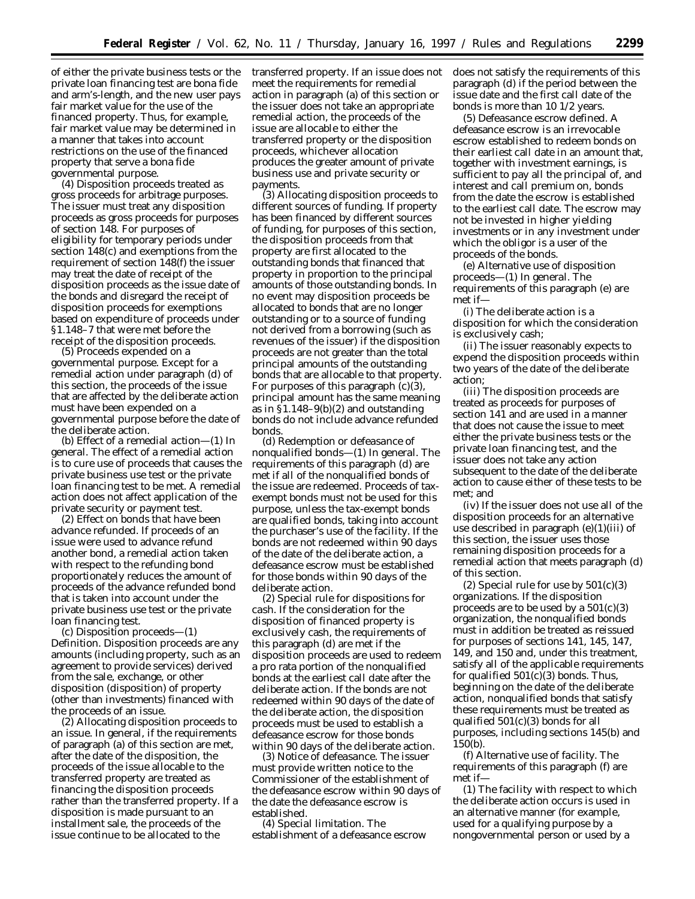of either the private business tests or the private loan financing test are bona fide and arm's-length, and the new user pays fair market value for the use of the financed property. Thus, for example, fair market value may be determined in a manner that takes into account restrictions on the use of the financed property that serve a bona fide governmental purpose.

(4) *Disposition proceeds treated as gross proceeds for arbitrage purposes.* The issuer must treat any disposition proceeds as gross proceeds for purposes of section 148. For purposes of eligibility for temporary periods under section 148(c) and exemptions from the requirement of section 148(f) the issuer may treat the date of receipt of the disposition proceeds as the issue date of the bonds and disregard the receipt of disposition proceeds for exemptions based on expenditure of proceeds under §1.148–7 that were met before the receipt of the disposition proceeds.

(5) *Proceeds expended on a governmental purpose.* Except for a remedial action under paragraph (d) of this section, the proceeds of the issue that are affected by the deliberate action must have been expended on a governmental purpose before the date of the deliberate action.

(b) *Effect of a remedial action*—(1) *In general.* The effect of a remedial action is to cure use of proceeds that causes the private business use test or the private loan financing test to be met. A remedial action does not affect application of the private security or payment test.

(2) *Effect on bonds that have been advance refunded.* If proceeds of an issue were used to advance refund another bond, a remedial action taken with respect to the refunding bond proportionately reduces the amount of proceeds of the advance refunded bond that is taken into account under the private business use test or the private loan financing test.

(c) *Disposition proceeds*—(1) *Definition.* Disposition proceeds are any amounts (including property, such as an agreement to provide services) derived from the sale, exchange, or other disposition (disposition) of property (other than investments) financed with the proceeds of an issue.

(2) *Allocating disposition proceeds to an issue.* In general, if the requirements of paragraph (a) of this section are met, after the date of the disposition, the proceeds of the issue allocable to the transferred property are treated as financing the disposition proceeds rather than the transferred property. If a disposition is made pursuant to an installment sale, the proceeds of the issue continue to be allocated to the transferred property. If an issue does not meet the requirements for remedial action in paragraph (a) of this section or the issuer does not take an appropriate remedial action, the proceeds of the issue are allocable to either the transferred property or the disposition proceeds, whichever allocation produces the greater amount of private business use and private security or payments.

(3) *Allocating disposition proceeds to different sources of funding.* If property has been financed by different sources of funding, for purposes of this section, the disposition proceeds from that property are first allocated to the outstanding bonds that financed that property in proportion to the principal amounts of those outstanding bonds. In no event may disposition proceeds be allocated to bonds that are no longer outstanding or to a source of funding not derived from a borrowing (such as revenues of the issuer) if the disposition proceeds are not greater than the total principal amounts of the outstanding bonds that are allocable to that property. For purposes of this paragraph (c)(3), principal amount has the same meaning as in §1.148–9(b)(2) and outstanding bonds do not include advance refunded bonds.

(d) *Redemption or defeasance of nonqualified bonds*—(1) *In general.* The requirements of this paragraph (d) are met if all of the nonqualified bonds of the issue are redeemed. Proceeds of tax-exempt bonds must not be used for this purpose, unless the tax-exempt bonds are qualified bonds, taking into account the purchaser's use of the facility. If the bonds are not redeemed within 90 days of the date of the deliberate action, a defeasance escrow must be established for those bonds within 90 days of the deliberate action.

(2) *Special rule for dispositions for cash.* If the consideration for the disposition of financed property is exclusively cash, the requirements of this paragraph (d) are met if the disposition proceeds are used to redeem a pro rata portion of the nonqualified bonds at the earliest call date after the deliberate action. If the bonds are not redeemed within 90 days of the date of the deliberate action, the disposition proceeds must be used to establish a defeasance escrow for those bonds within 90 days of the deliberate action.

(3) *Notice of defeasance.* The issuer must provide written notice to the Commissioner of the establishment of the defeasance escrow within 90 days of the date the defeasance escrow is established.

(4) *Special limitation.* The establishment of a defeasance escrow does not satisfy the requirements of this paragraph (d) if the period between the issue date and the first call date of the bonds is more than 10 1/2 years.

(5) *Defeasance escrow defined.* A defeasance escrow is an irrevocable escrow established to redeem bonds on their earliest call date in an amount that, together with investment earnings, is sufficient to pay all the principal of, and interest and call premium on, bonds from the date the escrow is established to the earliest call date. The escrow may not be invested in higher yielding investments or in any investment under which the obligor is a user of the proceeds of the bonds.

(e) *Alternative use of disposition proceeds*—(1) *In general.* The requirements of this paragraph (e) are met if—

(i) The deliberate action is a disposition for which the consideration is exclusively cash;

(ii) The issuer reasonably expects to expend the disposition proceeds within two years of the date of the deliberate action;

(iii) The disposition proceeds are treated as proceeds for purposes of section 141 and are used in a manner that does not cause the issue to meet either the private business tests or the private loan financing test, and the issuer does not take any action subsequent to the date of the deliberate action to cause either of these tests to be met; and

(iv) If the issuer does not use all of the disposition proceeds for an alternative use described in paragraph (e)(1)(iii) of this section, the issuer uses those remaining disposition proceeds for a remedial action that meets paragraph (d) of this section.

(2) *Special rule for use by 501(c)(3) organizations.* If the disposition proceeds are to be used by a 501(c)(3) organization, the nonqualified bonds must in addition be treated as reissued for purposes of sections 141, 145, 147, 149, and 150 and, under this treatment, satisfy all of the applicable requirements for qualified 501(c)(3) bonds. Thus, beginning on the date of the deliberate action, nonqualified bonds that satisfy these requirements must be treated as qualified 501(c)(3) bonds for all purposes, including sections 145(b) and 150(b).

(f) *Alternative use of facility.* The requirements of this paragraph (f) are met if—

(1) The facility with respect to which the deliberate action occurs is used in an alternative manner (for example, used for a qualifying purpose by a nongovernmental person or used by a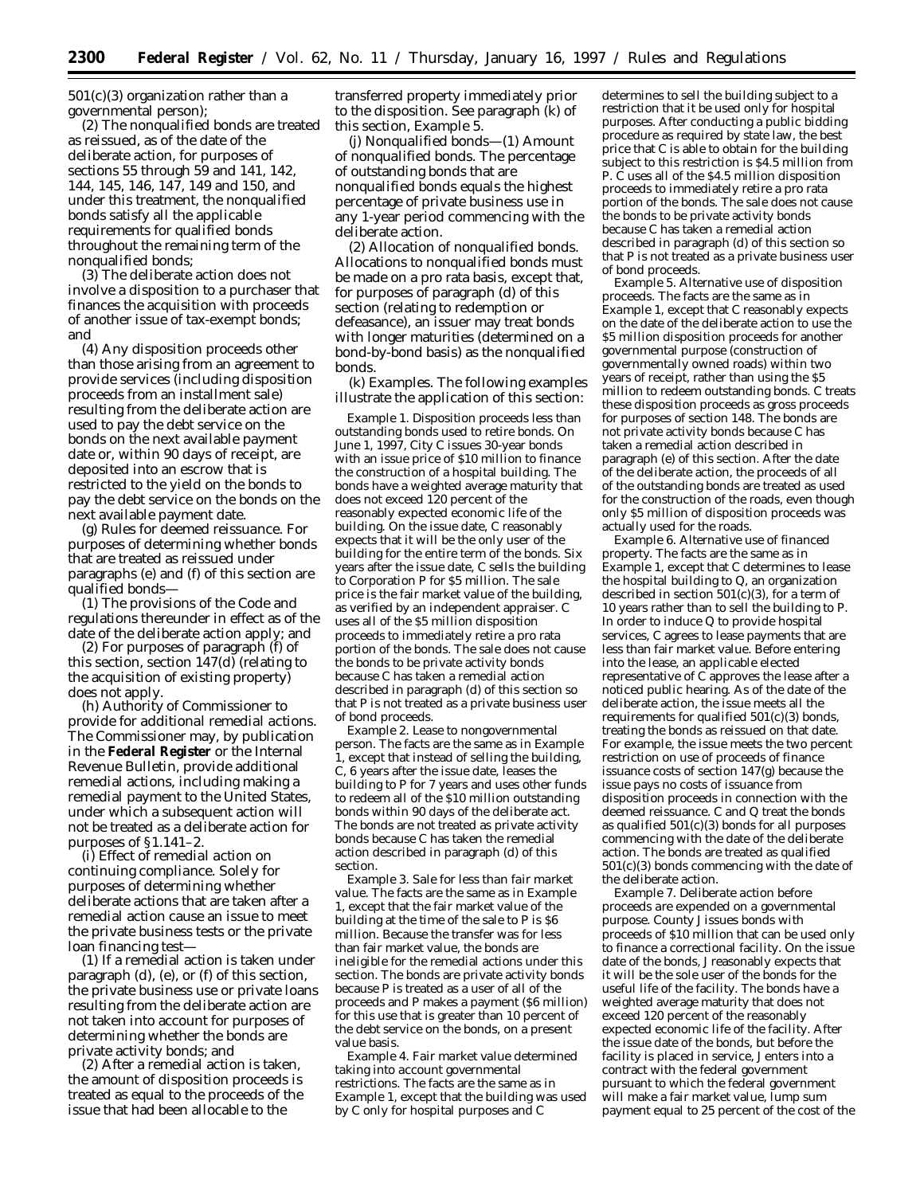501(c)(3) organization rather than a governmental person);

(2) The nonqualified bonds are treated as reissued, as of the date of the deliberate action, for purposes of sections 55 through 59 and 141, 142, 144, 145, 146, 147, 149 and 150, and under this treatment, the nonqualified bonds satisfy all the applicable requirements for qualified bonds throughout the remaining term of the nonqualified bonds;

(3) The deliberate action does not involve a disposition to a purchaser that finances the acquisition with proceeds of another issue of tax-exempt bonds; and

(4) Any disposition proceeds other than those arising from an agreement to provide services (including disposition proceeds from an installment sale) resulting from the deliberate action are used to pay the debt service on the bonds on the next available payment date or, within 90 days of receipt, are deposited into an escrow that is restricted to the yield on the bonds to pay the debt service on the bonds on the next available payment date.

(g) *Rules for deemed reissuance.* For purposes of determining whether bonds that are treated as reissued under paragraphs (e) and (f) of this section are qualified bonds—

(1) The provisions of the Code and regulations thereunder in effect as of the date of the deliberate action apply; and

(2) For purposes of paragraph (f) of this section, section 147(d) (relating to the acquisition of existing property) does not apply.

(h) *Authority of Commissioner to provide for additional remedial actions.* The Commissioner may, by publication in the **Federal Register** or the Internal Revenue Bulletin, provide additional remedial actions, including making a remedial payment to the United States, under which a subsequent action will not be treated as a deliberate action for purposes of § 1.141–2.

(i) *Effect of remedial action on continuing compliance.* Solely for purposes of determining whether deliberate actions that are taken after a remedial action cause an issue to meet the private business tests or the private loan financing test—

(1) If a remedial action is taken under paragraph (d), (e), or (f) of this section, the private business use or private loans resulting from the deliberate action are not taken into account for purposes of determining whether the bonds are private activity bonds; and

(2) After a remedial action is taken, the amount of disposition proceeds is treated as equal to the proceeds of the issue that had been allocable to the transferred property immediately prior to the disposition. See paragraph (k) of this section, *Example 5.*

(j) *Nonqualified bonds*—(1) *Amount of nonqualified bonds.* The percentage of outstanding bonds that are nonqualified bonds equals the highest percentage of private business use in any 1-year period commencing with the deliberate action.

(2) *Allocation of nonqualified bonds.* Allocations to nonqualified bonds must be made on a pro rata basis, except that, for purposes of paragraph (d) of this section (relating to redemption or defeasance), an issuer may treat bonds with longer maturities (determined on a bond-by-bond basis) as the nonqualified bonds.

(k) *Examples.* The following examples illustrate the application of this section:

*Example 1. Disposition proceeds less than outstanding bonds used to retire bonds.* On June 1, 1997, City C issues 30-year bonds with an issue price of $10 million to finance the construction of a hospital building. The bonds have a weighted average maturity that does not exceed 120 percent of the reasonably expected economic life of the building. On the issue date, C reasonably expects that it will be the only user of the building for the entire term of the bonds. Six years after the issue date, C sells the building to Corporation P for $5 million. The sale price is the fair market value of the building, as verified by an independent appraiser. C uses all of the $5 million disposition proceeds to immediately retire a pro rata portion of the bonds. The sale does not cause the bonds to be private activity bonds because C has taken a remedial action described in paragraph (d) of this section so that P is not treated as a private business user of bond proceeds.

*Example 2. Lease to nongovernmental person.* The facts are the same as in Example 1, except that instead of selling the building, C, 6 years after the issue date, leases the building to P for 7 years and uses other funds to redeem all of the $10 million outstanding bonds within 90 days of the deliberate act. The bonds are not treated as private activity bonds because C has taken the remedial action described in paragraph (d) of this section.

*Example 3. Sale for less than fair market value.* The facts are the same as in Example 1, except that the fair market value of the building at the time of the sale to P is $6 million. Because the transfer was for less than fair market value, the bonds are ineligible for the remedial actions under this section. The bonds are private activity bonds because P is treated as a user of all of the proceeds and P makes a payment ($6 million) for this use that is greater than 10 percent of the debt service on the bonds, on a present value basis.

*Example 4. Fair market value determined taking into account governmental restrictions.* The facts are the same as in Example 1, except that the building was used by C only for hospital purposes and C determines to sell the building subject to a restriction that it be used only for hospital purposes. After conducting a public bidding procedure as required by state law, the best price that C is able to obtain for the building subject to this restriction is $4.5 million from P. C uses all of the $4.5 million disposition proceeds to immediately retire a pro rata portion of the bonds. The sale does not cause the bonds to be private activity bonds because C has taken a remedial action described in paragraph (d) of this section so that P is not treated as a private business user of bond proceeds.

*Example 5. Alternative use of disposition proceeds.* The facts are the same as in Example 1, except that C reasonably expects on the date of the deliberate action to use the $5 million disposition proceeds for another governmental purpose (construction of governmentally owned roads) within two years of receipt, rather than using the $5 million to redeem outstanding bonds. C treats these disposition proceeds as gross proceeds for purposes of section 148. The bonds are not private activity bonds because C has taken a remedial action described in paragraph (e) of this section. After the date of the deliberate action, the proceeds of all of the outstanding bonds are treated as used for the construction of the roads, even though only $5 million of disposition proceeds was actually used for the roads.

*Example 6. Alternative use of financed property.* The facts are the same as in Example 1, except that C determines to lease the hospital building to Q, an organization described in section 501(c)(3), for a term of 10 years rather than to sell the building to P. In order to induce Q to provide hospital services, C agrees to lease payments that are less than fair market value. Before entering into the lease, an applicable elected representative of C approves the lease after a noticed public hearing. As of the date of the deliberate action, the issue meets all the requirements for qualified 501(c)(3) bonds, treating the bonds as reissued on that date. For example, the issue meets the two percent restriction on use of proceeds of finance issuance costs of section 147(g) because the issue pays no costs of issuance from disposition proceeds in connection with the deemed reissuance. C and Q treat the bonds as qualified 501(c)(3) bonds for all purposes commencing with the date of the deliberate action. The bonds are treated as qualified 501(c)(3) bonds commencing with the date of the deliberate action.

*Example 7. Deliberate action before proceeds are expended on a governmental purpose.* County J issues bonds with proceeds of $10 million that can be used only to finance a correctional facility. On the issue date of the bonds, J reasonably expects that it will be the sole user of the bonds for the useful life of the facility. The bonds have a weighted average maturity that does not exceed 120 percent of the reasonably expected economic life of the facility. After the issue date of the bonds, but before the facility is placed in service, J enters into a contract with the federal government pursuant to which the federal government will make a fair market value, lump sum payment equal to 25 percent of the cost of the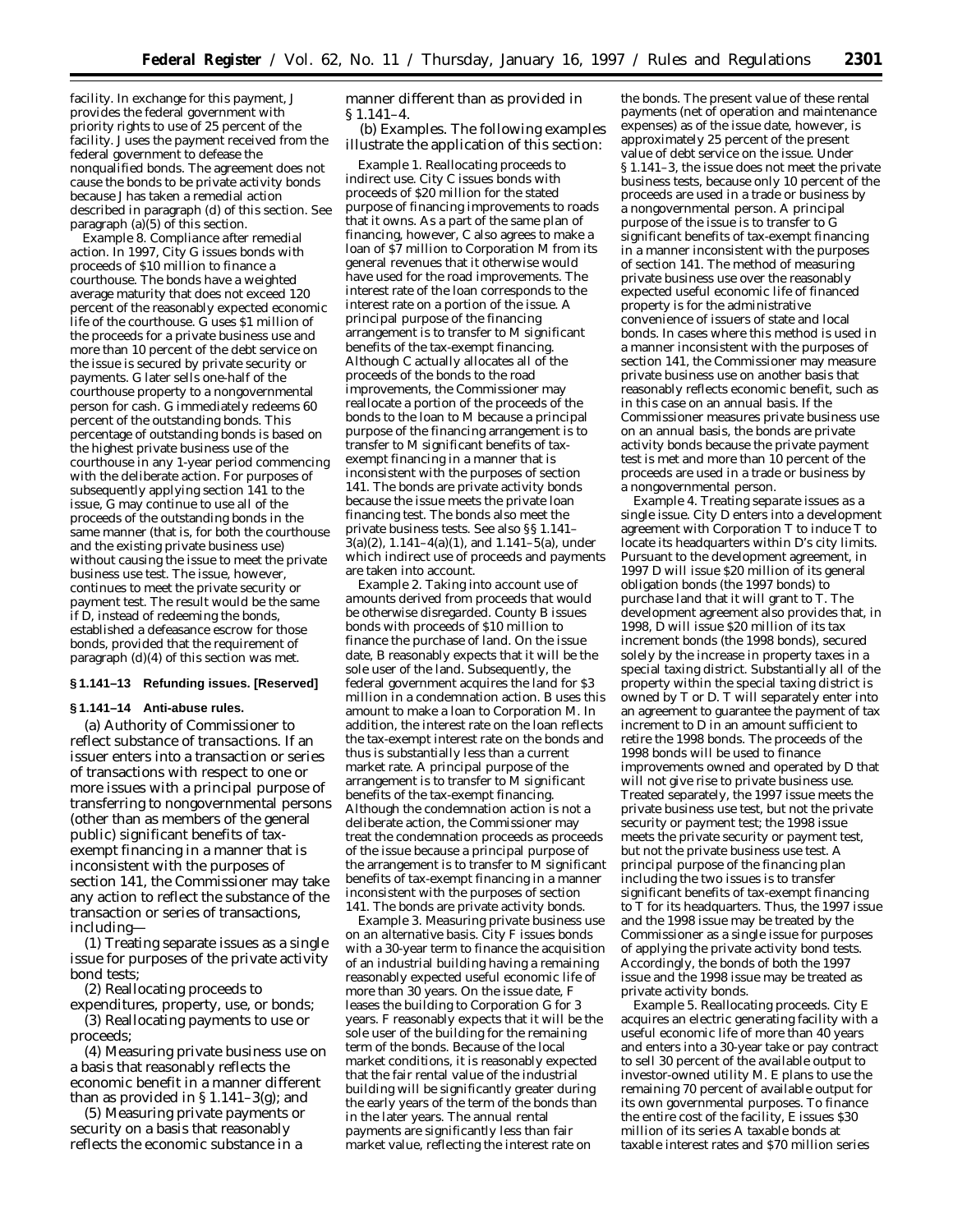facility. In exchange for this payment, J provides the federal government with priority rights to use of 25 percent of the facility. J uses the payment received from the federal government to defease the nonqualified bonds. The agreement does not cause the bonds to be private activity bonds because J has taken a remedial action described in paragraph (d) of this section. See paragraph (a)(5) of this section.

*Example 8. Compliance after remedial action.* In 1997, City G issues bonds with proceeds of $10 million to finance a courthouse. The bonds have a weighted average maturity that does not exceed 120 percent of the reasonably expected economic life of the courthouse. G uses $1 million of the proceeds for a private business use and more than 10 percent of the debt service on the issue is secured by private security or payments. G later sells one-half of the courthouse property to a nongovernmental person for cash. G immediately redeems 60 percent of the outstanding bonds. This percentage of outstanding bonds is based on the highest private business use of the courthouse in any 1-year period commencing with the deliberate action. For purposes of subsequently applying section 141 to the issue, G may continue to use all of the proceeds of the outstanding bonds in the same manner (that is, for both the courthouse and the existing private business use) without causing the issue to meet the private business use test. The issue, however, continues to meet the private security or payment test. The result would be the same if D, instead of redeeming the bonds, established a defeasance escrow for those bonds, provided that the requirement of paragraph (d)(4) of this section was met.

**§ 1.141–13 Refunding issues. [Reserved]**

**§ 1.141–14 Anti-abuse rules.**

(a) *Authority of Commissioner to reflect substance of transactions.* If an issuer enters into a transaction or series of transactions with respect to one or more issues with a principal purpose of transferring to nongovernmental persons (other than as members of the general public) significant benefits of tax-exempt financing in a manner that is inconsistent with the purposes of section 141, the Commissioner may take any action to reflect the substance of the transaction or series of transactions, including—

(1) Treating separate issues as a single issue for purposes of the private activity bond tests;

(2) Reallocating proceeds to expenditures, property, use, or bonds;

(3) Reallocating payments to use or proceeds;

(4) Measuring private business use on a basis that reasonably reflects the economic benefit in a manner different than as provided in § 1.141–3(g); and

(5) Measuring private payments or security on a basis that reasonably reflects the economic substance in a manner different than as provided in § 1.141–4.

(b) *Examples.* The following examples illustrate the application of this section:

*Example 1. Reallocating proceeds to indirect use.* City C issues bonds with proceeds of $20 million for the stated purpose of financing improvements to roads that it owns. As a part of the same plan of financing, however, C also agrees to make a loan of $7 million to Corporation M from its general revenues that it otherwise would have used for the road improvements. The interest rate of the loan corresponds to the interest rate on a portion of the issue. A principal purpose of the financing arrangement is to transfer to M significant benefits of the tax-exempt financing. Although C actually allocates all of the proceeds of the bonds to the road improvements, the Commissioner may reallocate a portion of the proceeds of the bonds to the loan to M because a principal purpose of the financing arrangement is to transfer to M significant benefits of tax-exempt financing in a manner that is inconsistent with the purposes of section 141. The bonds are private activity bonds because the issue meets the private loan financing test. The bonds also meet the private business tests. See also §§ 1.141–3(a)(2), 1.141–4(a)(1), and 1.141–5(a), under which indirect use of proceeds and payments are taken into account.

*Example 2. Taking into account use of amounts derived from proceeds that would be otherwise disregarded.* County B issues bonds with proceeds of $10 million to finance the purchase of land. On the issue date, B reasonably expects that it will be the sole user of the land. Subsequently, the federal government acquires the land for $3 million in a condemnation action. B uses this amount to make a loan to Corporation M. In addition, the interest rate on the loan reflects the tax-exempt interest rate on the bonds and thus is substantially less than a current market rate. A principal purpose of the arrangement is to transfer to M significant benefits of the tax-exempt financing. Although the condemnation action is not a deliberate action, the Commissioner may treat the condemnation proceeds as proceeds of the issue because a principal purpose of the arrangement is to transfer to M significant benefits of tax-exempt financing in a manner inconsistent with the purposes of section 141. The bonds are private activity bonds.

*Example 3. Measuring private business use on an alternative basis.* City F issues bonds with a 30-year term to finance the acquisition of an industrial building having a remaining reasonably expected useful economic life of more than 30 years. On the issue date, F leases the building to Corporation G for 3 years. F reasonably expects that it will be the sole user of the building for the remaining term of the bonds. Because of the local market conditions, it is reasonably expected that the fair rental value of the industrial building will be significantly greater during the early years of the term of the bonds than in the later years. The annual rental payments are significantly less than fair market value, reflecting the interest rate on the bonds. The present value of these rental payments (net of operation and maintenance expenses) as of the issue date, however, is approximately 25 percent of the present value of debt service on the issue. Under § 1.141–3, the issue does not meet the private business tests, because only 10 percent of the proceeds are used in a trade or business by a nongovernmental person. A principal purpose of the issue is to transfer to G significant benefits of tax-exempt financing in a manner inconsistent with the purposes of section 141. The method of measuring private business use over the reasonably expected useful economic life of financed property is for the administrative convenience of issuers of state and local bonds. In cases where this method is used in a manner inconsistent with the purposes of section 141, the Commissioner may measure private business use on another basis that reasonably reflects economic benefit, such as in this case on an annual basis. If the Commissioner measures private business use on an annual basis, the bonds are private activity bonds because the private payment test is met and more than 10 percent of the proceeds are used in a trade or business by a nongovernmental person.

*Example 4. Treating separate issues as a single issue.* City D enters into a development agreement with Corporation T to induce T to locate its headquarters within D's city limits. Pursuant to the development agreement, in 1997 D will issue $20 million of its general obligation bonds (the 1997 bonds) to purchase land that it will grant to T. The development agreement also provides that, in 1998, D will issue $20 million of its tax increment bonds (the 1998 bonds), secured solely by the increase in property taxes in a special taxing district. Substantially all of the property within the special taxing district is owned by T or D. T will separately enter into an agreement to guarantee the payment of tax increment to D in an amount sufficient to retire the 1998 bonds. The proceeds of the 1998 bonds will be used to finance improvements owned and operated by D that will not give rise to private business use. Treated separately, the 1997 issue meets the private business use test, but not the private security or payment test; the 1998 issue meets the private security or payment test, but not the private business use test. A principal purpose of the financing plan including the two issues is to transfer significant benefits of tax-exempt financing to T for its headquarters. Thus, the 1997 issue and the 1998 issue may be treated by the Commissioner as a single issue for purposes of applying the private activity bond tests. Accordingly, the bonds of both the 1997 issue and the 1998 issue may be treated as private activity bonds.

*Example 5. Reallocating proceeds.* City E acquires an electric generating facility with a useful economic life of more than 40 years and enters into a 30-year take or pay contract to sell 30 percent of the available output to investor-owned utility M. E plans to use the remaining 70 percent of available output for its own governmental purposes. To finance the entire cost of the facility, E issues $30 million of its series A taxable bonds at taxable interest rates and $70 million series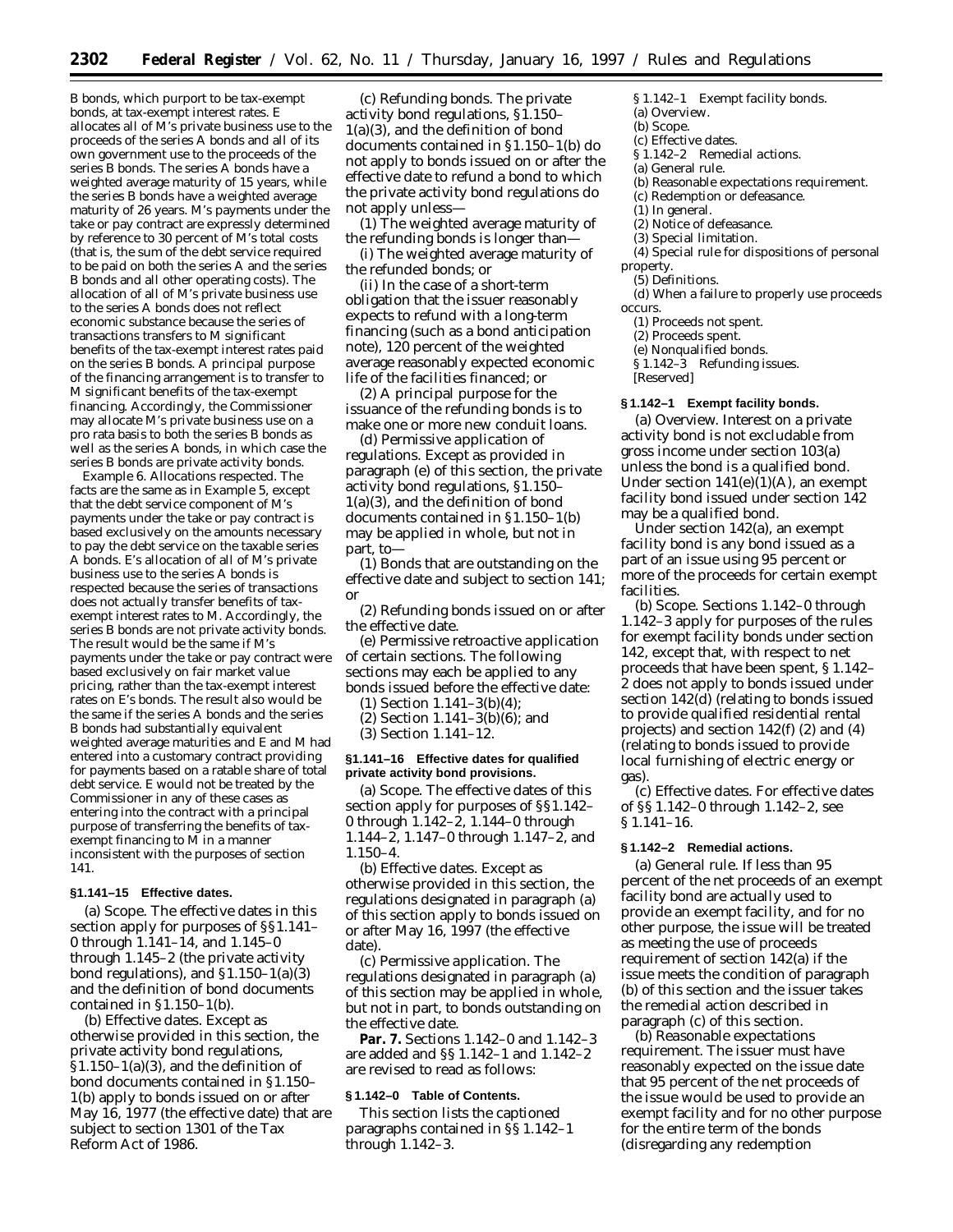B bonds, which purport to be tax-exempt bonds, at tax-exempt interest rates. E allocates all of M's private business use to the proceeds of the series A bonds and all of its own government use to the proceeds of the series B bonds. The series A bonds have a weighted average maturity of 15 years, while the series B bonds have a weighted average maturity of 26 years. M's payments under the take or pay contract are expressly determined by reference to 30 percent of M's total costs (that is, the sum of the debt service required to be paid on both the series A and the series B bonds and all other operating costs). The allocation of all of M's private business use to the series A bonds does not reflect economic substance because the series of transactions transfers to M significant benefits of the tax-exempt interest rates paid on the series B bonds. A principal purpose of the financing arrangement is to transfer to M significant benefits of the tax-exempt financing. Accordingly, the Commissioner may allocate M's private business use on a pro rata basis to both the series B bonds as well as the series A bonds, in which case the series B bonds are private activity bonds.

*Example 6. Allocations respected.* The facts are the same as in Example 5, except that the debt service component of M's payments under the take or pay contract is based exclusively on the amounts necessary to pay the debt service on the taxable series A bonds. E's allocation of all of M's private business use to the series A bonds is respected because the series of transactions does not actually transfer benefits of tax-exempt interest rates to M. Accordingly, the series B bonds are not private activity bonds. The result would be the same if M's payments under the take or pay contract were based exclusively on fair market value pricing, rather than the tax-exempt interest rates on E's bonds. The result also would be the same if the series A bonds and the series B bonds had substantially equivalent weighted average maturities and E and M had entered into a customary contract providing for payments based on a ratable share of total debt service. E would not be treated by the Commissioner in any of these cases as entering into the contract with a principal purpose of transferring the benefits of tax-exempt financing to M in a manner inconsistent with the purposes of section 141.

**§1.141–15 Effective dates.**

(a) *Scope.* The effective dates in this section apply for purposes of §§1.141–0 through 1.141–14, and 1.145–0 through 1.145–2 (the private activity bond regulations), and §1.150–1(a)(3) and the definition of bond documents contained in §1.150–1(b).

(b) *Effective dates.* Except as otherwise provided in this section, the private activity bond regulations, §1.150–1(a)(3), and the definition of bond documents contained in §1.150–1(b) apply to bonds issued on or after May 16, 1977 (the effective date) that are subject to section 1301 of the Tax Reform Act of 1986.

(c) *Refunding bonds.* The private activity bond regulations, §1.150–1(a)(3), and the definition of bond documents contained in §1.150–1(b) do not apply to bonds issued on or after the effective date to refund a bond to which the private activity bond regulations do not apply unless—

(1) The weighted average maturity of the refunding bonds is longer than—

(i) The weighted average maturity of the refunded bonds; or

(ii) In the case of a short-term obligation that the issuer reasonably expects to refund with a long-term financing (such as a bond anticipation note), 120 percent of the weighted average reasonably expected economic life of the facilities financed; or

(2) A principal purpose for the issuance of the refunding bonds is to make one or more new conduit loans.

(d) *Permissive application of regulations.* Except as provided in paragraph (e) of this section, the private activity bond regulations, §1.150–1(a)(3), and the definition of bond documents contained in §1.150–1(b) may be applied in whole, but not in part, to—

(1) Bonds that are outstanding on the effective date and subject to section 141; or

(2) Refunding bonds issued on or after the effective date.

(e) *Permissive retroactive application of certain sections.* The following sections may each be applied to any bonds issued before the effective date:

(1) Section 1.141–3(b)(4);

(2) Section 1.141–3(b)(6); and

(3) Section 1.141–12.

**§1.141–16 Effective dates for qualified private activity bond provisions.**

(a) *Scope.* The effective dates of this section apply for purposes of §§1.142–0 through 1.142–2, 1.144–0 through 1.144–2, 1.147–0 through 1.147–2, and 1.150–4.

(b) *Effective dates.* Except as otherwise provided in this section, the regulations designated in paragraph (a) of this section apply to bonds issued on or after May 16, 1997 (the effective date).

(c) *Permissive application.* The regulations designated in paragraph (a) of this section may be applied in whole, but not in part, to bonds outstanding on the effective date.

**Par. 7.** Sections 1.142–0 and 1.142–3 are added and §§1.142–1 and 1.142–2 are revised to read as follows:

**§1.142–0 Table of Contents.**

This section lists the captioned paragraphs contained in §§1.142–1 through 1.142–3.

§1.142–1 Exempt facility bonds.

(a) Overview.

(b) Scope.

(c) Effective dates.

§1.142–2 Remedial actions.

(a) General rule.

(b) Reasonable expectations requirement.

(c) Redemption or defeasance.

(1) In general.

(2) Notice of defeasance.

(3) Special limitation.

(4) Special rule for dispositions of personal property.

(5) Definitions.

(d) When a failure to properly use proceeds occurs.

(1) Proceeds not spent.

(2) Proceeds spent.

(e) Nonqualified bonds.

§1.142–3 Refunding issues. [Reserved]

**§1.142–1 Exempt facility bonds.**

(a) *Overview.* Interest on a private activity bond is not excludable from gross income under section 103(a) unless the bond is a qualified bond. Under section 141(e)(1)(A), an exempt facility bond issued under section 142 may be a qualified bond.

Under section 142(a), an exempt facility bond is any bond issued as a part of an issue using 95 percent or more of the proceeds for certain exempt facilities.

(b) *Scope.* Sections 1.142–0 through 1.142–3 apply for purposes of the rules for exempt facility bonds under section 142, except that, with respect to net proceeds that have been spent, §1.142–2 does not apply to bonds issued under section 142(d) (relating to bonds issued to provide qualified residential rental projects) and section 142(f) (2) and (4) (relating to bonds issued to provide local furnishing of electric energy or gas).

(c) *Effective dates.* For effective dates of §§1.142–0 through 1.142–2, see §1.141–16.

**§1.142–2 Remedial actions.**

(a) *General rule.* If less than 95 percent of the net proceeds of an exempt facility bond are actually used to provide an exempt facility, and for no other purpose, the issue will be treated as meeting the use of proceeds requirement of section 142(a) if the issue meets the condition of paragraph (b) of this section and the issuer takes the remedial action described in paragraph (c) of this section.

(b) *Reasonable expectations requirement.* The issuer must have reasonably expected on the issue date that 95 percent of the net proceeds of the issue would be used to provide an exempt facility and for no other purpose for the entire term of the bonds (disregarding any redemption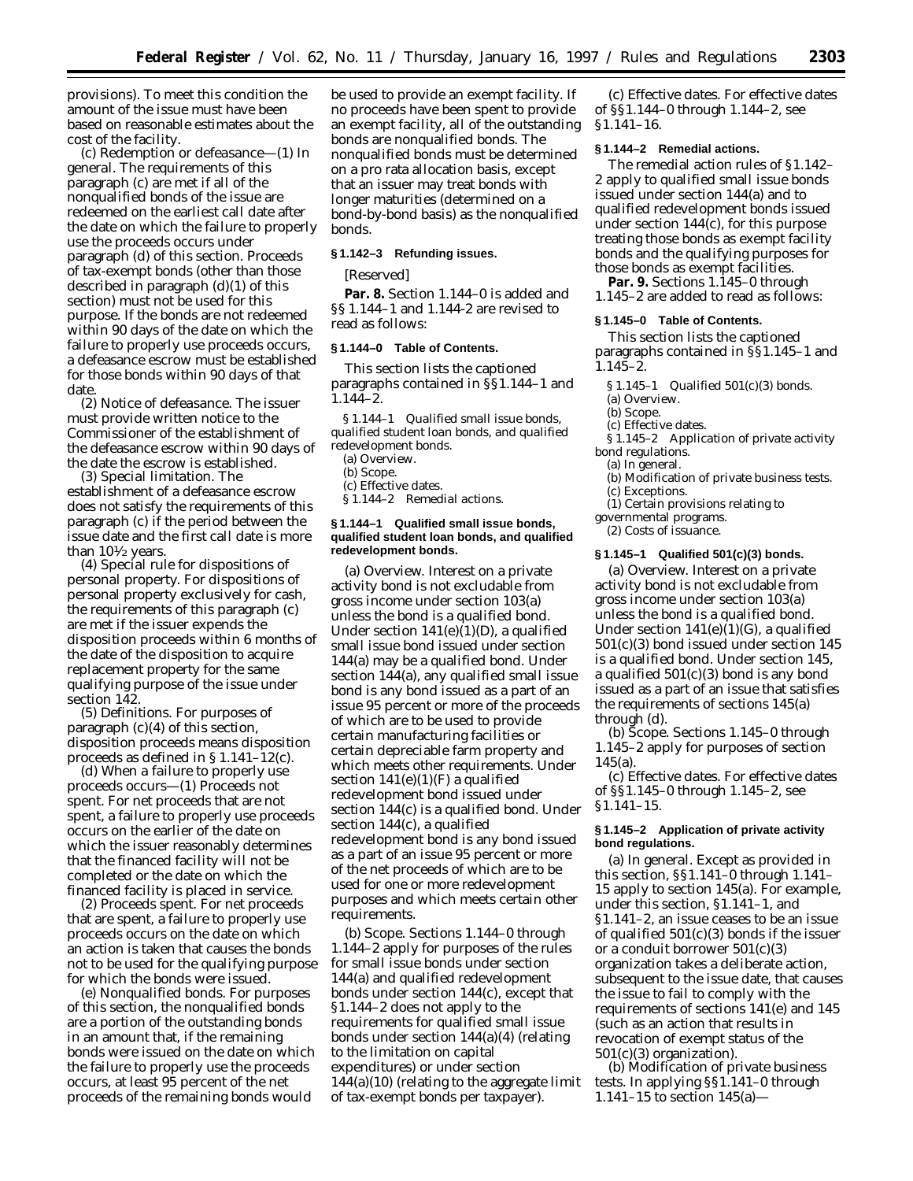provisions). To meet this condition the amount of the issue must have been based on reasonable estimates about the cost of the facility.

(c) *Redemption or defeasance*—(1) *In general.* The requirements of this paragraph (c) are met if all of the nonqualified bonds of the issue are redeemed on the earliest call date after the date on which the failure to properly use the proceeds occurs under paragraph (d) of this section. Proceeds of tax-exempt bonds (other than those described in paragraph (d)(1) of this section) must not be used for this purpose. If the bonds are not redeemed within 90 days of the date on which the failure to properly use proceeds occurs, a defeasance escrow must be established for those bonds within 90 days of that date.

(2) *Notice of defeasance.* The issuer must provide written notice to the Commissioner of the establishment of the defeasance escrow within 90 days of the date the escrow is established.

(3) *Special limitation.* The establishment of a defeasance escrow does not satisfy the requirements of this paragraph (c) if the period between the issue date and the first call date is more than 10½ years.

(4) *Special rule for dispositions of personal property.* For dispositions of personal property exclusively for cash, the requirements of this paragraph (c) are met if the issuer expends the disposition proceeds within 6 months of the date of the disposition to acquire replacement property for the same qualifying purpose of the issue under section 142.

(5) *Definitions.* For purposes of paragraph (c)(4) of this section, *disposition proceeds* means disposition proceeds as defined in § 1.141–12(c).

(d) *When a failure to properly use proceeds occurs*—(1) *Proceeds not spent.* For net proceeds that are not spent, a failure to properly use proceeds occurs on the earlier of the date on which the issuer reasonably determines that the financed facility will not be completed or the date on which the financed facility is placed in service.

(2) *Proceeds spent.* For net proceeds that are spent, a failure to properly use proceeds occurs on the date on which an action is taken that causes the bonds not to be used for the qualifying purpose for which the bonds were issued.

(e) *Nonqualified bonds.* For purposes of this section, the nonqualified bonds are a portion of the outstanding bonds in an amount that, if the remaining bonds were issued on the date on which the failure to properly use the proceeds occurs, at least 95 percent of the net proceeds of the remaining bonds would be used to provide an exempt facility. If no proceeds have been spent to provide an exempt facility, all of the outstanding bonds are nonqualified bonds. The nonqualified bonds must be determined on a pro rata allocation basis, except that an issuer may treat bonds with longer maturities (determined on a bond-by-bond basis) as the nonqualified bonds.

**§ 1.142–3 Refunding issues.**

[Reserved]

**Par. 8.** Section 1.144–0 is added and §§ 1.144–1 and 1.144-2 are revised to read as follows:

**§ 1.144–0 Table of Contents.**

This section lists the captioned paragraphs contained in §§ 1.144–1 and 1.144–2.

§ 1.144–1 *Qualified small issue bonds, qualified student loan bonds, and qualified redevelopment bonds.*
(a) Overview.
(b) Scope.
(c) Effective dates.
§ 1.144–2 *Remedial actions.*

**§ 1.144–1 Qualified small issue bonds, qualified student loan bonds, and qualified redevelopment bonds.**

(a) *Overview.* Interest on a private activity bond is not excludable from gross income under section 103(a) unless the bond is a qualified bond. Under section 141(e)(1)(D), a qualified small issue bond issued under section 144(a) may be a qualified bond. Under section 144(a), any qualified small issue bond is any bond issued as a part of an issue 95 percent or more of the proceeds of which are to be used to provide certain manufacturing facilities or certain depreciable farm property and which meets other requirements. Under section 141(e)(1)(F) a qualified redevelopment bond issued under section 144(c) is a qualified bond. Under section 144(c), a qualified redevelopment bond is any bond issued as a part of an issue 95 percent or more of the net proceeds of which are to be used for one or more redevelopment purposes and which meets certain other requirements.

(b) *Scope.* Sections 1.144–0 through 1.144–2 apply for purposes of the rules for small issue bonds under section 144(a) and qualified redevelopment bonds under section 144(c), except that § 1.144–2 does not apply to the requirements for qualified small issue bonds under section 144(a)(4) (relating to the limitation on capital expenditures) or under section 144(a)(10) (relating to the aggregate limit of tax-exempt bonds per taxpayer).

(c) *Effective dates.* For effective dates of §§ 1.144–0 through 1.144–2, see § 1.141–16.

**§ 1.144–2 Remedial actions.**

The remedial action rules of § 1.142–2 apply to qualified small issue bonds issued under section 144(a) and to qualified redevelopment bonds issued under section 144(c), for this purpose treating those bonds as exempt facility bonds and the qualifying purposes for those bonds as exempt facilities.

**Par. 9.** Sections 1.145–0 through 1.145–2 are added to read as follows:

**§ 1.145–0 Table of Contents.**

This section lists the captioned paragraphs contained in §§ 1.145–1 and 1.145–2.

§ 1.145–1 *Qualified 501(c)(3) bonds.*
(a) Overview.
(b) Scope.
(c) Effective dates.
§ 1.145–2 *Application of private activity bond regulations.*
(a) In general.
(b) Modification of private business tests.
(c) Exceptions.
(1) Certain provisions relating to governmental programs.
(2) Costs of issuance.

**§ 1.145–1 Qualified 501(c)(3) bonds.**

(a) *Overview.* Interest on a private activity bond is not excludable from gross income under section 103(a) unless the bond is a qualified bond. Under section 141(e)(1)(G), a qualified 501(c)(3) bond issued under section 145 is a qualified bond. Under section 145, a qualified 501(c)(3) bond is any bond issued as a part of an issue that satisfies the requirements of sections 145(a) through (d).

(b) *Scope.* Sections 1.145–0 through 1.145–2 apply for purposes of section 145(a).

(c) *Effective dates.* For effective dates of §§ 1.145–0 through 1.145–2, see § 1.141–15.

**§ 1.145–2 Application of private activity bond regulations.**

(a) *In general.* Except as provided in this section, §§ 1.141–0 through 1.141–15 apply to section 145(a). For example, under this section, § 1.141–1, and § 1.141–2, an issue ceases to be an issue of qualified 501(c)(3) bonds if the issuer or a conduit borrower 501(c)(3) organization takes a deliberate action, subsequent to the issue date, that causes the issue to fail to comply with the requirements of sections 141(e) and 145 (such as an action that results in revocation of exempt status of the 501(c)(3) organization).

(b) *Modification of private business tests.* In applying §§ 1.141–0 through 1.141–15 to section 145(a)—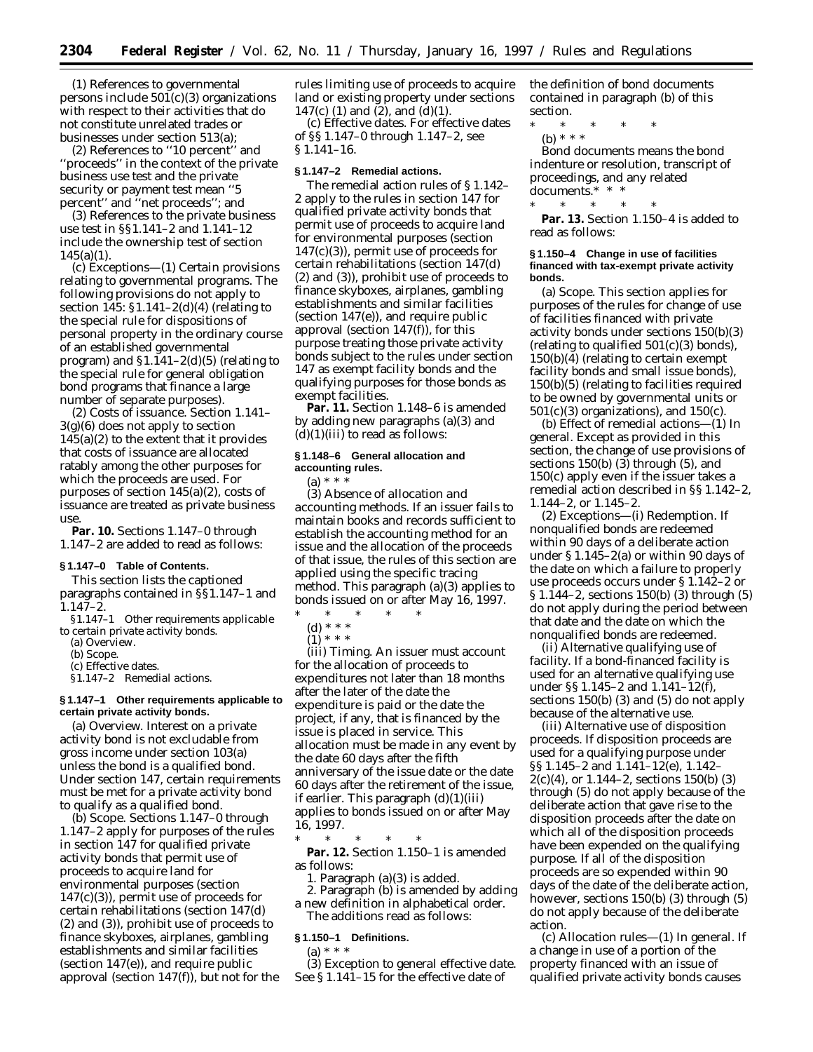(1) References to governmental persons include 501(c)(3) organizations with respect to their activities that do not constitute unrelated trades or businesses under section 513(a);

(2) References to ''10 percent'' and ''proceeds'' in the context of the private business use test and the private security or payment test mean ''5 percent'' and ''net proceeds''; and

(3) References to the private business use test in §§ 1.141–2 and 1.141–12 include the ownership test of section 145(a)(1).

(c) *Exceptions*—(1) *Certain provisions relating to governmental programs.* The following provisions do not apply to section 145: § 1.141–2(d)(4) (relating to the special rule for dispositions of personal property in the ordinary course of an established governmental program) and § 1.141–2(d)(5) (relating to the special rule for general obligation bond programs that finance a large number of separate purposes).

(2) *Costs of issuance.* Section 1.141–3(g)(6) does not apply to section 145(a)(2) to the extent that it provides that costs of issuance are allocated ratably among the other purposes for which the proceeds are used. For purposes of section 145(a)(2), costs of issuance are treated as private business use.

**Par. 10.** Sections 1.147–0 through 1.147–2 are added to read as follows:

**§ 1.147–0 Table of Contents.**

This section lists the captioned paragraphs contained in §§ 1.147–1 and 1.147–2.

§ 1.147–1 Other requirements applicable to certain private activity bonds.

(a) Overview.

(b) Scope.

(c) Effective dates.

§ 1.147–2 Remedial actions.

**§ 1.147–1 Other requirements applicable to certain private activity bonds.**

(a) *Overview.* Interest on a private activity bond is not excludable from gross income under section 103(a) unless the bond is a qualified bond. Under section 147, certain requirements must be met for a private activity bond to qualify as a qualified bond.

(b) *Scope.* Sections 1.147–0 through 1.147–2 apply for purposes of the rules in section 147 for qualified private activity bonds that permit use of proceeds to acquire land for environmental purposes (section 147(c)(3)), permit use of proceeds for certain rehabilitations (section 147(d) (2) and (3)), prohibit use of proceeds to finance skyboxes, airplanes, gambling establishments and similar facilities (section 147(e)), and require public approval (section 147(f)), but not for the rules limiting use of proceeds to acquire land or existing property under sections 147(c) (1) and (2), and (d)(1).

(c) *Effective dates.* For effective dates of §§ 1.147–0 through 1.147–2, see § 1.141–16.

**§ 1.147–2 Remedial actions.**

The remedial action rules of § 1.142–2 apply to the rules in section 147 for qualified private activity bonds that permit use of proceeds to acquire land for environmental purposes (section 147(c)(3)), permit use of proceeds for certain rehabilitations (section 147(d) (2) and (3)), prohibit use of proceeds to finance skyboxes, airplanes, gambling establishments and similar facilities (section 147(e)), and require public approval (section 147(f)), for this purpose treating those private activity bonds subject to the rules under section 147 as exempt facility bonds and the qualifying purposes for those bonds as exempt facilities.

**Par. 11.** Section 1.148–6 is amended by adding new paragraphs (a)(3) and (d)(1)(iii) to read as follows:

**§ 1.148–6 General allocation and accounting rules.**

(a) * * *

(3) *Absence of allocation and accounting methods.* If an issuer fails to maintain books and records sufficient to establish the accounting method for an issue and the allocation of the proceeds of that issue, the rules of this section are applied using the specific tracing method. This paragraph (a)(3) applies to bonds issued on or after May 16, 1997.

\* \* \* \* \*

(d) * * *

(1) * * *

(iii) *Timing.* An issuer must account for the allocation of proceeds to expenditures not later than 18 months after the later of the date the expenditure is paid or the date the project, if any, that is financed by the issue is placed in service. This allocation must be made in any event by the date 60 days after the fifth anniversary of the issue date or the date 60 days after the retirement of the issue, if earlier. This paragraph (d)(1)(iii) applies to bonds issued on or after May 16, 1997.

\* \* \* \* \*

**Par. 12.** Section 1.150–1 is amended as follows:

1. Paragraph (a)(3) is added.

2. Paragraph (b) is amended by adding a new definition in alphabetical order.

The additions read as follows:

**§ 1.150–1 Definitions.**

(a) * * *

(3) *Exception to general effective date.* See § 1.141–15 for the effective date of the definition of bond documents contained in paragraph (b) of this section.

\* \* \* \* \*

(b) * * *

*Bond documents* means the bond indenture or resolution, transcript of proceedings, and any related documents.* * *

\* \* \* \* \*

**Par. 13.** Section 1.150–4 is added to read as follows:

**§ 1.150–4 Change in use of facilities financed with tax-exempt private activity bonds.**

(a) *Scope.* This section applies for purposes of the rules for change of use of facilities financed with private activity bonds under sections 150(b)(3) (relating to qualified 501(c)(3) bonds), 150(b)(4) (relating to certain exempt facility bonds and small issue bonds), 150(b)(5) (relating to facilities required to be owned by governmental units or 501(c)(3) organizations), and 150(c).

(b) *Effect of remedial actions*—(1) *In general.* Except as provided in this section, the change of use provisions of sections 150(b) (3) through (5), and 150(c) apply even if the issuer takes a remedial action described in §§ 1.142–2, 1.144–2, or 1.145–2.

(2) *Exceptions*—(i) *Redemption.* If nonqualified bonds are redeemed within 90 days of a deliberate action under § 1.145–2(a) or within 90 days of the date on which a failure to properly use proceeds occurs under § 1.142–2 or § 1.144–2, sections 150(b) (3) through (5) do not apply during the period between that date and the date on which the nonqualified bonds are redeemed.

(ii) *Alternative qualifying use of facility.* If a bond-financed facility is used for an alternative qualifying use under §§ 1.145–2 and 1.141–12(f), sections 150(b) (3) and (5) do not apply because of the alternative use.

(iii) *Alternative use of disposition proceeds.* If disposition proceeds are used for a qualifying purpose under §§ 1.145–2 and 1.141–12(e), 1.142–2(c)(4), or 1.144–2, sections 150(b) (3) through (5) do not apply because of the deliberate action that gave rise to the disposition proceeds after the date on which all of the disposition proceeds have been expended on the qualifying purpose. If all of the disposition proceeds are so expended within 90 days of the date of the deliberate action, however, sections 150(b) (3) through (5) do not apply because of the deliberate action.

(c) *Allocation rules*—(1) *In general.* If a change in use of a portion of the property financed with an issue of qualified private activity bonds causes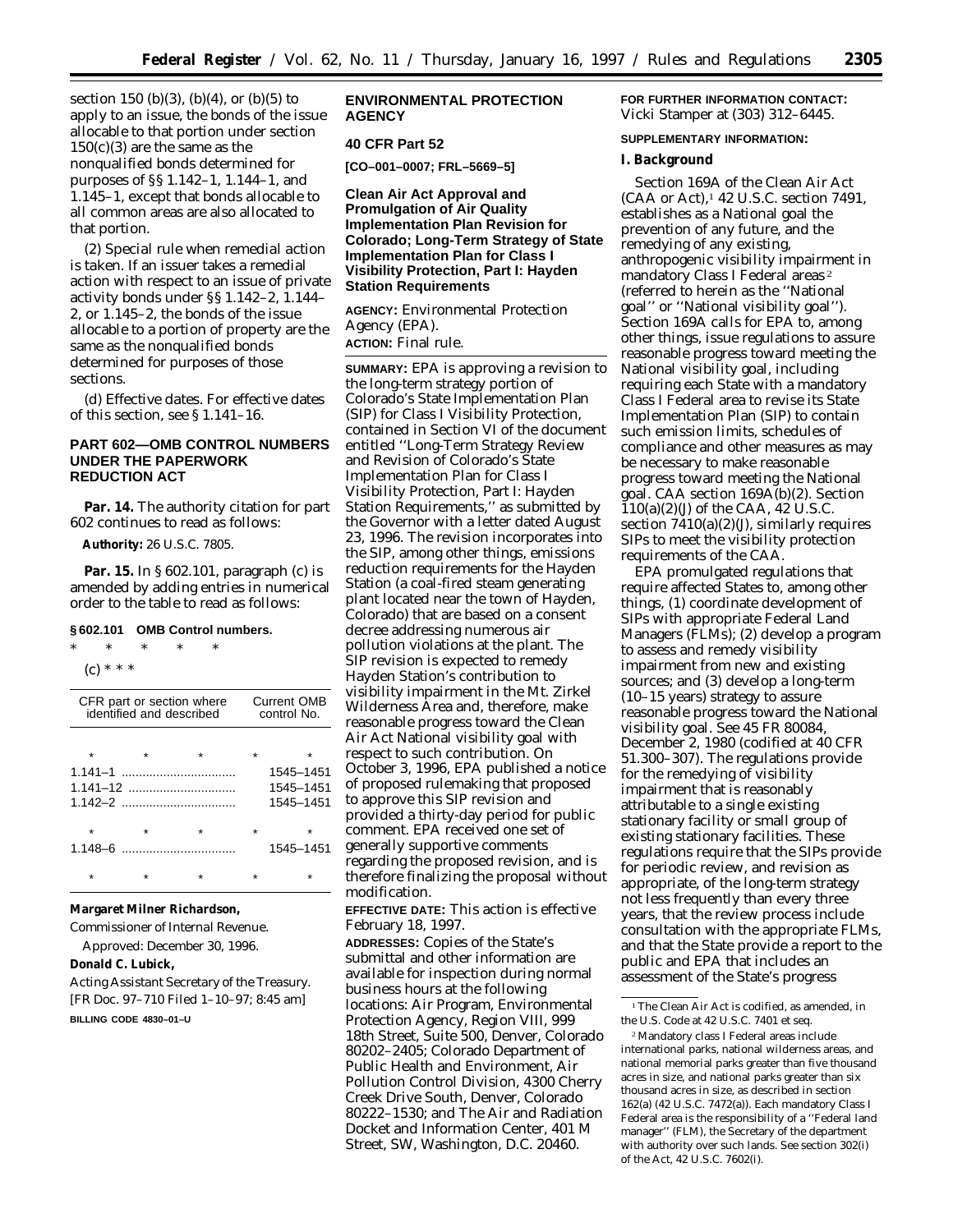section 150 (b)(3), (b)(4), or (b)(5) to apply to an issue, the bonds of the issue allocable to that portion under section 150(c)(3) are the same as the nonqualified bonds determined for purposes of §§ 1.142–1, 1.144–1, and 1.145–1, except that bonds allocable to all common areas are also allocated to that portion.

(2) *Special rule when remedial action is taken.* If an issuer takes a remedial action with respect to an issue of private activity bonds under §§ 1.142–2, 1.144–2, or 1.145–2, the bonds of the issue allocable to a portion of property are the same as the nonqualified bonds determined for purposes of those sections.

(d) *Effective dates.* For effective dates of this section, see § 1.141–16.

## PART 602—OMB CONTROL NUMBERS UNDER THE PAPERWORK REDUCTION ACT

**Par. 14.** The authority citation for part 602 continues to read as follows:

**Authority:** 26 U.S.C. 7805.

**Par. 15.** In § 602.101, paragraph (c) is amended by adding entries in numerical order to the table to read as follows:

**§ 602.101 OMB Control numbers.**

\* \* \* \* \*

(c) \* \* \*

| CFR part or section where identified and described | Current OMB control No. |
|---|---|
| \* \* \* | \* \* |
| 1.141–1 | 1545–1451 |
| 1.141–12 | 1545–1451 |
| 1.142–2 | 1545–1451 |
| \* \* \* | \* \* |
| 1.148–6 | 1545–1451 |
| \* \* \* | \* \* |

**Margaret Milner Richardson,**
*Commissioner of Internal Revenue.*

Approved: December 30, 1996.

**Donald C. Lubick,**
*Acting Assistant Secretary of the Treasury.*

[FR Doc. 97–710 Filed 1–10–97; 8:45 am]

**BILLING CODE 4830–01–U**

## ENVIRONMENTAL PROTECTION AGENCY

### 40 CFR Part 52

**[CO–001–0007; FRL–5669–5]**

### Clean Air Act Approval and Promulgation of Air Quality Implementation Plan Revision for Colorado; Long-Term Strategy of State Implementation Plan for Class I Visibility Protection, Part I: Hayden Station Requirements

**AGENCY:** Environmental Protection Agency (EPA).

**ACTION:** Final rule.

**SUMMARY:** EPA is approving a revision to the long-term strategy portion of Colorado's State Implementation Plan (SIP) for Class I Visibility Protection, contained in Section VI of the document entitled ''Long-Term Strategy Review and Revision of Colorado's State Implementation Plan for Class I Visibility Protection, Part I: Hayden Station Requirements,'' as submitted by the Governor with a letter dated August 23, 1996. The revision incorporates into the SIP, among other things, emissions reduction requirements for the Hayden Station (a coal-fired steam generating plant located near the town of Hayden, Colorado) that are based on a consent decree addressing numerous air pollution violations at the plant. The SIP revision is expected to remedy Hayden Station's contribution to visibility impairment in the Mt. Zirkel Wilderness Area and, therefore, make reasonable progress toward the Clean Air Act National visibility goal with respect to such contribution. On October 3, 1996, EPA published a notice of proposed rulemaking that proposed to approve this SIP revision and provided a thirty-day period for public comment. EPA received one set of generally supportive comments regarding the proposed revision, and is therefore finalizing the proposal without modification.

**EFFECTIVE DATE:** This action is effective February 18, 1997.

**ADDRESSES:** Copies of the State's submittal and other information are available for inspection during normal business hours at the following locations: Air Program, Environmental Protection Agency, Region VIII, 999 18th Street, Suite 500, Denver, Colorado 80202–2405; Colorado Department of Public Health and Environment, Air Pollution Control Division, 4300 Cherry Creek Drive South, Denver, Colorado 80222–1530; and The Air and Radiation Docket and Information Center, 401 M Street, SW, Washington, D.C. 20460.

**FOR FURTHER INFORMATION CONTACT:** Vicki Stamper at (303) 312–6445.

**SUPPLEMENTARY INFORMATION:**

#### I. Background

Section 169A of the Clean Air Act (CAA or Act),[1] 42 U.S.C. section 7491, establishes as a National goal the prevention of any future, and the remedying of any existing, anthropogenic visibility impairment in mandatory Class I Federal areas[2] (referred to herein as the ''National goal'' or ''National visibility goal''). Section 169A calls for EPA to, among other things, issue regulations to assure reasonable progress toward meeting the National visibility goal, including requiring each State with a mandatory Class I Federal area to revise its State Implementation Plan (SIP) to contain such emission limits, schedules of compliance and other measures as may be necessary to make reasonable progress toward meeting the National goal. CAA section 169A(b)(2). Section 110(a)(2)(J) of the CAA, 42 U.S.C. section 7410(a)(2)(J), similarly requires SIPs to meet the visibility protection requirements of the CAA.

EPA promulgated regulations that require affected States to, among other things, (1) coordinate development of SIPs with appropriate Federal Land Managers (FLMs); (2) develop a program to assess and remedy visibility impairment from new and existing sources; and (3) develop a long-term (10–15 years) strategy to assure reasonable progress toward the National visibility goal. See 45 FR 80084, December 2, 1980 (codified at 40 CFR 51.300–307). The regulations provide for the remedying of visibility impairment that is reasonably attributable to a single existing stationary facility or small group of existing stationary facilities. These regulations require that the SIPs provide for periodic review, and revision as appropriate, of the long-term strategy not less frequently than every three years, that the review process include consultation with the appropriate FLMs, and that the State provide a report to the public and EPA that includes an assessment of the State's progress

[1] The Clean Air Act is codified, as amended, in the U.S. Code at 42 U.S.C. 7401 et seq.

[2] Mandatory class I Federal areas include international parks, national wilderness areas, and national memorial parks greater than five thousand acres in size, and national parks greater than six thousand acres in size, as described in section 162(a) (42 U.S.C. 7472(a)). Each mandatory Class I Federal area is the responsibility of a ''Federal land manager'' (FLM), the Secretary of the department with authority over such lands. See section 302(i) of the Act, 42 U.S.C. 7602(i).